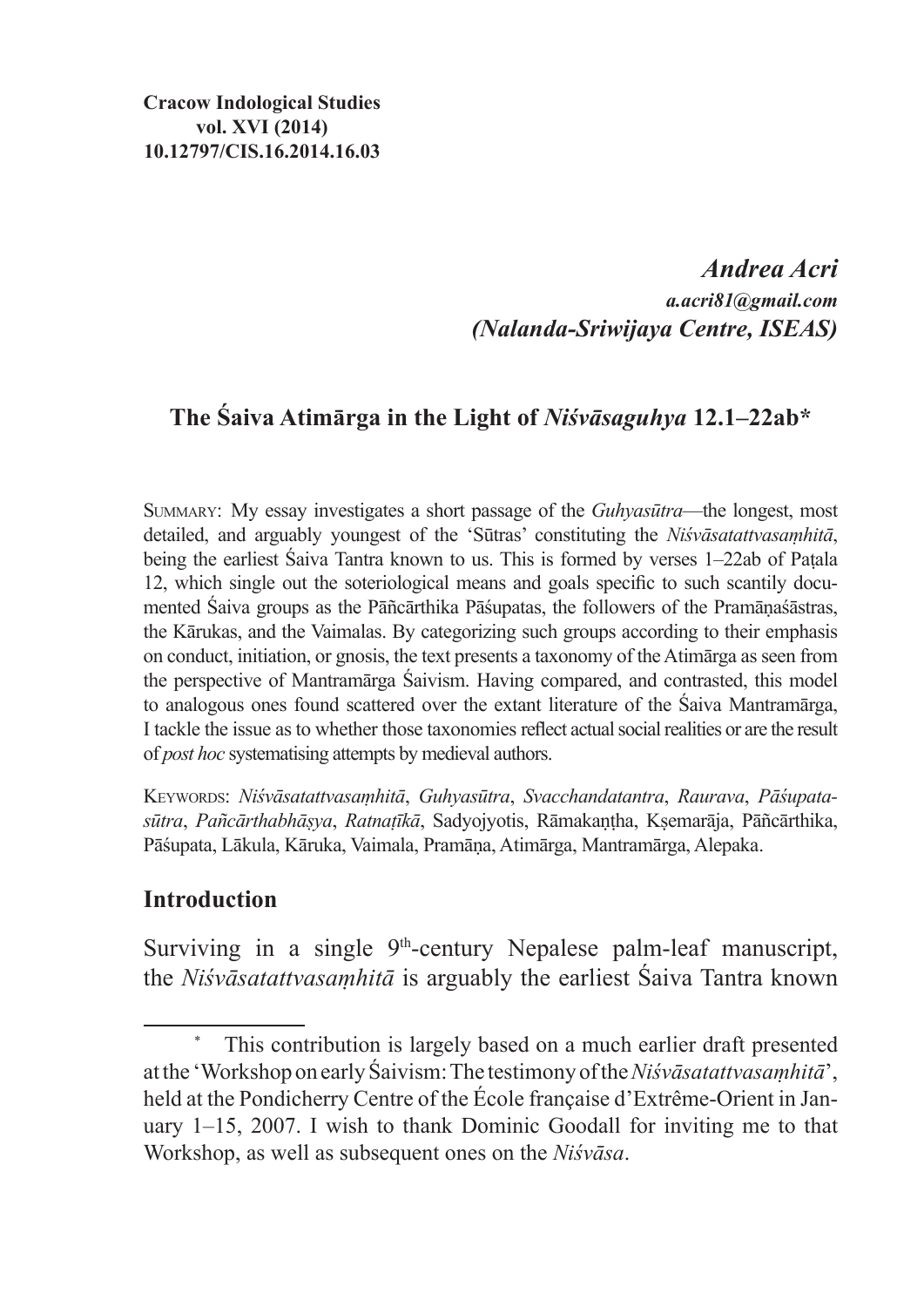**Cracow Indological Studies**
**vol. XVI (2014)**
**10.12797/CIS.16.2014.16.03**

***Andrea Acri***
***a.acri81@gmail.com***
***(Nalanda-Sriwijaya Centre, ISEAS)***

## The Śaiva Atimārga in the Light of *Niśvāsaguhya* 12.1–22ab*

SUMMARY: My essay investigates a short passage of the *Guhyasūtra*—the longest, most detailed, and arguably youngest of the 'Sūtras' constituting the *Niśvāsatattvasaṃhitā*, being the earliest Śaiva Tantra known to us. This is formed by verses 1–22ab of Paṭala 12, which single out the soteriological means and goals specific to such scantily documented Śaiva groups as the Pāñcārthika Pāśupatas, the followers of the Pramāṇaśāstras, the Kārukas, and the Vaimalas. By categorizing such groups according to their emphasis on conduct, initiation, or gnosis, the text presents a taxonomy of the Atimārga as seen from the perspective of Mantramārga Śaivism. Having compared, and contrasted, this model to analogous ones found scattered over the extant literature of the Śaiva Mantramārga, I tackle the issue as to whether those taxonomies reflect actual social realities or are the result of *post hoc* systematising attempts by medieval authors.

KEYWORDS: *Niśvāsatattvasaṃhitā*, *Guhyasūtra*, *Svacchandatantra*, *Raurava*, *Pāśupatasūtra*, *Pañcārthabhāṣya*, *Ratnaṭīkā*, Sadyojyotis, Rāmakaṇṭha, Kṣemarāja, Pāñcārthika, Pāśupata, Lākula, Kāruka, Vaimala, Pramāṇa, Atimārga, Mantramārga, Alepaka.

## Introduction

Surviving in a single 9th-century Nepalese palm-leaf manuscript, the *Niśvāsatattvasaṃhitā* is arguably the earliest Śaiva Tantra known

---

\* This contribution is largely based on a much earlier draft presented at the 'Workshop on early Śaivism: The testimony of the *Niśvāsatattvasaṃhitā*', held at the Pondicherry Centre of the École française d'Extrême-Orient in January 1–15, 2007. I wish to thank Dominic Goodall for inviting me to that Workshop, as well as subsequent ones on the *Niśvāsa*.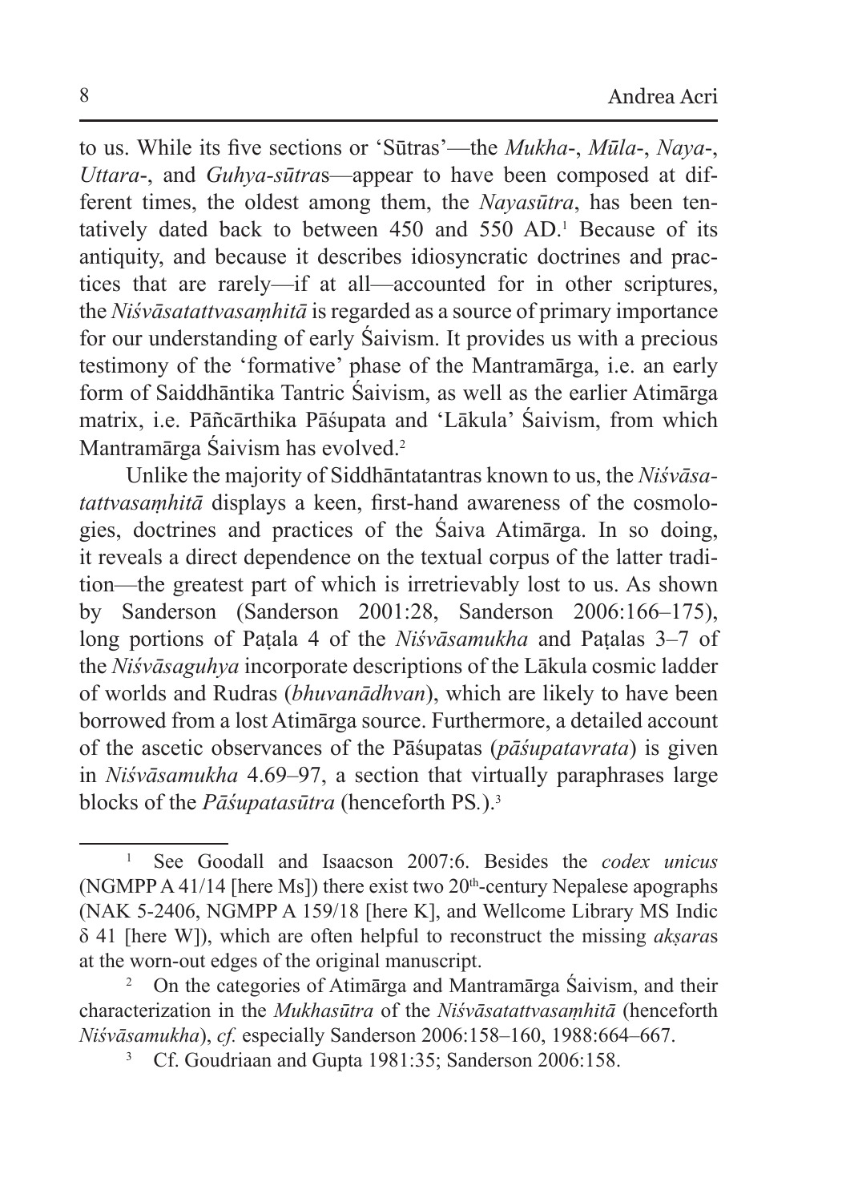to us. While its five sections or 'Sūtras'—the *Mukha*-, *Mūla*-, *Naya*-, *Uttara*-, and *Guhya-sūtra*s—appear to have been composed at different times, the oldest among them, the *Nayasūtra*, has been tentatively dated back to between 450 and 550 AD.[1] Because of its antiquity, and because it describes idiosyncratic doctrines and practices that are rarely—if at all—accounted for in other scriptures, the *Niśvāsatattvasaṃhitā* is regarded as a source of primary importance for our understanding of early Śaivism. It provides us with a precious testimony of the 'formative' phase of the Mantramārga, i.e. an early form of Saiddhāntika Tantric Śaivism, as well as the earlier Atimārga matrix, i.e. Pāñcārthika Pāśupata and 'Lākula' Śaivism, from which Mantramārga Śaivism has evolved.[2]

Unlike the majority of Siddhāntatantras known to us, the *Niśvāsatattvasaṃhitā* displays a keen, first-hand awareness of the cosmologies, doctrines and practices of the Śaiva Atimārga. In so doing, it reveals a direct dependence on the textual corpus of the latter tradition—the greatest part of which is irretrievably lost to us. As shown by Sanderson (Sanderson 2001:28, Sanderson 2006:166–175), long portions of Paṭala 4 of the *Niśvāsamukha* and Paṭalas 3–7 of the *Niśvāsaguhya* incorporate descriptions of the Lākula cosmic ladder of worlds and Rudras (*bhuvanādhvan*), which are likely to have been borrowed from a lost Atimārga source. Furthermore, a detailed account of the ascetic observances of the Pāśupatas (*pāśupatavrata*) is given in *Niśvāsamukha* 4.69–97, a section that virtually paraphrases large blocks of the *Pāśupatasūtra* (henceforth PS*.*).[3]

---

[1] See Goodall and Isaacson 2007:6. Besides the *codex unicus* (NGMPP A 41/14 [here Ms]) there exist two 20th-century Nepalese apographs (NAK 5-2406, NGMPP A 159/18 [here K], and Wellcome Library MS Indic δ 41 [here W]), which are often helpful to reconstruct the missing *akṣara*s at the worn-out edges of the original manuscript.

[2] On the categories of Atimārga and Mantramārga Śaivism, and their characterization in the *Mukhasūtra* of the *Niśvāsatattvasaṃhitā* (henceforth *Niśvāsamukha*), *cf.* especially Sanderson 2006:158–160, 1988:664–667.

[3] Cf. Goudriaan and Gupta 1981:35; Sanderson 2006:158.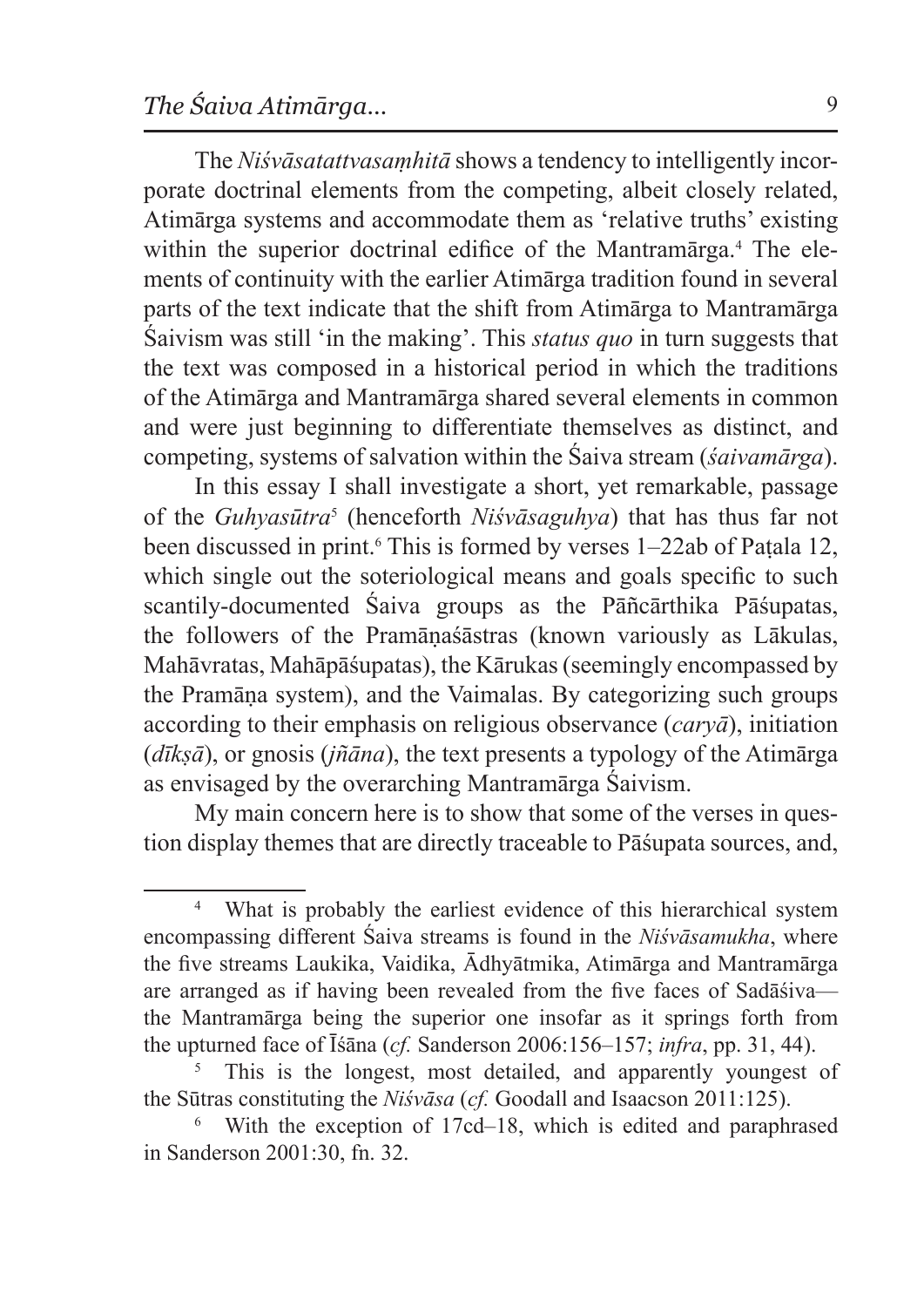The *Niśvāsatattvasaṃhitā* shows a tendency to intelligently incorporate doctrinal elements from the competing, albeit closely related, Atimārga systems and accommodate them as 'relative truths' existing within the superior doctrinal edifice of the Mantramārga.[4] The elements of continuity with the earlier Atimārga tradition found in several parts of the text indicate that the shift from Atimārga to Mantramārga Śaivism was still 'in the making'. This *status quo* in turn suggests that the text was composed in a historical period in which the traditions of the Atimārga and Mantramārga shared several elements in common and were just beginning to differentiate themselves as distinct, and competing, systems of salvation within the Śaiva stream (*śaivamārga*).

In this essay I shall investigate a short, yet remarkable, passage of the *Guhyasūtra*[5] (henceforth *Niśvāsaguhya*) that has thus far not been discussed in print.[6] This is formed by verses 1–22ab of Paṭala 12, which single out the soteriological means and goals specific to such scantily-documented Śaiva groups as the Pāñcārthika Pāśupatas, the followers of the Pramāṇaśāstras (known variously as Lākulas, Mahāvratas, Mahāpāśupatas), the Kārukas (seemingly encompassed by the Pramāṇa system), and the Vaimalas. By categorizing such groups according to their emphasis on religious observance (*caryā*), initiation (*dīkṣā*), or gnosis (*jñāna*), the text presents a typology of the Atimārga as envisaged by the overarching Mantramārga Śaivism.

My main concern here is to show that some of the verses in question display themes that are directly traceable to Pāśupata sources, and,

---

[4] What is probably the earliest evidence of this hierarchical system encompassing different Śaiva streams is found in the *Niśvāsamukha*, where the five streams Laukika, Vaidika, Ādhyātmika, Atimārga and Mantramārga are arranged as if having been revealed from the five faces of Sadāśiva—the Mantramārga being the superior one insofar as it springs forth from the upturned face of Īśāna (*cf.* Sanderson 2006:156–157; *infra*, pp. 31, 44).

[5] This is the longest, most detailed, and apparently youngest of the Sūtras constituting the *Niśvāsa* (*cf.* Goodall and Isaacson 2011:125).

[6] With the exception of 17cd–18, which is edited and paraphrased in Sanderson 2001:30, fn. 32.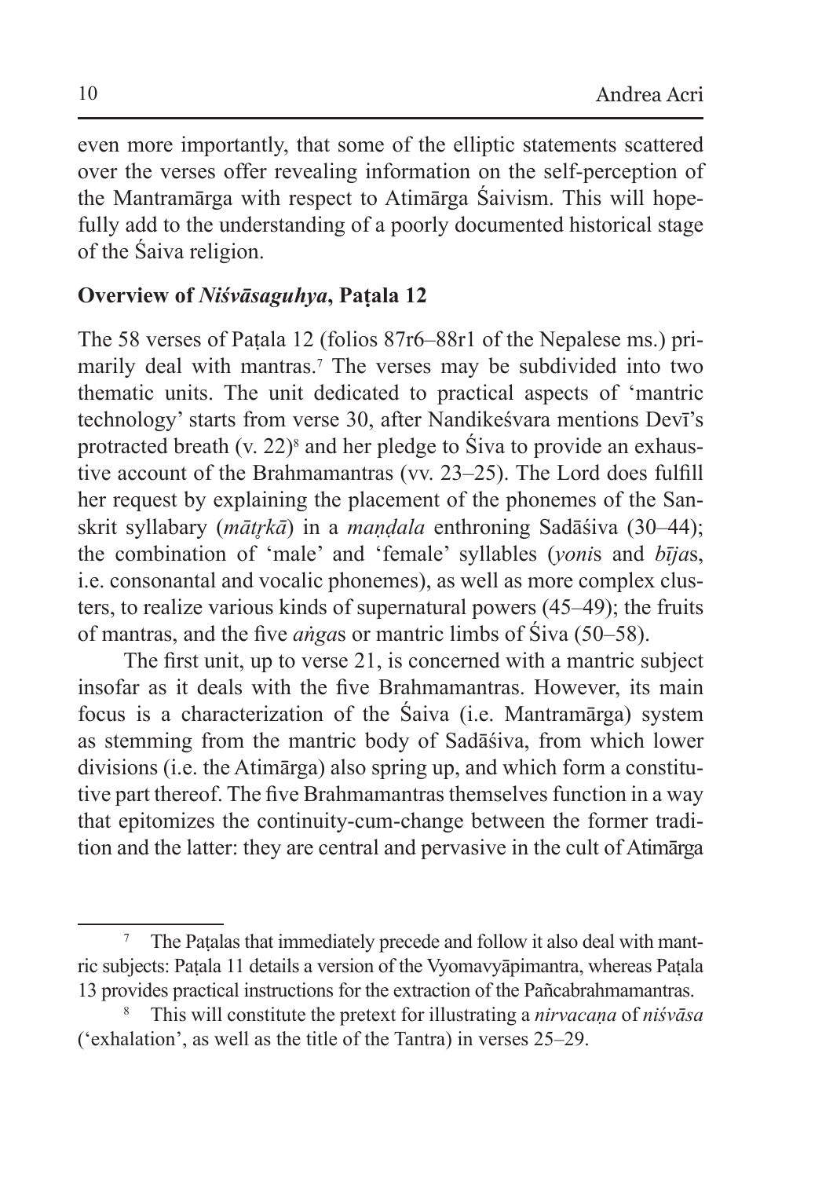even more importantly, that some of the elliptic statements scattered over the verses offer revealing information on the self-perception of the Mantramārga with respect to Atimārga Śaivism. This will hopefully add to the understanding of a poorly documented historical stage of the Śaiva religion.

## Overview of *Niśvāsaguhya*, Paṭala 12

The 58 verses of Paṭala 12 (folios 87r6–88r1 of the Nepalese ms.) primarily deal with mantras.[7] The verses may be subdivided into two thematic units. The unit dedicated to practical aspects of 'mantric technology' starts from verse 30, after Nandikeśvara mentions Devī's protracted breath (v. 22)[8] and her pledge to Śiva to provide an exhaustive account of the Brahmamantras (vv. 23–25). The Lord does fulfill her request by explaining the placement of the phonemes of the Sanskrit syllabary (*mātṛkā*) in a *maṇḍala* enthroning Sadāśiva (30–44); the combination of 'male' and 'female' syllables (*yoni*s and *bīja*s, i.e. consonantal and vocalic phonemes), as well as more complex clusters, to realize various kinds of supernatural powers (45–49); the fruits of mantras, and the five *aṅga*s or mantric limbs of Śiva (50–58).

The first unit, up to verse 21, is concerned with a mantric subject insofar as it deals with the five Brahmamantras. However, its main focus is a characterization of the Śaiva (i.e. Mantramārga) system as stemming from the mantric body of Sadāśiva, from which lower divisions (i.e. the Atimārga) also spring up, and which form a constitutive part thereof. The five Brahmamantras themselves function in a way that epitomizes the continuity-cum-change between the former tradition and the latter: they are central and pervasive in the cult of Atimārga

---

[7] The Paṭalas that immediately precede and follow it also deal with mantric subjects: Paṭala 11 details a version of the Vyomavyāpimantra, whereas Paṭala 13 provides practical instructions for the extraction of the Pañcabrahmamantras.

[8] This will constitute the pretext for illustrating a *nirvacaṇa* of *niśvāsa* ('exhalation', as well as the title of the Tantra) in verses 25–29.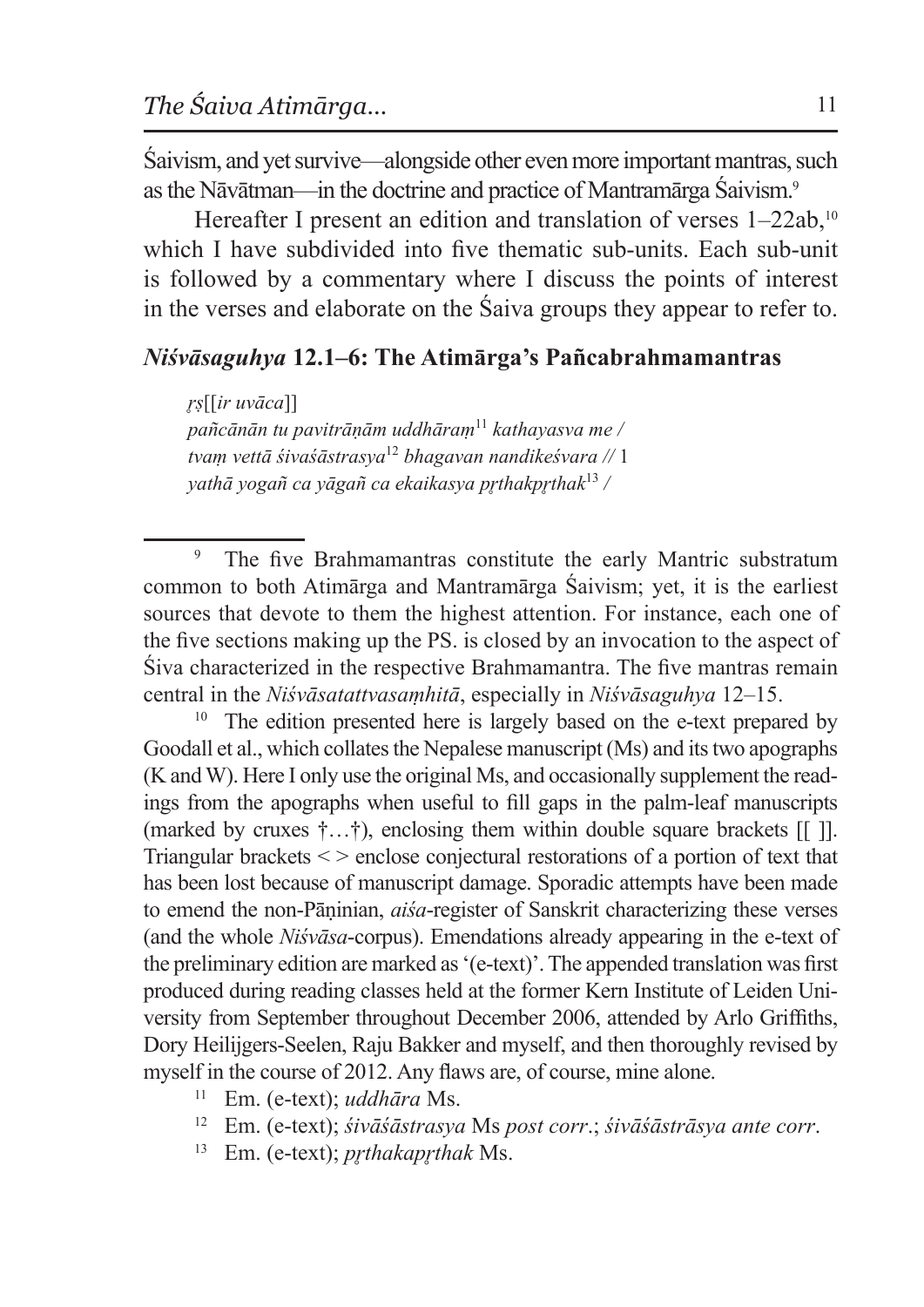Śaivism, and yet survive—alongside other even more important mantras, such as the Nāvātman—in the doctrine and practice of Mantramārga Śaivism.[9]

Hereafter I present an edition and translation of verses 1–22ab,[10] which I have subdivided into five thematic sub-units. Each sub-unit is followed by a commentary where I discuss the points of interest in the verses and elaborate on the Śaiva groups they appear to refer to.

### *Niśvāsaguhya* 12.1–6: The Atimārga's Pañcabrahmamantras

*ṛṣ*[[*ir uvāca*]]
*pañcānān tu pavitrāṇām uddhāraṃ*[11] *kathayasva me /*
*tvaṃ vettā śivaśāstrasya*[12] *bhagavan nandikeśvara //* 1
*yathā yogañ ca yāgañ ca ekaikasya pṛthakpṛthak*[13] */*

---

[9] The five Brahmamantras constitute the early Mantric substratum common to both Atimārga and Mantramārga Śaivism; yet, it is the earliest sources that devote to them the highest attention. For instance, each one of the five sections making up the PS. is closed by an invocation to the aspect of Śiva characterized in the respective Brahmamantra. The five mantras remain central in the *Niśvāsatattvasaṃhitā*, especially in *Niśvāsaguhya* 12–15.

[10] The edition presented here is largely based on the e-text prepared by Goodall et al., which collates the Nepalese manuscript (Ms) and its two apographs (K and W). Here I only use the original Ms, and occasionally supplement the readings from the apographs when useful to fill gaps in the palm-leaf manuscripts (marked by cruxes †…†), enclosing them within double square brackets [[ ]]. Triangular brackets < > enclose conjectural restorations of a portion of text that has been lost because of manuscript damage. Sporadic attempts have been made to emend the non-Pāṇinian, *aiśa*-register of Sanskrit characterizing these verses (and the whole *Niśvāsa*-corpus). Emendations already appearing in the e-text of the preliminary edition are marked as '(e-text)'. The appended translation was first produced during reading classes held at the former Kern Institute of Leiden University from September throughout December 2006, attended by Arlo Griffiths, Dory Heilijgers-Seelen, Raju Bakker and myself, and then thoroughly revised by myself in the course of 2012. Any flaws are, of course, mine alone.

[11] Em. (e-text); *uddhāra* Ms.

[12] Em. (e-text); *śivāśāstrasya* Ms *post corr*.; *śivāśāstrāsya ante corr*.

[13] Em. (e-text); *pṛthakapṛthak* Ms.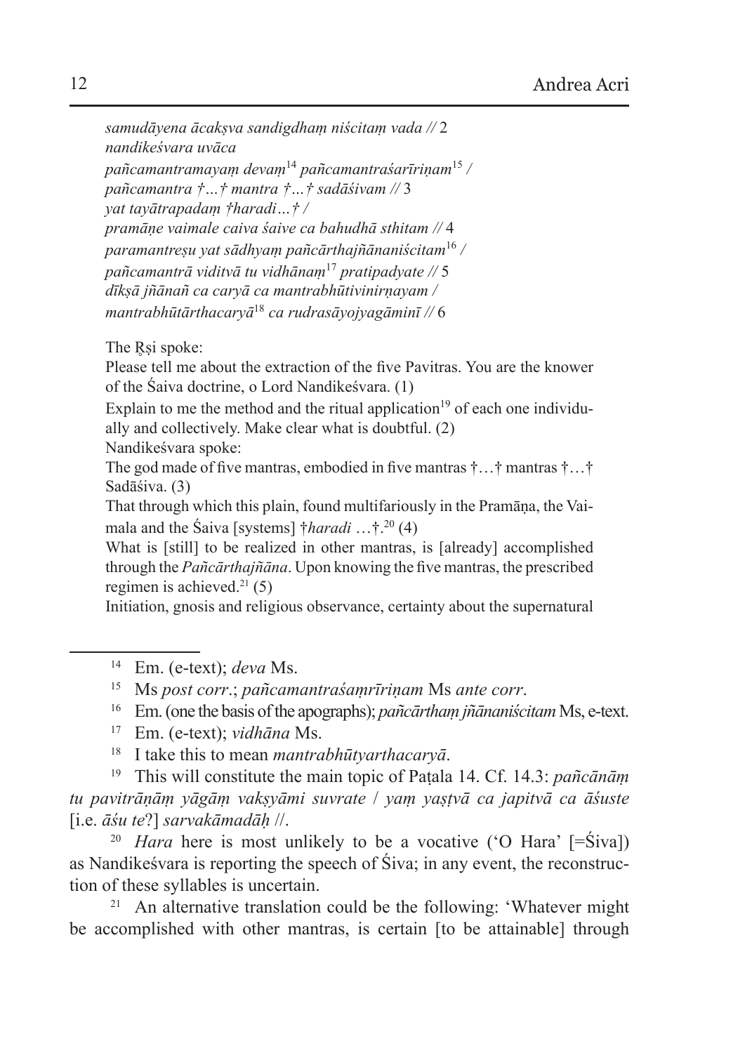*samudāyena ācakṣva sandigdhaṃ niścitaṃ vada //* 2
*nandikeśvara uvāca*
*pañcamantramayaṃ devaṃ*[14] *pañcamantraśarīriṇam*[15] */*
*pañcamantra †…† mantra †…† sadāśivam //* 3
*yat tayātrapadaṃ †haradi…† /*
*pramāṇe vaimale caiva śaive ca bahudhā sthitam //* 4
*paramantreṣu yat sādhyaṃ pañcārthajñānaniścitam*[16] */*
*pañcamantrā viditvā tu vidhānaṃ*[17] *pratipadyate //* 5
*dīkṣā jñānañ ca caryā ca mantrabhūtivinirṇayam /*
*mantrabhūtārthacaryā*[18] *ca rudrasāyojyagāminī //* 6

The Ṛṣi spoke:
Please tell me about the extraction of the five Pavitras. You are the knower of the Śaiva doctrine, o Lord Nandikeśvara. (1)
Explain to me the method and the ritual application[19] of each one individually and collectively. Make clear what is doubtful. (2)
Nandikeśvara spoke:
The god made of five mantras, embodied in five mantras †…† mantras †…† Sadāśiva. (3)
That through which this plain, found multifariously in the Pramāṇa, the Vaimala and the Śaiva [systems] †*haradi* …†.[20] (4)
What is [still] to be realized in other mantras, is [already] accomplished through the *Pañcārthajñāna*. Upon knowing the five mantras, the prescribed regimen is achieved.[21] (5)
Initiation, gnosis and religious observance, certainty about the supernatural

---

[14] Em. (e-text); *deva* Ms.

[15] Ms *post corr*.; *pañcamantraśaṃrīriṇam* Ms *ante corr*.

[16] Em. (one the basis of the apographs); *pañcārthaṃ jñānaniścitam* Ms, e-text.

[17] Em. (e-text); *vidhāna* Ms.

[18] I take this to mean *mantrabhūtyarthacaryā*.

[19] This will constitute the main topic of Paṭala 14. Cf. 14.3: *pañcānāṃ tu pavitrāṇāṃ yāgāṃ vakṣyāmi suvrate / yaṃ yaṣṭvā ca japitvā ca āśuste* [i.e. *āśu te*?] *sarvakāmadāḥ* //.

[20] *Hara* here is most unlikely to be a vocative ('O Hara' [=Śiva]) as Nandikeśvara is reporting the speech of Śiva; in any event, the reconstruction of these syllables is uncertain.

[21] An alternative translation could be the following: 'Whatever might be accomplished with other mantras, is certain [to be attainable] through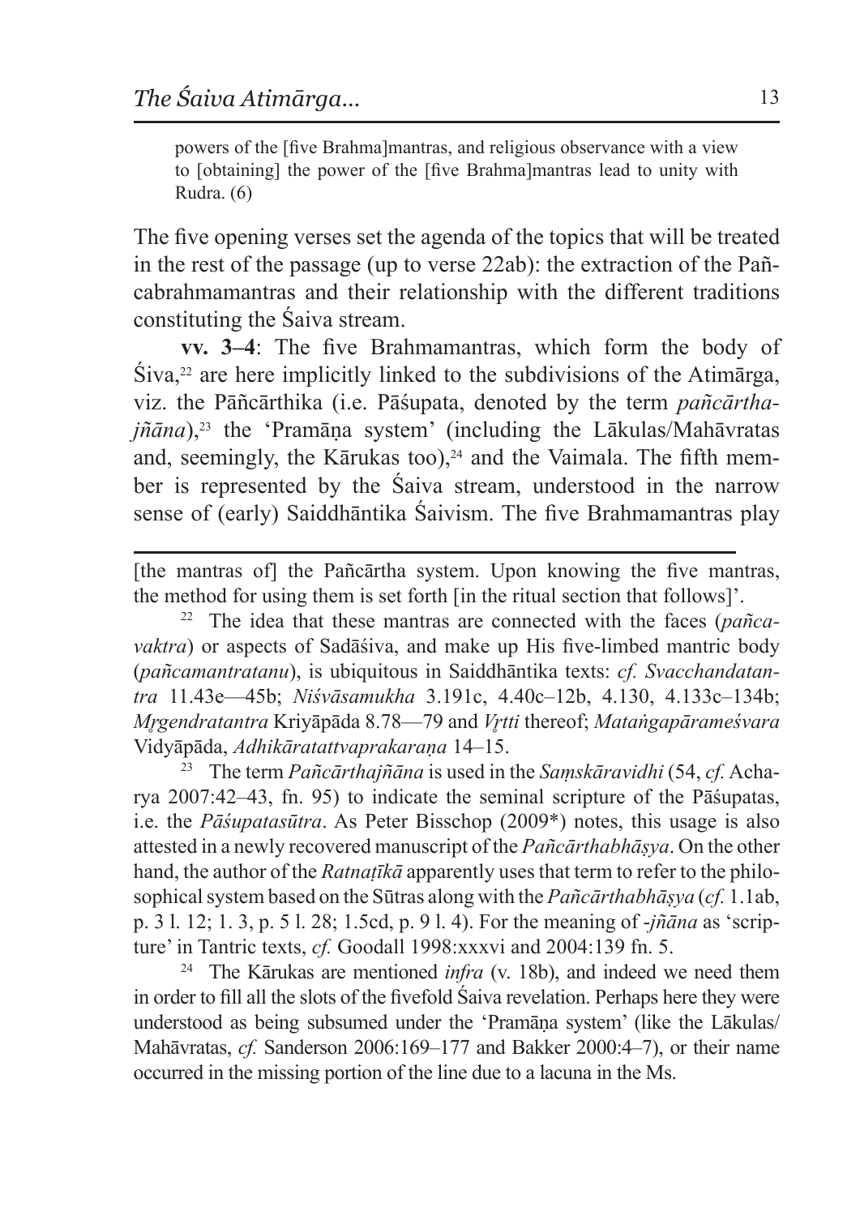powers of the [five Brahma]mantras, and religious observance with a view to [obtaining] the power of the [five Brahma]mantras lead to unity with Rudra. (6)

The five opening verses set the agenda of the topics that will be treated in the rest of the passage (up to verse 22ab): the extraction of the Pañcabrahmamantras and their relationship with the different traditions constituting the Śaiva stream.

**vv. 3–4**: The five Brahmamantras, which form the body of Śiva,[22] are here implicitly linked to the subdivisions of the Atimārga, viz. the Pāñcārthika (i.e. Pāśupata, denoted by the term *pañcārthajñāna*),[23] the 'Pramāṇa system' (including the Lākulas/Mahāvratas and, seemingly, the Kārukas too),[24] and the Vaimala. The fifth member is represented by the Śaiva stream, understood in the narrow sense of (early) Saiddhāntika Śaivism. The five Brahmamantras play

---

[the mantras of] the Pañcārtha system. Upon knowing the five mantras, the method for using them is set forth [in the ritual section that follows]'.

[22] The idea that these mantras are connected with the faces (*pañcavaktra*) or aspects of Sadāśiva, and make up His five-limbed mantric body (*pañcamantratanu*), is ubiquitous in Saiddhāntika texts: *cf.* *Svacchandatantra* 11.43e—45b; *Niśvāsamukha* 3.191c, 4.40c–12b, 4.130, 4.133c–134b; *Mṛgendratantra* Kriyāpāda 8.78—79 and *Vṛtti* thereof; *Mataṅgapārameśvara* Vidyāpāda, *Adhikāratattvaprakaraṇa* 14–15.

[23] The term *Pañcārthajñāna* is used in the *Saṃskāravidhi* (54, *cf.* Acharya 2007:42–43, fn. 95) to indicate the seminal scripture of the Pāśupatas, i.e. the *Pāśupatasūtra*. As Peter Bisschop (2009*) notes, this usage is also attested in a newly recovered manuscript of the *Pañcārthabhāṣya*. On the other hand, the author of the *Ratnaṭīkā* apparently uses that term to refer to the philosophical system based on the Sūtras along with the *Pañcārthabhāṣya* (*cf.* 1.1ab, p. 3 l. 12; 1. 3, p. 5 l. 28; 1.5cd, p. 9 l. 4). For the meaning of -*jñāna* as 'scripture' in Tantric texts, *cf.* Goodall 1998:xxxvi and 2004:139 fn. 5.

[24] The Kārukas are mentioned *infra* (v. 18b), and indeed we need them in order to fill all the slots of the fivefold Śaiva revelation. Perhaps here they were understood as being subsumed under the 'Pramāṇa system' (like the Lākulas/Mahāvratas, *cf.* Sanderson 2006:169–177 and Bakker 2000:4–7), or their name occurred in the missing portion of the line due to a lacuna in the Ms.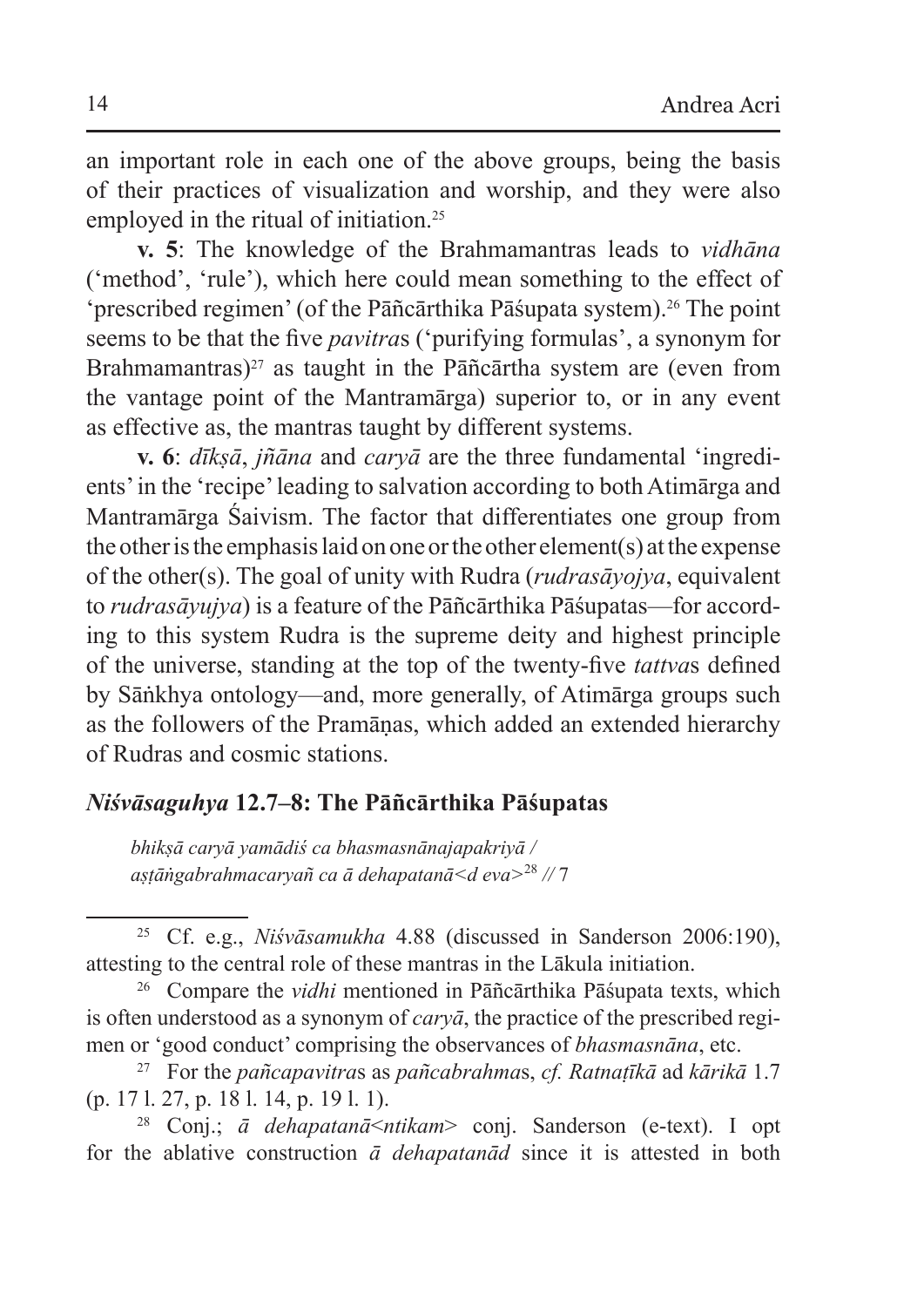an important role in each one of the above groups, being the basis of their practices of visualization and worship, and they were also employed in the ritual of initiation.[25]

**v. 5**: The knowledge of the Brahmamantras leads to *vidhāna* ('method', 'rule'), which here could mean something to the effect of 'prescribed regimen' (of the Pāñcārthika Pāśupata system).[26] The point seems to be that the five *pavitra*s ('purifying formulas', a synonym for Brahmamantras)[27] as taught in the Pāñcārtha system are (even from the vantage point of the Mantramārga) superior to, or in any event as effective as, the mantras taught by different systems.

**v. 6**: *dīkṣā*, *jñāna* and *caryā* are the three fundamental 'ingredients' in the 'recipe' leading to salvation according to both Atimārga and Mantramārga Śaivism. The factor that differentiates one group from the other is the emphasis laid on one or the other element(s) at the expense of the other(s). The goal of unity with Rudra (*rudrasāyojya*, equivalent to *rudrasāyujya*) is a feature of the Pāñcārthika Pāśupatas—for according to this system Rudra is the supreme deity and highest principle of the universe, standing at the top of the twenty-five *tattva*s defined by Sāṅkhya ontology—and, more generally, of Atimārga groups such as the followers of the Pramāṇas, which added an extended hierarchy of Rudras and cosmic stations.

## *Niśvāsaguhya* 12.7–8: The Pāñcārthika Pāśupatas

*bhikṣā caryā yamādiś ca bhasmasnānajapakriyā /*
*aṣṭāṅgabrahmacaryañ ca ā dehapatanā<d eva>*[28] // 7

---

[25] Cf. e.g., *Niśvāsamukha* 4.88 (discussed in Sanderson 2006:190), attesting to the central role of these mantras in the Lākula initiation.

[26] Compare the *vidhi* mentioned in Pāñcārthika Pāśupata texts, which is often understood as a synonym of *caryā*, the practice of the prescribed regimen or 'good conduct' comprising the observances of *bhasmasnāna*, etc.

[27] For the *pañcapavitra*s as *pañcabrahma*s, *cf. Ratnaṭīkā* ad *kārikā* 1.7 (p. 17 l. 27, p. 18 l. 14, p. 19 l. 1).

[28] Conj.; *ā dehapatanā<ntikam>* conj. Sanderson (e-text). I opt for the ablative construction *ā dehapatanād* since it is attested in both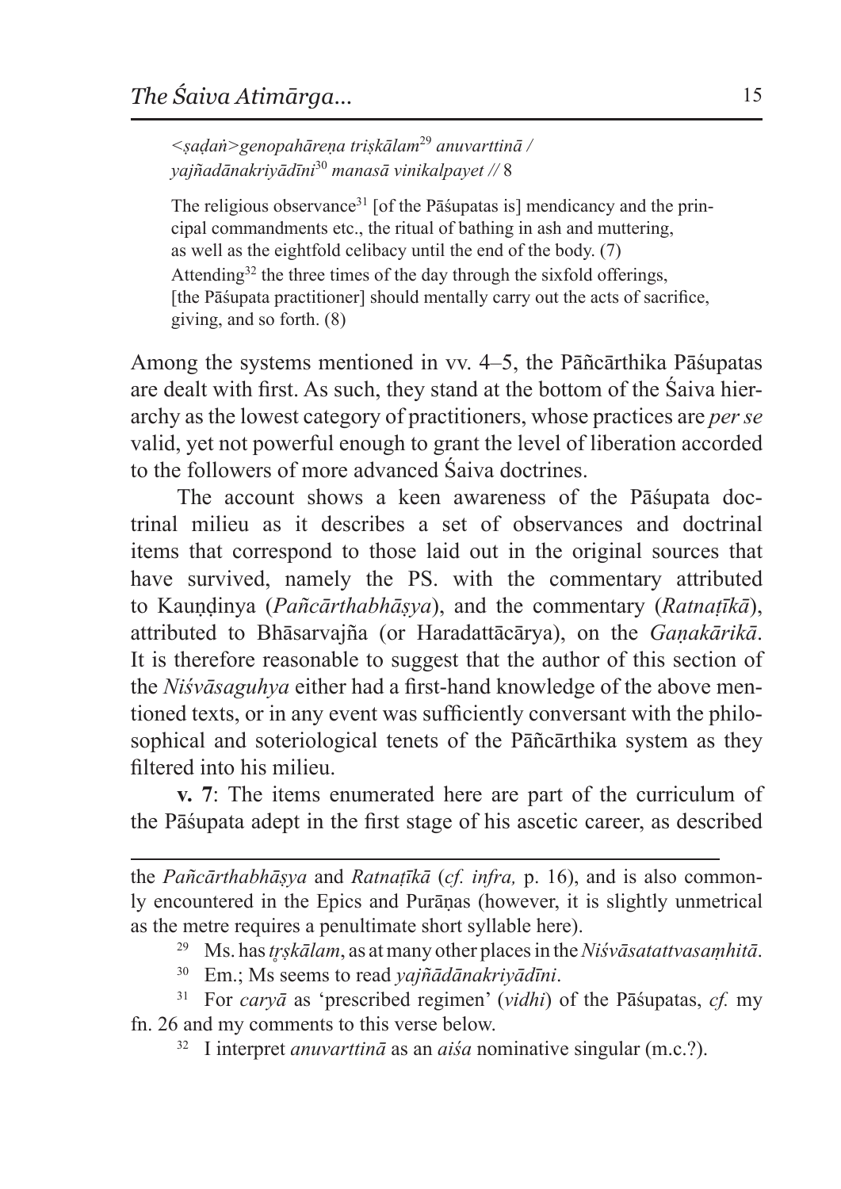*<ṣaḍaṅ>genopahāreṇa triṣkālam*[29] *anuvarttinā /*
*yajñadānakriyādīni*[30] *manasā vinikalpayet //* 8

> The religious observance[31] [of the Pāśupatas is] mendicancy and the principal commandments etc., the ritual of bathing in ash and muttering, as well as the eightfold celibacy until the end of the body. (7)
> Attending[32] the three times of the day through the sixfold offerings, [the Pāśupata practitioner] should mentally carry out the acts of sacrifice, giving, and so forth. (8)

Among the systems mentioned in vv. 4–5, the Pāñcārthika Pāśupatas are dealt with first. As such, they stand at the bottom of the Śaiva hierarchy as the lowest category of practitioners, whose practices are *per se* valid, yet not powerful enough to grant the level of liberation accorded to the followers of more advanced Śaiva doctrines.

The account shows a keen awareness of the Pāśupata doctrinal milieu as it describes a set of observances and doctrinal items that correspond to those laid out in the original sources that have survived, namely the PS. with the commentary attributed to Kauṇḍinya (*Pañcārthabhāṣya*), and the commentary (*Ratnaṭīkā*), attributed to Bhāsarvajña (or Haradattācārya), on the *Gaṇakārikā*. It is therefore reasonable to suggest that the author of this section of the *Niśvāsaguhya* either had a first-hand knowledge of the above mentioned texts, or in any event was sufficiently conversant with the philosophical and soteriological tenets of the Pāñcārthika system as they filtered into his milieu.

**v. 7**: The items enumerated here are part of the curriculum of the Pāśupata adept in the first stage of his ascetic career, as described

---

the *Pañcārthabhāṣya* and *Ratnaṭīkā* (*cf. infra,* p. 16), and is also commonly encountered in the Epics and Purāṇas (however, it is slightly unmetrical as the metre requires a penultimate short syllable here).

[29] Ms. has *tr̥ṣkālam*, as at many other places in the *Niśvāsatattvasaṃhitā*.

[30] Em.; Ms seems to read *yajñādānakriyādīni*.

[31] For *caryā* as 'prescribed regimen' (*vidhi*) of the Pāśupatas, *cf.* my fn. 26 and my comments to this verse below.

[32] I interpret *anuvarttinā* as an *aiśa* nominative singular (m.c.?).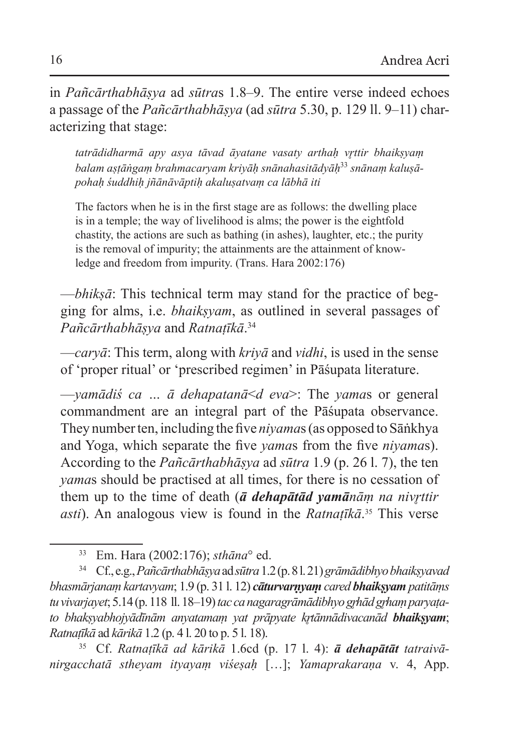in *Pañcārthabhāṣya* ad *sūtra*s 1.8–9. The entire verse indeed echoes a passage of the *Pañcārthabhāṣya* (ad *sūtra* 5.30, p. 129 ll. 9–11) characterizing that stage:

> *tatrādidharmā apy asya tāvad āyatane vasaty arthaḥ vṛttir bhaikṣyaṃ balam aṣṭāṅgaṃ brahmacaryam kriyāḥ snānahasitādyāḥ*[33] *snānaṃ kaluṣāpohaḥ śuddhiḥ jñānāvāptiḥ akaluṣatvaṃ ca lābhā iti*
>
> The factors when he is in the first stage are as follows: the dwelling place is in a temple; the way of livelihood is alms; the power is the eightfold chastity, the actions are such as bathing (in ashes), laughter, etc.; the purity is the removal of impurity; the attainments are the attainment of knowledge and freedom from impurity. (Trans. Hara 2002:176)

—*bhikṣā*: This technical term may stand for the practice of begging for alms, i.e. *bhaikṣyam*, as outlined in several passages of *Pañcārthabhāṣya* and *Ratnaṭīkā*.[34]

—*caryā*: This term, along with *kriyā* and *vidhi*, is used in the sense of 'proper ritual' or 'prescribed regimen' in Pāśupata literature.

—*yamādiś ca … ā dehapatanā<d eva>*: The *yama*s or general commandment are an integral part of the Pāśupata observance. They number ten, including the five *niyama*s (as opposed to Sāṅkhya and Yoga, which separate the five *yama*s from the five *niyama*s). According to the *Pañcārthabhāṣya* ad *sūtra* 1.9 (p. 26 l. 7), the ten *yama*s should be practised at all times, for there is no cessation of them up to the time of death (***ā dehapātād yamā****nāṃ na nivṛttir asti*). An analogous view is found in the *Ratnaṭīkā*.[35] This verse

---

[33] Em. Hara (2002:176); *sthāna°* ed.

[34] Cf., e.g., *Pañcārthabhāṣya* ad *sūtra* 1.2 (p. 8 l. 21) *grāmādibhyo bhaikṣyavad bhasmārjanaṃ kartavyam*; 1.9 (p. 31 l. 12) ***cāturvarṇyaṃ*** *cared* ***bhaikṣyam*** *patitāṃs tu vivarjayet*; 5.14 (p. 118 ll. 18–19) *tac ca nagaragrāmādibhyo gṛhād gṛhaṃ paryaṭato bhakṣyabhojyādīnām anyatamaṃ yat prāpyate kṛtānnādivacanād* ***bhaikṣyam***; *Ratnaṭīkā* ad *kārikā* 1.2 (p. 4 l. 20 to p. 5 l. 18).

[35] Cf. *Ratnaṭīkā ad kārikā* 1.6cd (p. 17 l. 4): ***ā dehapātāt*** *tatraivānirgacchatā stheyam ityayaṃ viśeṣaḥ* […]; *Yamaprakaraṇa* v. 4, App.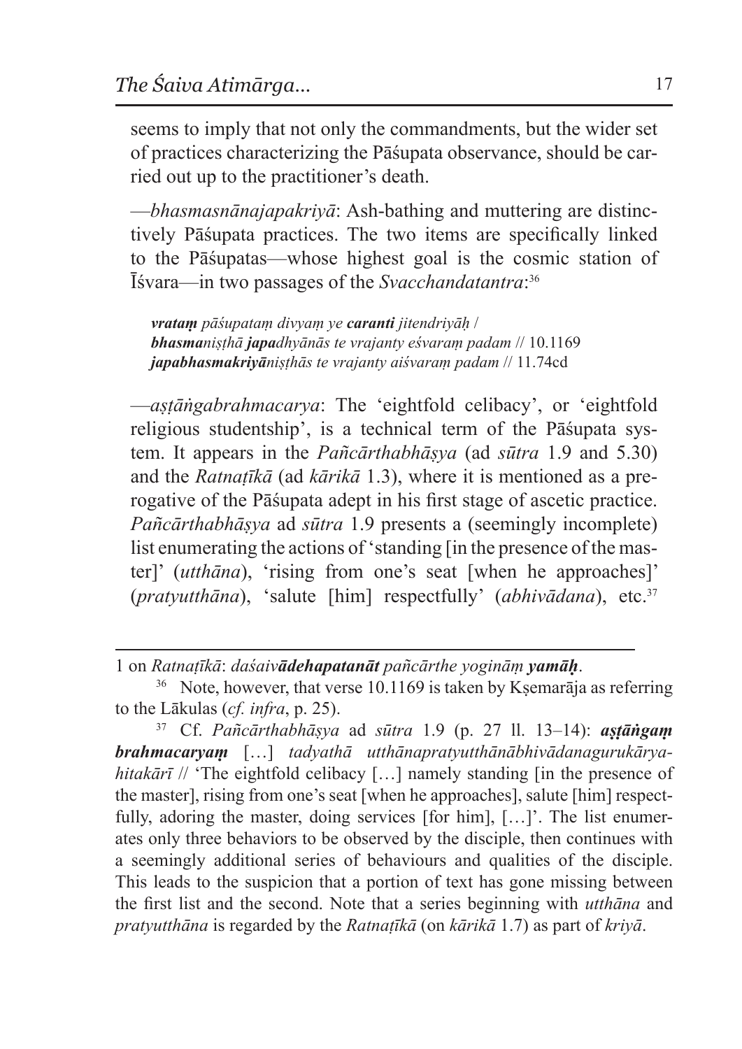seems to imply that not only the commandments, but the wider set of practices characterizing the Pāśupata observance, should be carried out up to the practitioner's death.

—*bhasmasnānajapakriyā*: Ash-bathing and muttering are distinctively Pāśupata practices. The two items are specifically linked to the Pāśupatas—whose highest goal is the cosmic station of Īśvara—in two passages of the *Svacchandatantra*:[36]

> ***vrataṃ** pāśupataṃ divyaṃ ye **caranti** jitendriyāḥ* /
> ***bhasma**niṣṭhā **japa**dhyānās te vrajanty eśvaraṃ padam* // 10.1169
> ***japabhasmakriyā**niṣṭhās te vrajanty aiśvaraṃ padam* // 11.74cd

—*aṣṭāṅgabrahmacarya*: The 'eightfold celibacy', or 'eightfold religious studentship', is a technical term of the Pāśupata system. It appears in the *Pañcārthabhāṣya* (ad *sūtra* 1.9 and 5.30) and the *Ratnaṭīkā* (ad *kārikā* 1.3), where it is mentioned as a prerogative of the Pāśupata adept in his first stage of ascetic practice. *Pañcārthabhāṣya* ad *sūtra* 1.9 presents a (seemingly incomplete) list enumerating the actions of 'standing [in the presence of the master]' (*utthāna*), 'rising from one's seat [when he approaches]' (*pratyutthāna*), 'salute [him] respectfully' (*abhivādana*), etc.[37]

---

1 on *Ratnaṭīkā*: *daśaiv**ādehapatanāt** pañcārthe yogināṃ **yamāḥ***.

[36] Note, however, that verse 10.1169 is taken by Kṣemarāja as referring to the Lākulas (*cf. infra*, p. 25).

[37] Cf. *Pañcārthabhāṣya* ad *sūtra* 1.9 (p. 27 ll. 13–14): ***aṣṭāṅgaṃ brahmacaryaṃ*** […] *tadyathā utthānapratyutthānābhivādanagurukāryahitakārī* // 'The eightfold celibacy […] namely standing [in the presence of the master], rising from one's seat [when he approaches], salute [him] respectfully, adoring the master, doing services [for him], […]'. The list enumerates only three behaviors to be observed by the disciple, then continues with a seemingly additional series of behaviours and qualities of the disciple. This leads to the suspicion that a portion of text has gone missing between the first list and the second. Note that a series beginning with *utthāna* and *pratyutthāna* is regarded by the *Ratnaṭīkā* (on *kārikā* 1.7) as part of *kriyā*.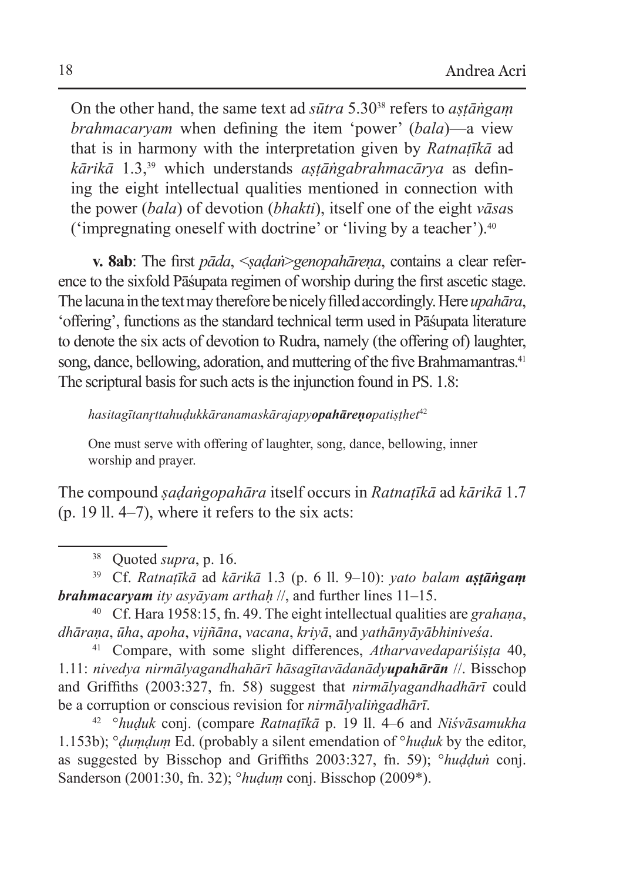On the other hand, the same text ad *sūtra* 5.30[38] refers to *aṣṭāṅgaṃ brahmacaryam* when defining the item 'power' (*bala*)—a view that is in harmony with the interpretation given by *Ratnaṭīkā* ad *kārikā* 1.3,[39] which understands *aṣṭāṅgabrahmacārya* as defining the eight intellectual qualities mentioned in connection with the power (*bala*) of devotion (*bhakti*), itself one of the eight *vāsa*s ('impregnating oneself with doctrine' or 'living by a teacher').[40]

**v. 8ab**: The first *pāda*, *<ṣaḍaṅ>genopahāreṇa*, contains a clear reference to the sixfold Pāśupata regimen of worship during the first ascetic stage. The lacuna in the text may therefore be nicely filled accordingly. Here *upahāra*, 'offering', functions as the standard technical term used in Pāśupata literature to denote the six acts of devotion to Rudra, namely (the offering of) laughter, song, dance, bellowing, adoration, and muttering of the five Brahmamantras.[41] The scriptural basis for such acts is the injunction found in PS. 1.8:

> *hasitagītanṛttahuḍukkāranamaskārajapy**opahāreṇo**patiṣṭhet*[42]
>
> One must serve with offering of laughter, song, dance, bellowing, inner worship and prayer.

The compound *ṣaḍaṅgopahāra* itself occurs in *Ratnaṭīkā* ad *kārikā* 1.7 (p. 19 ll. 4–7), where it refers to the six acts:

---

[38] Quoted *supra*, p. 16.

[39] Cf. *Ratnaṭīkā* ad *kārikā* 1.3 (p. 6 ll. 9–10): *yato balam **aṣṭāṅgaṃ brahmacaryam** ity asyāyam arthaḥ* //, and further lines 11–15.

[40] Cf. Hara 1958:15, fn. 49. The eight intellectual qualities are *grahaṇa*, *dhāraṇa*, *ūha*, *apoha*, *vijñāna*, *vacana*, *kriyā*, and *yathānyāyābhiniveśa*.

[41] Compare, with some slight differences, *Atharvavedapariśiṣṭa* 40, 1.11: *nivedya nirmālyagandhahārī hāsagītavādanādy**upahārān*** //. Bisschop and Griffiths (2003:327, fn. 58) suggest that *nirmālyagandhadhārī* could be a corruption or conscious revision for *nirmālyaliṅgadhārī*.

[42] °*huḍuk* conj. (compare *Ratnaṭīkā* p. 19 ll. 4–6 and *Niśvāsamukha* 1.153b); °*ḍuṃḍuṃ* Ed. (probably a silent emendation of °*huḍuk* by the editor, as suggested by Bisschop and Griffiths 2003:327, fn. 59); °*huḍḍuṅ* conj. Sanderson (2001:30, fn. 32); °*huḍuṃ* conj. Bisschop (2009*).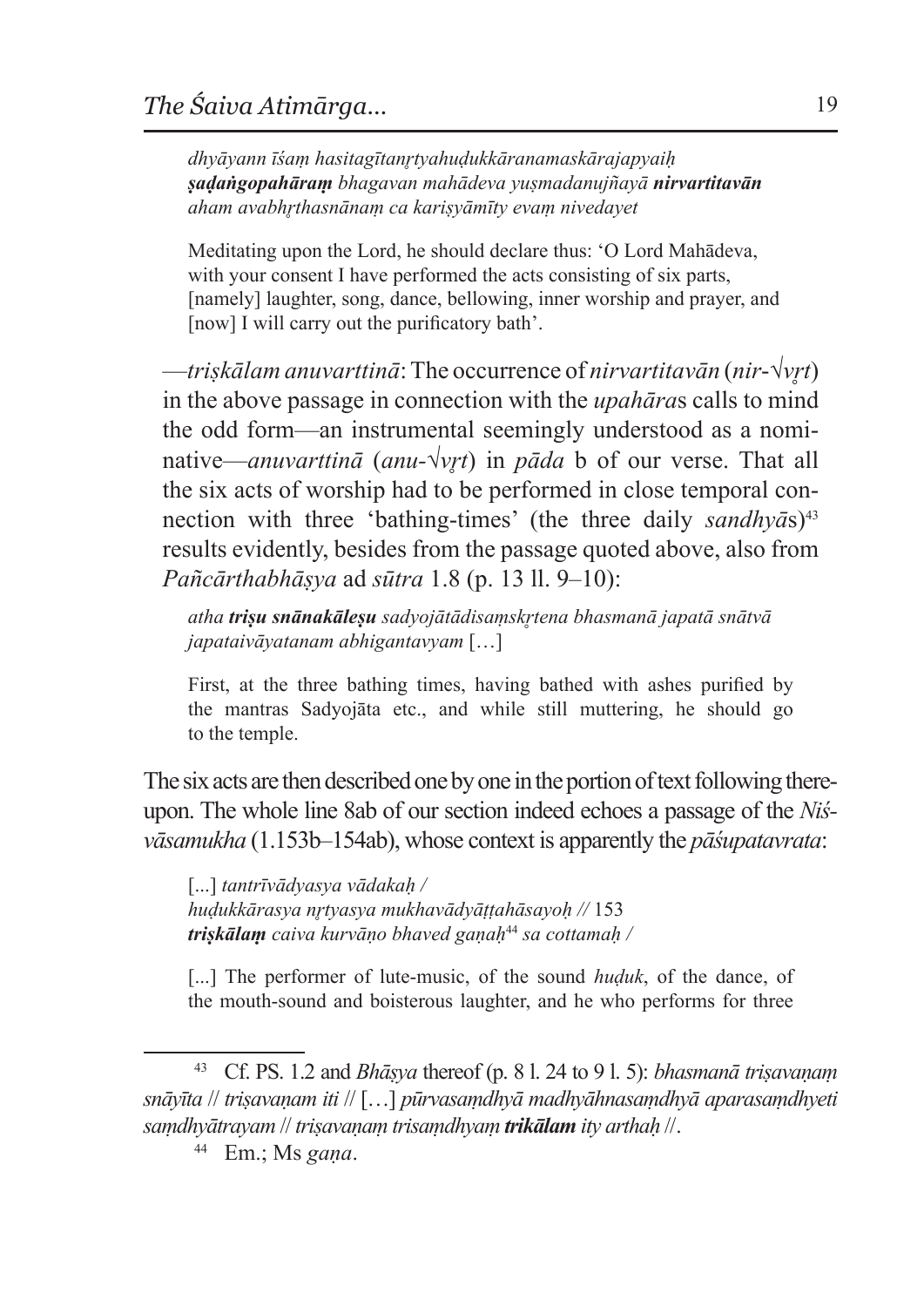*dhyāyann īśaṃ hasitagītanṛtyahuḍukkāranamaskārajapyaiḥ* ***ṣaḍaṅgopahāraṃ*** *bhagavan mahādeva yuṣmadanujñayā* ***nirvartitavān*** *aham avabhṛthasnānaṃ ca kariṣyāmīty evaṃ nivedayet*

Meditating upon the Lord, he should declare thus: 'O Lord Mahādeva, with your consent I have performed the acts consisting of six parts, [namely] laughter, song, dance, bellowing, inner worship and prayer, and [now] I will carry out the purificatory bath'.

—*triṣkālam anuvarttinā*: The occurrence of *nirvartitavān* (*nir-√vṛt*) in the above passage in connection with the *upahāra*s calls to mind the odd form—an instrumental seemingly understood as a nominative—*anuvarttinā* (*anu-√vṛt*) in *pāda* b of our verse. That all the six acts of worship had to be performed in close temporal connection with three 'bathing-times' (the three daily *sandhyā*s)[43] results evidently, besides from the passage quoted above, also from *Pañcārthabhāṣya* ad *sūtra* 1.8 (p. 13 ll. 9–10):

*atha* ***triṣu snānakāleṣu*** *sadyojātādisaṃskṛtena bhasmanā japatā snātvā japataivāyatanam abhigantavyam* […]

First, at the three bathing times, having bathed with ashes purified by the mantras Sadyojāta etc., and while still muttering, he should go to the temple.

The six acts are then described one by one in the portion of text following thereupon. The whole line 8ab of our section indeed echoes a passage of the *Niśvāsamukha* (1.153b–154ab), whose context is apparently the *pāśupatavrata*:

[...] *tantrīvādyasya vādakaḥ /*
*huḍukkārasya nṛtyasya mukhavādyāṭṭahāsayoḥ //* 153
***triṣkālaṃ*** *caiva kurvāṇo bhaved gaṇaḥ*[44] *sa cottamaḥ /*

[...] The performer of lute-music, of the sound *huḍuk*, of the dance, of the mouth-sound and boisterous laughter, and he who performs for three

---

[43] Cf. PS. 1.2 and *Bhāṣya* thereof (p. 8 l. 24 to 9 l. 5): *bhasmanā triṣavaṇaṃ snāyīta // triṣavaṇam iti //* […] *pūrvasaṃdhyā madhyāhnasaṃdhyā aparasaṃdhyeti saṃdhyātrayam // triṣavaṇaṃ trisaṃdhyaṃ* ***trikālam*** *ity arthaḥ //*.

[44] Em.; Ms *gaṇa*.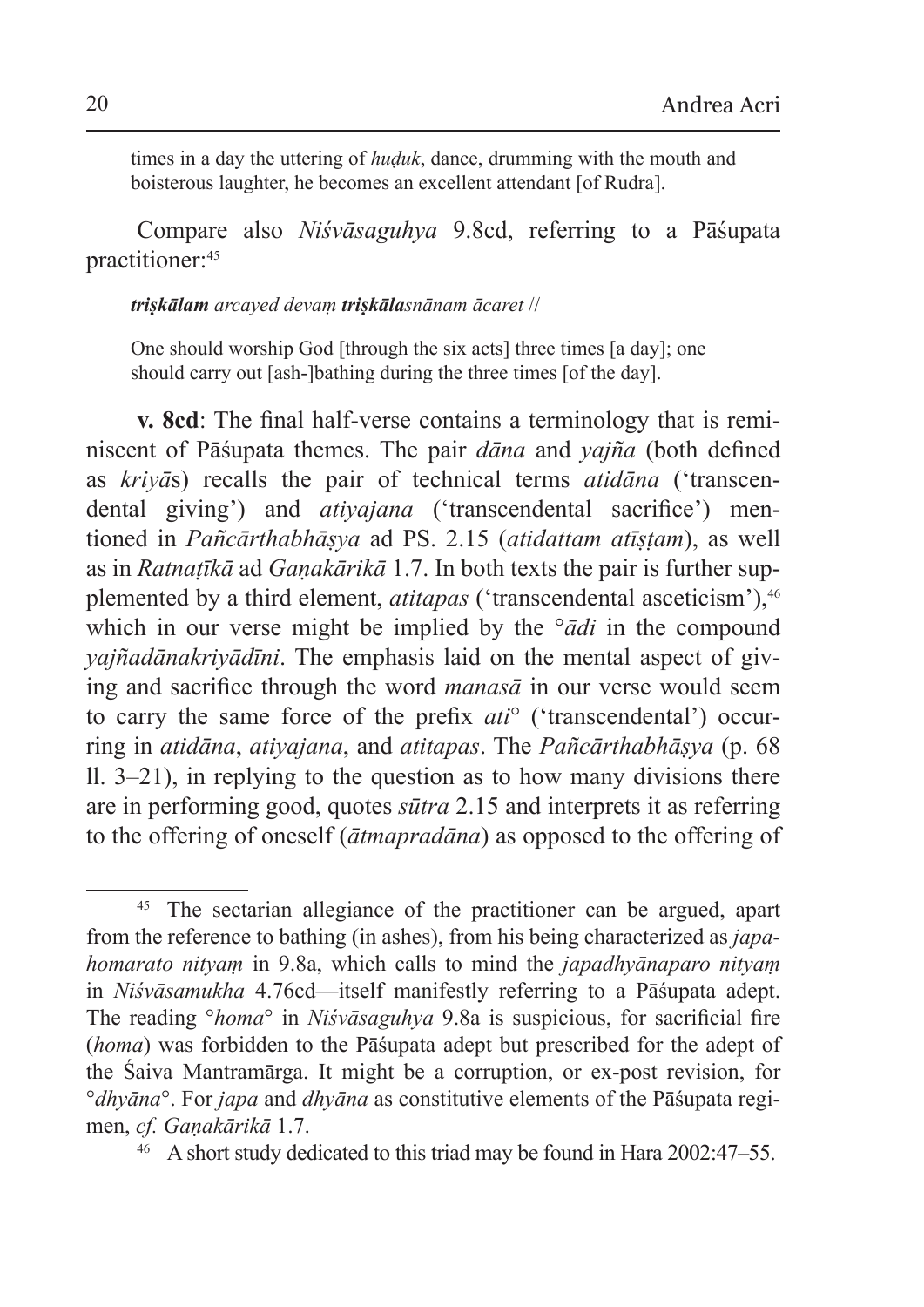times in a day the uttering of *huḍuk*, dance, drumming with the mouth and boisterous laughter, he becomes an excellent attendant [of Rudra].

Compare also *Niśvāsaguhya* 9.8cd, referring to a Pāśupata practitioner:[45]

> ***triṣkālam*** *arcayed devaṃ* ***triṣkāla****snānam ācaret* //
>
> One should worship God [through the six acts] three times [a day]; one should carry out [ash-]bathing during the three times [of the day].

**v. 8cd**: The final half-verse contains a terminology that is reminiscent of Pāśupata themes. The pair *dāna* and *yajña* (both defined as *kriyā*s) recalls the pair of technical terms *atidāna* ('transcendental giving') and *atiyajana* ('transcendental sacrifice') mentioned in *Pañcārthabhāṣya* ad PS. 2.15 (*atidattam atīṣṭam*), as well as in *Ratnaṭīkā* ad *Gaṇakārikā* 1.7. In both texts the pair is further supplemented by a third element, *atitapas* ('transcendental asceticism'),[46] which in our verse might be implied by the °*ādi* in the compound *yajñadānakriyādīni*. The emphasis laid on the mental aspect of giving and sacrifice through the word *manasā* in our verse would seem to carry the same force of the prefix *ati*° ('transcendental') occurring in *atidāna*, *atiyajana*, and *atitapas*. The *Pañcārthabhāṣya* (p. 68 ll. 3–21), in replying to the question as to how many divisions there are in performing good, quotes *sūtra* 2.15 and interprets it as referring to the offering of oneself (*ātmapradāna*) as opposed to the offering of

---

[45] The sectarian allegiance of the practitioner can be argued, apart from the reference to bathing (in ashes), from his being characterized as *japahomarato nityaṃ* in 9.8a, which calls to mind the *japadhyānaparo nityaṃ* in *Niśvāsamukha* 4.76cd—itself manifestly referring to a Pāśupata adept. The reading °*homa*° in *Niśvāsaguhya* 9.8a is suspicious, for sacrificial fire (*homa*) was forbidden to the Pāśupata adept but prescribed for the adept of the Śaiva Mantramārga. It might be a corruption, or ex-post revision, for °*dhyāna*°. For *japa* and *dhyāna* as constitutive elements of the Pāśupata regimen, *cf. Gaṇakārikā* 1.7.

[46] A short study dedicated to this triad may be found in Hara 2002:47–55.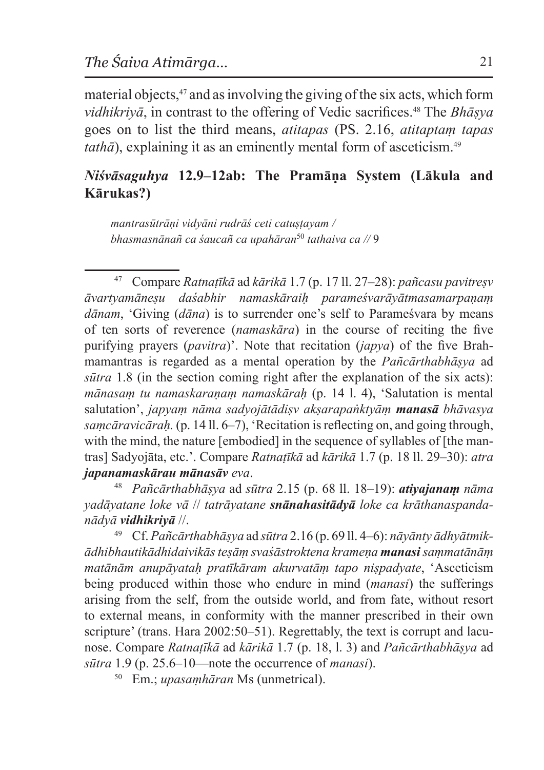material objects,[47] and as involving the giving of the six acts, which form *vidhikriyā*, in contrast to the offering of Vedic sacrifices.[48] The *Bhāṣya* goes on to list the third means, *atitapas* (PS. 2.16, *atitaptaṃ tapas tathā*), explaining it as an eminently mental form of asceticism.[49]

### *Niśvāsaguhya* 12.9–12ab: The Pramāṇa System (Lākula and Kārukas?)

> *mantrasūtrāṇi vidyāni rudrāś ceti catuṣṭayam /*
> *bhasmasnānañ ca śaucañ ca upahāran*[50] *tathaiva ca //* 9

---

[47] Compare *Ratnaṭīkā* ad *kārikā* 1.7 (p. 17 ll. 27–28): *pañcasu pavitreṣv āvartyamāneṣu daśabhir namaskāraiḥ parameśvarāyātmasamarpaṇaṃ dānam*, 'Giving (*dāna*) is to surrender one's self to Parameśvara by means of ten sorts of reverence (*namaskāra*) in the course of reciting the five purifying prayers (*pavitra*)'. Note that recitation (*japya*) of the five Brahmamantras is regarded as a mental operation by the *Pañcārthabhāṣya* ad *sūtra* 1.8 (in the section coming right after the explanation of the six acts): *mānasaṃ tu namaskaraṇaṃ namaskāraḥ* (p. 14 l. 4), 'Salutation is mental salutation', *japyaṃ nāma sadyojātādiṣv akṣarapaṅktyāṃ **manasā** bhāvasya saṃcāravicāraḥ*. (p. 14 ll. 6–7), 'Recitation is reflecting on, and going through, with the mind, the nature [embodied] in the sequence of syllables of [the mantras] Sadyojāta, etc.'. Compare *Ratnaṭīkā* ad *kārikā* 1.7 (p. 18 ll. 29–30): *atra **japanamaskārau mānasāv** eva*.

[48] *Pañcārthabhāṣya* ad *sūtra* 2.15 (p. 68 ll. 18–19): ***atiyajanaṃ*** *nāma yadāyatane loke vā // tatrāyatane **snānahasitādyā** loke ca krāthanaspandanādyā **vidhikriyā** //*.

[49] Cf. *Pañcārthabhāṣya* ad *sūtra* 2.16 (p. 69 ll. 4–6): *nāyānty ādhyātmikādhibhautikādhidaivikās teṣāṃ svaśāstroktena krameṇa **manasi** saṃmatānāṃ matānām anupāyataḥ pratīkāram akurvatāṃ tapo niṣpadyate*, 'Asceticism being produced within those who endure in mind (*manasi*) the sufferings arising from the self, from the outside world, and from fate, without resort to external means, in conformity with the manner prescribed in their own scripture' (trans. Hara 2002:50–51). Regrettably, the text is corrupt and lacunose. Compare *Ratnaṭīkā* ad *kārikā* 1.7 (p. 18, l. 3) and *Pañcārthabhāṣya* ad *sūtra* 1.9 (p. 25.6–10—note the occurrence of *manasi*).

[50] Em.; *upasaṃhāran* Ms (unmetrical).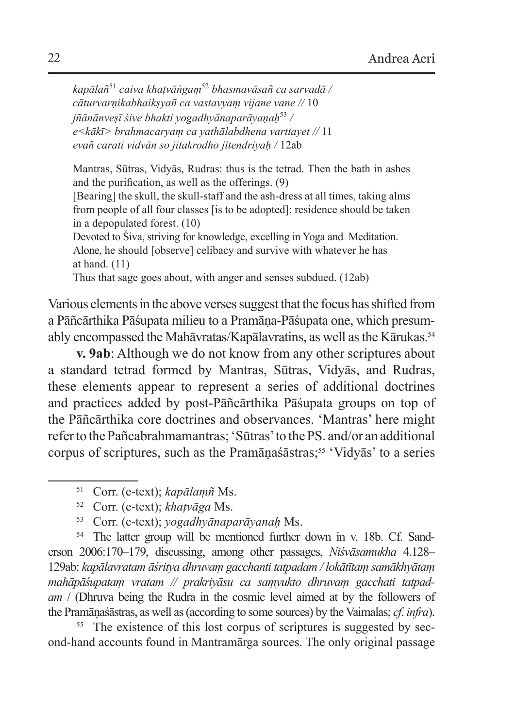*kapālañ*[51] *caiva khaṭvāṅgaṃ*[52] *bhasmavāsañ ca sarvadā /*
*cāturvarṇikabhaikṣyañ ca vastavyaṃ vijane vane //* 10
*jñānānveṣī śive bhakti yogadhyānaparāyaṇaḥ*[53] */*
*e<kākī> brahmacaryaṃ ca yathālabdhena varttayet //* 11
*evañ carati vidvān so jitakrodho jitendriyaḥ /* 12ab

Mantras, Sūtras, Vidyās, Rudras: thus is the tetrad. Then the bath in ashes and the purification, as well as the offerings. (9)
[Bearing] the skull, the skull-staff and the ash-dress at all times, taking alms from people of all four classes [is to be adopted]; residence should be taken in a depopulated forest. (10)
Devoted to Śiva, striving for knowledge, excelling in Yoga and Meditation. Alone, he should [observe] celibacy and survive with whatever he has at hand. (11)
Thus that sage goes about, with anger and senses subdued. (12ab)

Various elements in the above verses suggest that the focus has shifted from a Pāñcārthika Pāśupata milieu to a Pramāṇa-Pāśupata one, which presumably encompassed the Mahāvratas/Kapālavratins, as well as the Kārukas.[54]

**v. 9ab**: Although we do not know from any other scriptures about a standard tetrad formed by Mantras, Sūtras, Vidyās, and Rudras, these elements appear to represent a series of additional doctrines and practices added by post-Pāñcārthika Pāśupata groups on top of the Pāñcārthika core doctrines and observances. 'Mantras' here might refer to the Pañcabrahmamantras; 'Sūtras' to the PS. and/or an additional corpus of scriptures, such as the Pramāṇaśāstras;[55] 'Vidyās' to a series

---

[51] Corr. (e-text); *kapālaṃñ* Ms.

[52] Corr. (e-text); *khaṭvāga* Ms.

[53] Corr. (e-text); *yogadhyānaparāyanaḥ* Ms.

[54] The latter group will be mentioned further down in v. 18b. Cf. Sanderson 2006:170–179, discussing, among other passages, *Niśvāsamukha* 4.128–129ab: *kapālavratam āśritya dhruvaṃ gacchanti tatpadam / lokātītaṃ samākhyātaṃ mahāpāśupataṃ vratam // prakriyāsu ca saṃyukto dhruvaṃ gacchati tatpadam* / (Dhruva being the Rudra in the cosmic level aimed at by the followers of the Pramāṇaśāstras, as well as (according to some sources) by the Vaimalas; *cf. infra*).

[55] The existence of this lost corpus of scriptures is suggested by second-hand accounts found in Mantramārga sources. The only original passage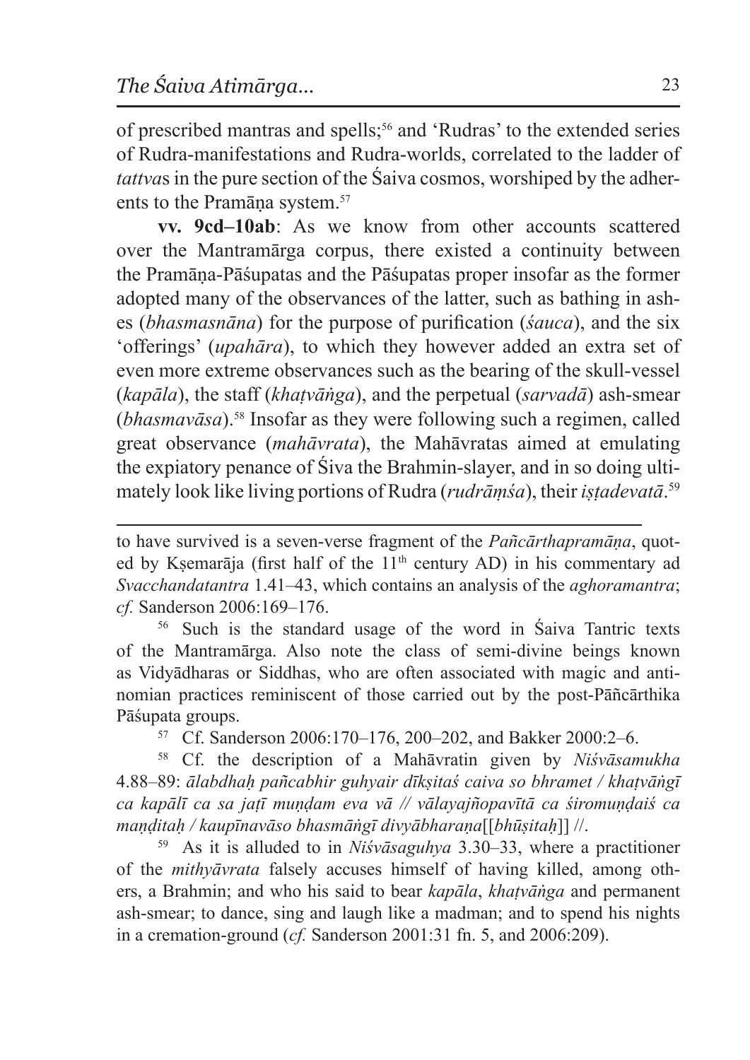of prescribed mantras and spells;[56] and 'Rudras' to the extended series of Rudra-manifestations and Rudra-worlds, correlated to the ladder of *tattva*s in the pure section of the Śaiva cosmos, worshiped by the adherents to the Pramāṇa system.[57]

**vv. 9cd–10ab**: As we know from other accounts scattered over the Mantramārga corpus, there existed a continuity between the Pramāṇa-Pāśupatas and the Pāśupatas proper insofar as the former adopted many of the observances of the latter, such as bathing in ashes (*bhasmasnāna*) for the purpose of purification (*śauca*), and the six 'offerings' (*upahāra*), to which they however added an extra set of even more extreme observances such as the bearing of the skull-vessel (*kapāla*), the staff (*khaṭvāṅga*), and the perpetual (*sarvadā*) ash-smear (*bhasmavāsa*).[58] Insofar as they were following such a regimen, called great observance (*mahāvrata*), the Mahāvratas aimed at emulating the expiatory penance of Śiva the Brahmin-slayer, and in so doing ultimately look like living portions of Rudra (*rudrāṃśa*), their *iṣṭadevatā*.[59]

---

to have survived is a seven-verse fragment of the *Pañcārthapramāṇa*, quoted by Kṣemarāja (first half of the 11th century AD) in his commentary ad *Svacchandatantra* 1.41–43, which contains an analysis of the *aghoramantra*; *cf.* Sanderson 2006:169–176.

[56] Such is the standard usage of the word in Śaiva Tantric texts of the Mantramārga. Also note the class of semi-divine beings known as Vidyādharas or Siddhas, who are often associated with magic and antinomian practices reminiscent of those carried out by the post-Pāñcārthika Pāśupata groups.

[57] Cf. Sanderson 2006:170–176, 200–202, and Bakker 2000:2–6.

[58] Cf. the description of a Mahāvratin given by *Niśvāsamukha* 4.88–89: *ālabdhaḥ pañcabhir guhyair dīkṣitaś caiva so bhramet / khaṭvāṅgī ca kapālī ca sa jaṭī muṇḍam eva vā // vālayajñopavītā ca śiromuṇḍaiś ca maṇḍitaḥ / kaupīnavāso bhasmāṅgī divyābharaṇa*[[*bhūṣitaḥ*]] //.

[59] As it is alluded to in *Niśvāsaguhya* 3.30–33, where a practitioner of the *mithyāvrata* falsely accuses himself of having killed, among others, a Brahmin; and who his said to bear *kapāla*, *khaṭvāṅga* and permanent ash-smear; to dance, sing and laugh like a madman; and to spend his nights in a cremation-ground (*cf.* Sanderson 2001:31 fn. 5, and 2006:209).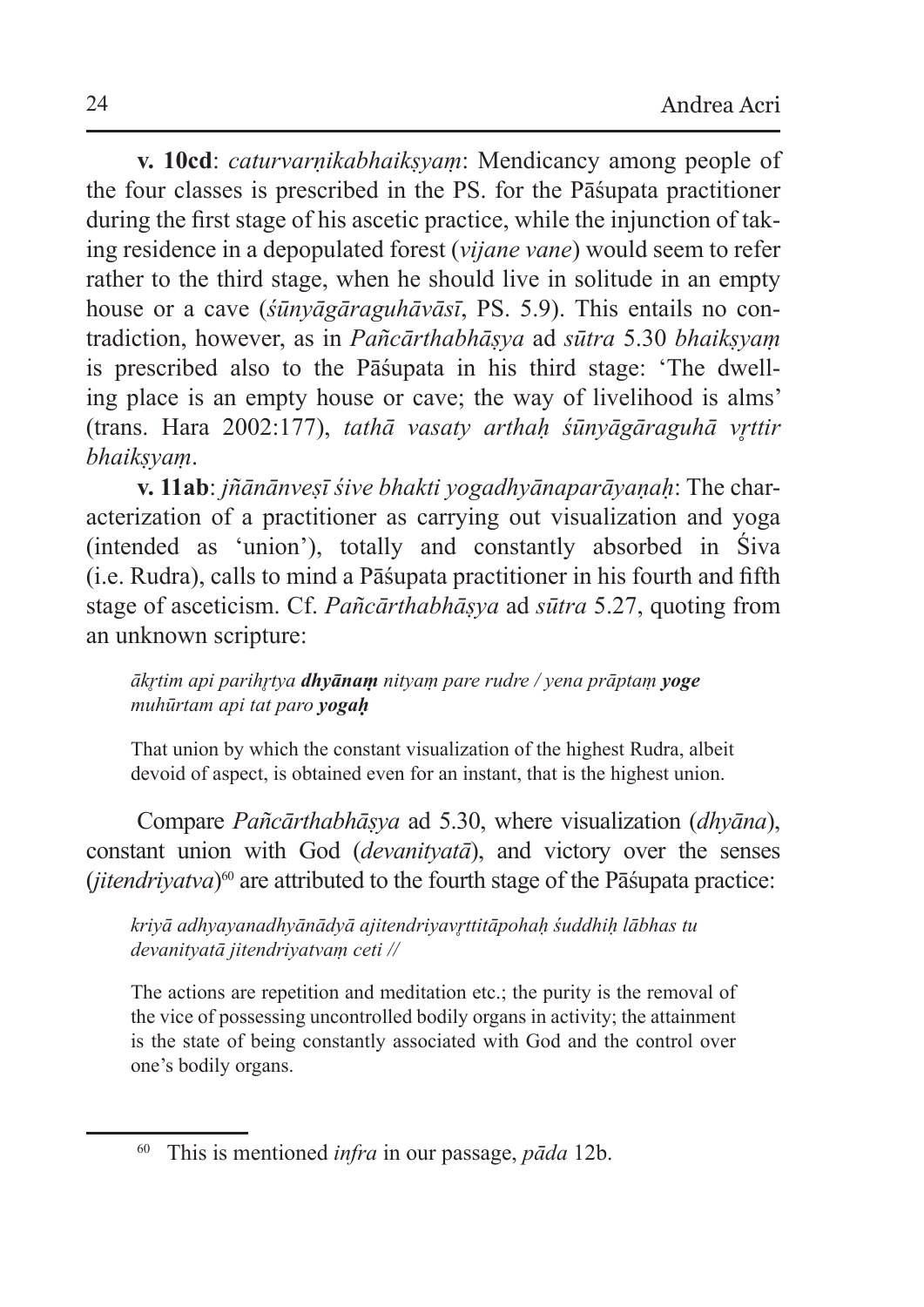**v. 10cd**: *caturvarṇikabhaikṣyaṃ*: Mendicancy among people of the four classes is prescribed in the PS. for the Pāśupata practitioner during the first stage of his ascetic practice, while the injunction of taking residence in a depopulated forest (*vijane vane*) would seem to refer rather to the third stage, when he should live in solitude in an empty house or a cave (*śūnyāgāraguhāvāsī*, PS. 5.9). This entails no contradiction, however, as in *Pañcārthabhāṣya* ad *sūtra* 5.30 *bhaikṣyaṃ* is prescribed also to the Pāśupata in his third stage: 'The dwelling place is an empty house or cave; the way of livelihood is alms' (trans. Hara 2002:177), *tathā vasaty arthaḥ śūnyāgāraguhā vṛttir bhaikṣyaṃ*.

**v. 11ab**: *jñānānveṣī śive bhakti yogadhyānaparāyaṇaḥ*: The characterization of a practitioner as carrying out visualization and yoga (intended as 'union'), totally and constantly absorbed in Śiva (i.e. Rudra), calls to mind a Pāśupata practitioner in his fourth and fifth stage of asceticism. Cf. *Pañcārthabhāṣya* ad *sūtra* 5.27, quoting from an unknown scripture:

> *ākṛtim api parihṛtya **dhyānaṃ** nityaṃ pare rudre / yena prāptaṃ **yoge** muhūrtam api tat paro **yogaḥ***
>
> That union by which the constant visualization of the highest Rudra, albeit devoid of aspect, is obtained even for an instant, that is the highest union.

Compare *Pañcārthabhāṣya* ad 5.30, where visualization (*dhyāna*), constant union with God (*devanityatā*), and victory over the senses (*jitendriyatva*)[60] are attributed to the fourth stage of the Pāśupata practice:

> *kriyā adhyayanadhyānādyā ajitendriyavṛttitāpohaḥ śuddhiḥ lābhas tu devanityatā jitendriyatvaṃ ceti //*
>
> The actions are repetition and meditation etc.; the purity is the removal of the vice of possessing uncontrolled bodily organs in activity; the attainment is the state of being constantly associated with God and the control over one's bodily organs.

---

[60] This is mentioned *infra* in our passage, *pāda* 12b.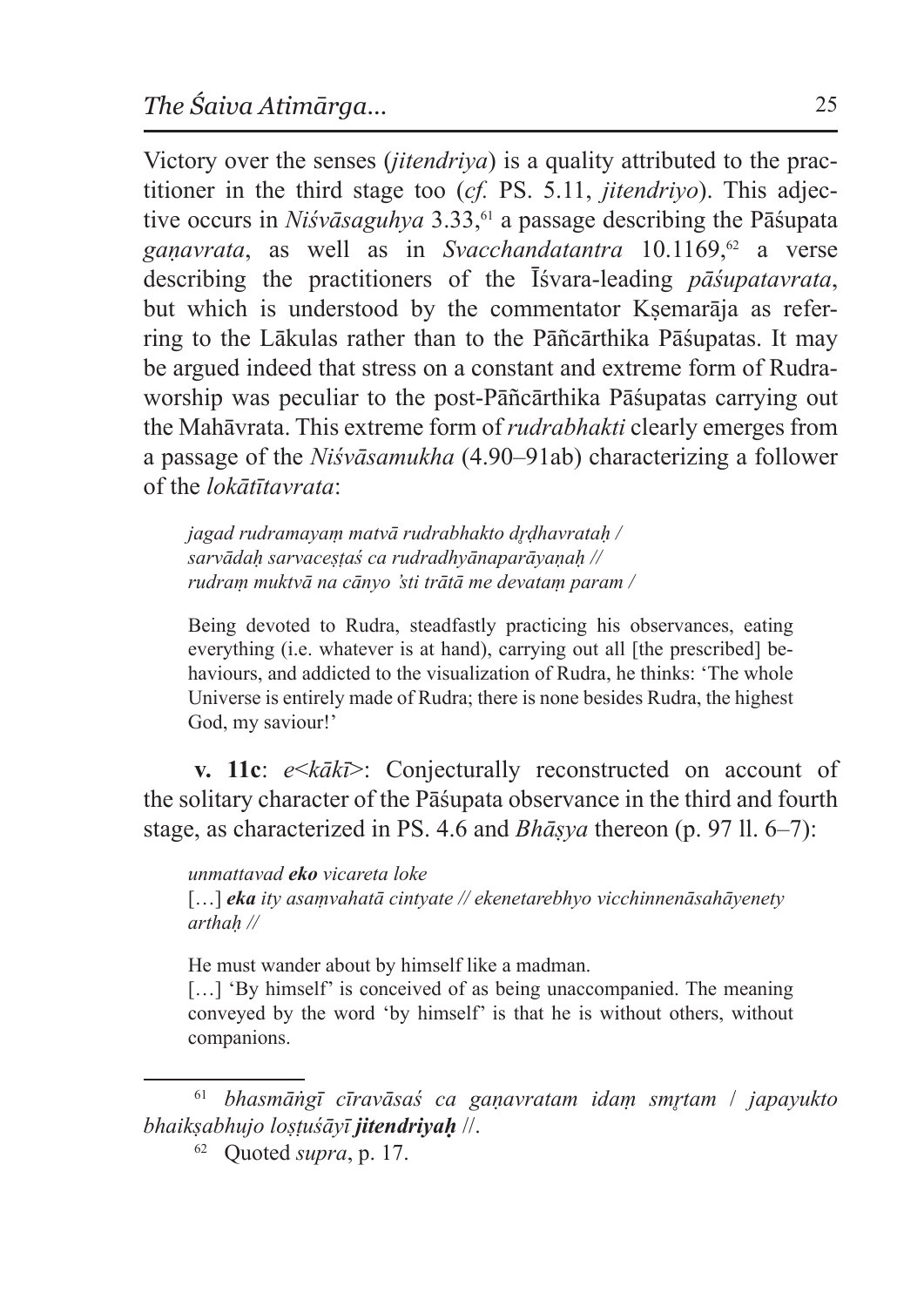Victory over the senses (*jitendriya*) is a quality attributed to the practitioner in the third stage too (*cf.* PS. 5.11, *jitendriyo*). This adjective occurs in *Niśvāsaguhya* 3.33,[61] a passage describing the Pāśupata *gaṇavrata*, as well as in *Svacchandatantra* 10.1169,[62] a verse describing the practitioners of the Īśvara-leading *pāśupatavrata*, but which is understood by the commentator Kṣemarāja as referring to the Lākulas rather than to the Pāñcārthika Pāśupatas. It may be argued indeed that stress on a constant and extreme form of Rudra-worship was peculiar to the post-Pāñcārthika Pāśupatas carrying out the Mahāvrata. This extreme form of *rudrabhakti* clearly emerges from a passage of the *Niśvāsamukha* (4.90–91ab) characterizing a follower of the *lokātītavrata*:

> *jagad rudramayaṃ matvā rudrabhakto dṛḍhavrataḥ /*
> *sarvādaḥ sarvaceṣṭaś ca rudradhyānaparāyaṇaḥ //*
> *rudraṃ muktvā na cānyo 'sti trātā me devataṃ param /*
>
> Being devoted to Rudra, steadfastly practicing his observances, eating everything (i.e. whatever is at hand), carrying out all [the prescribed] behaviours, and addicted to the visualization of Rudra, he thinks: 'The whole Universe is entirely made of Rudra; there is none besides Rudra, the highest God, my saviour!'

**v. 11c**: *e<kākī>*: Conjecturally reconstructed on account of the solitary character of the Pāśupata observance in the third and fourth stage, as characterized in PS. 4.6 and *Bhāṣya* thereon (p. 97 ll. 6–7):

> *unmattavad* ***eko*** *vicareta loke*
> […] ***eka*** *ity asaṃvahatā cintyate // ekenetarebhyo vicchinnenāsahāyenety arthaḥ //*
>
> He must wander about by himself like a madman.
> […] 'By himself' is conceived of as being unaccompanied. The meaning conveyed by the word 'by himself' is that he is without others, without companions.

---

[61] *bhasmāṅgī cīravāsaś ca gaṇavratam idaṃ smṛtam / japayukto bhaikṣabhujo loṣṭuśāyī* ***jitendriyaḥ*** //.

[62] Quoted *supra*, p. 17.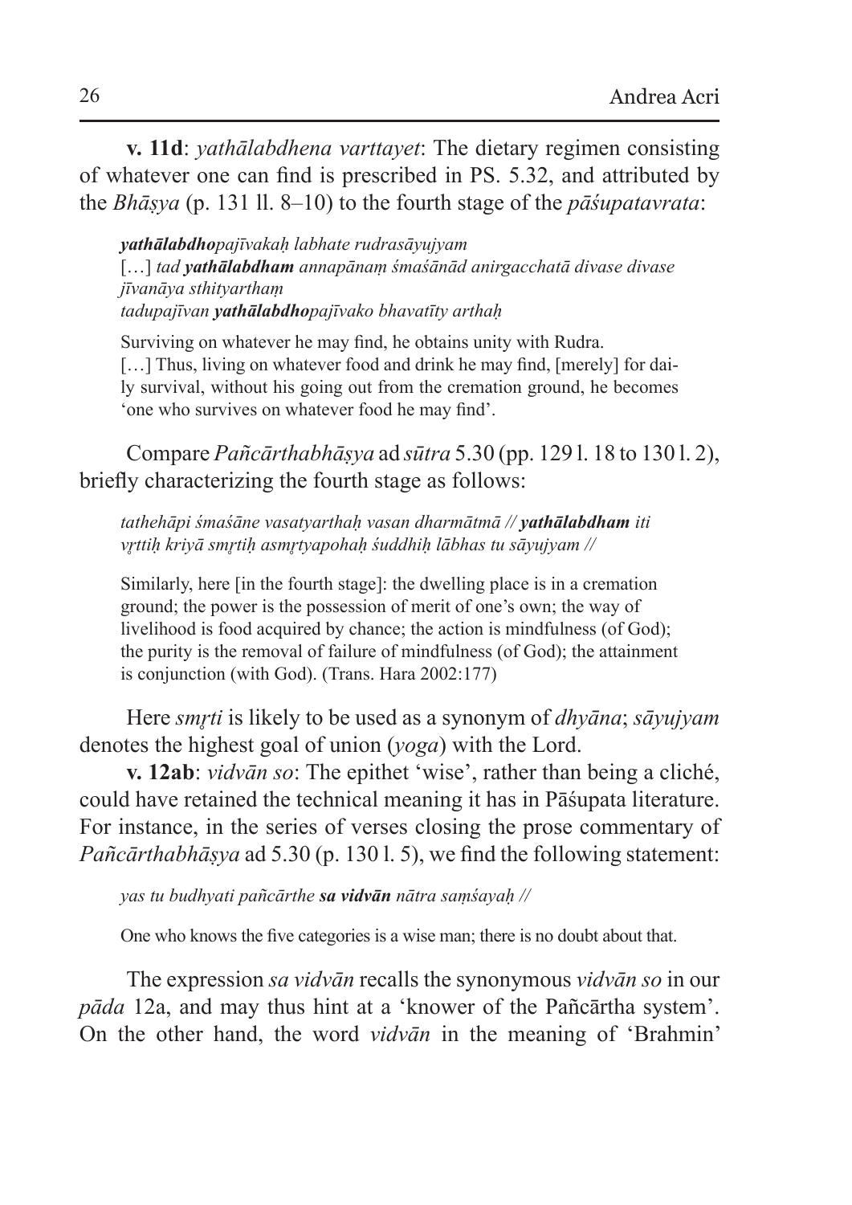**v. 11d**: *yathālabdhena varttayet*: The dietary regimen consisting of whatever one can find is prescribed in PS. 5.32, and attributed by the *Bhāṣya* (p. 131 ll. 8–10) to the fourth stage of the *pāśupatavrata*:

> ***yathālabdho****pajīvakaḥ labhate rudrasāyujyam*
> […] *tad* ***yathālabdham*** *annapānaṃ śmaśānād anirgacchatā divase divase jīvanāya sthityarthaṃ*
> *tadupajīvan* ***yathālabdho****pajīvako bhavatīty arthaḥ*
>
> Surviving on whatever he may find, he obtains unity with Rudra.
> […] Thus, living on whatever food and drink he may find, [merely] for daily survival, without his going out from the cremation ground, he becomes 'one who survives on whatever food he may find'.

Compare *Pañcārthabhāṣya* ad *sūtra* 5.30 (pp. 129 l. 18 to 130 l. 2), briefly characterizing the fourth stage as follows:

> *tathehāpi śmaśāne vasatyarthaḥ vasan dharmātmā //* ***yathālabdham*** *iti vṛttiḥ kriyā smṛtiḥ asmṛtyapohaḥ śuddhiḥ lābhas tu sāyujyam //*
>
> Similarly, here [in the fourth stage]: the dwelling place is in a cremation ground; the power is the possession of merit of one's own; the way of livelihood is food acquired by chance; the action is mindfulness (of God); the purity is the removal of failure of mindfulness (of God); the attainment is conjunction (with God). (Trans. Hara 2002:177)

Here *smṛti* is likely to be used as a synonym of *dhyāna*; *sāyujyam* denotes the highest goal of union (*yoga*) with the Lord.

**v. 12ab**: *vidvān so*: The epithet 'wise', rather than being a cliché, could have retained the technical meaning it has in Pāśupata literature. For instance, in the series of verses closing the prose commentary of *Pañcārthabhāṣya* ad 5.30 (p. 130 l. 5), we find the following statement:

> *yas tu budhyati pañcārthe* ***sa vidvān*** *nātra saṃśayaḥ //*
>
> One who knows the five categories is a wise man; there is no doubt about that.

The expression *sa vidvān* recalls the synonymous *vidvān so* in our *pāda* 12a, and may thus hint at a 'knower of the Pañcārtha system'. On the other hand, the word *vidvān* in the meaning of 'Brahmin'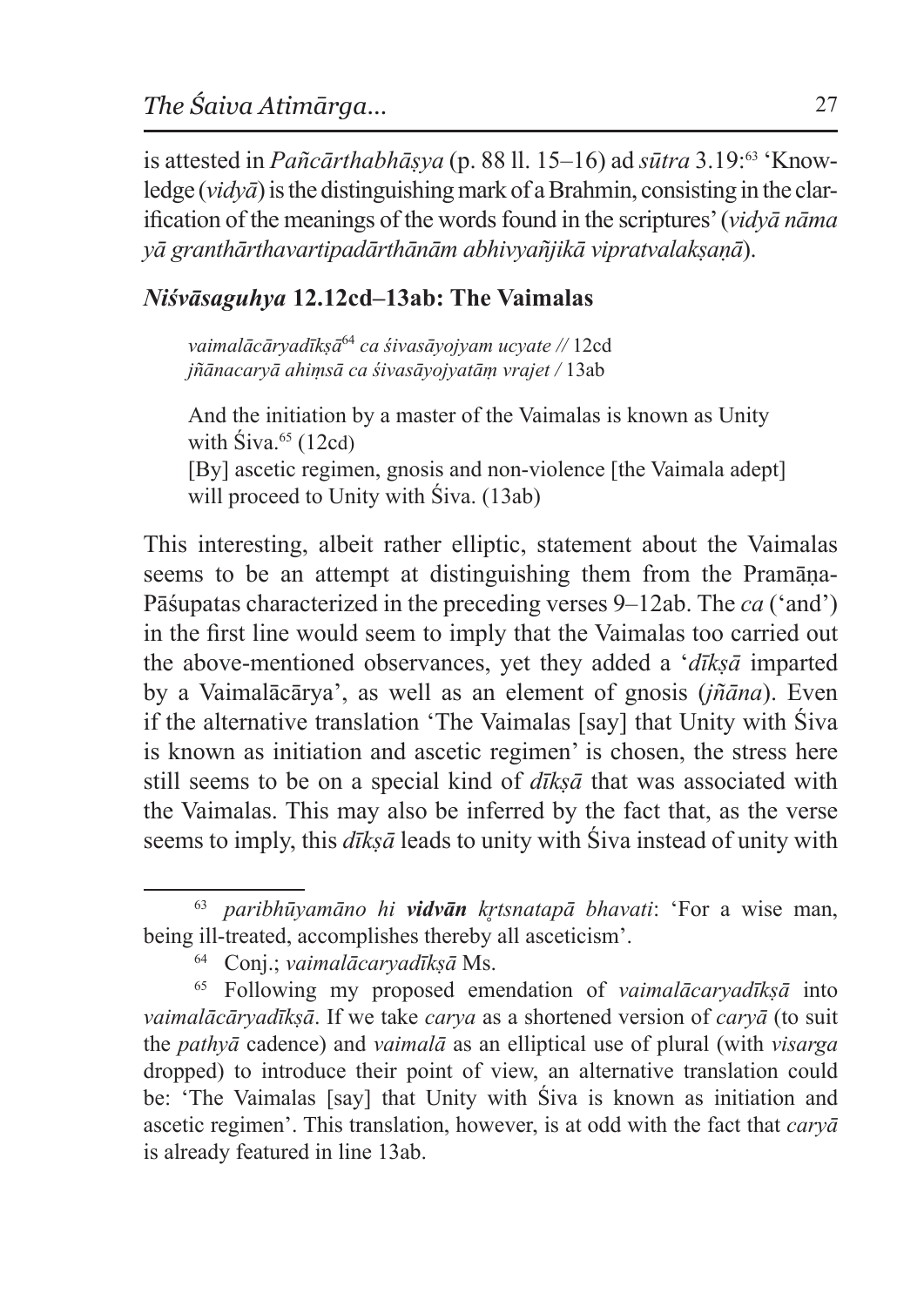is attested in *Pañcārthabhāṣya* (p. 88 ll. 15–16) ad *sūtra* 3.19:[63] 'Knowledge (*vidyā*) is the distinguishing mark of a Brahmin, consisting in the clarification of the meanings of the words found in the scriptures' (*vidyā nāma yā granthārthavartipadārthānām abhivyañjikā vipratvalakṣaṇā*).

### *Niśvāsaguhya* 12.12cd–13ab: The Vaimalas

> *vaimalācāryadīkṣā*[64] *ca śivasāyojyam ucyate //* 12cd
> *jñānacaryā ahiṃsā ca śivasāyojyatāṃ vrajet /* 13ab
>
> And the initiation by a master of the Vaimalas is known as Unity with Śiva.[65] (12cd)
> [By] ascetic regimen, gnosis and non-violence [the Vaimala adept] will proceed to Unity with Śiva. (13ab)

This interesting, albeit rather elliptic, statement about the Vaimalas seems to be an attempt at distinguishing them from the Pramāṇa-Pāśupatas characterized in the preceding verses 9–12ab. The *ca* ('and') in the first line would seem to imply that the Vaimalas too carried out the above-mentioned observances, yet they added a '*dīkṣā* imparted by a Vaimalācārya', as well as an element of gnosis (*jñāna*). Even if the alternative translation 'The Vaimalas [say] that Unity with Śiva is known as initiation and ascetic regimen' is chosen, the stress here still seems to be on a special kind of *dīkṣā* that was associated with the Vaimalas. This may also be inferred by the fact that, as the verse seems to imply, this *dīkṣā* leads to unity with Śiva instead of unity with

---

[63] *paribhūyamāno hi* ***vidvān*** *kṛtsnatapā bhavati*: 'For a wise man, being ill-treated, accomplishes thereby all asceticism'.

[64] Conj.; *vaimalācaryadīkṣā* Ms.

[65] Following my proposed emendation of *vaimalācaryadīkṣā* into *vaimalācāryadīkṣā*. If we take *carya* as a shortened version of *caryā* (to suit the *pathyā* cadence) and *vaimalā* as an elliptical use of plural (with *visarga* dropped) to introduce their point of view, an alternative translation could be: 'The Vaimalas [say] that Unity with Śiva is known as initiation and ascetic regimen'. This translation, however, is at odd with the fact that *caryā* is already featured in line 13ab.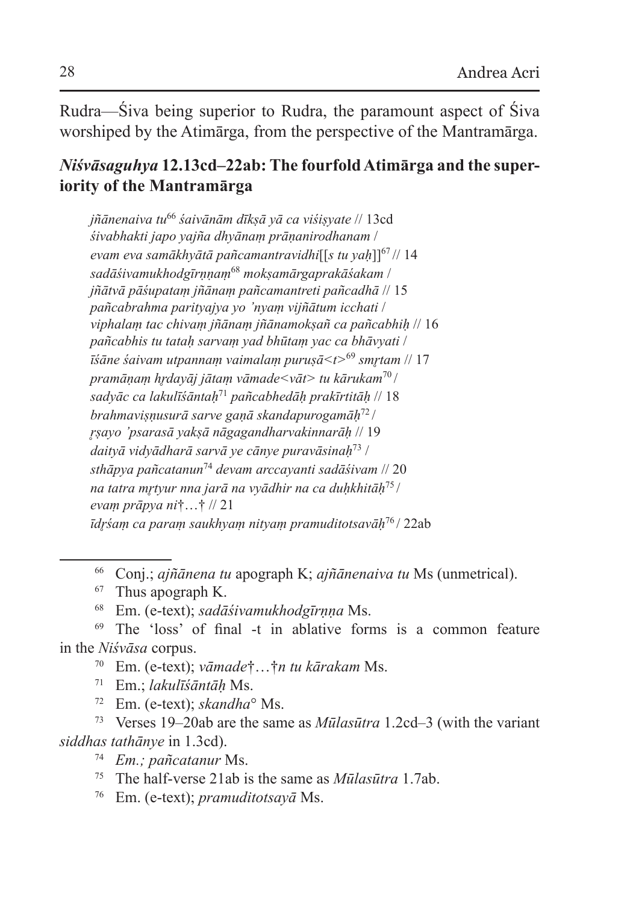Rudra—Śiva being superior to Rudra, the paramount aspect of Śiva worshiped by the Atimārga, from the perspective of the Mantramārga.

### *Niśvāsaguhya* 12.13cd–22ab: The fourfold Atimārga and the superiority of the Mantramārga

*jñānenaiva tu*[66] *śaivānāṃ dīkṣā yā ca viśiṣyate* // 13cd
*śivabhakti japo yajña dhyānaṃ prāṇanirodhanam* /
*evam eva samākhyātā pañcamantravidhi*[[*s tu yaḥ*]][67] // 14
*sadāśivamukhodgīrṇṇaṃ*[68] *mokṣamārgaprakāśakam* /
*jñātvā pāśupataṃ jñānaṃ pañcamantreti pañcadhā* // 15
*pañcabrahma parityajya yo 'nyaṃ vijñātum icchati* /
*viphalaṃ tac chivaṃ jñānaṃ jñānamokṣañ ca pañcabhiḥ* // 16
*pañcabhis tu tataḥ sarvaṃ yad bhūtaṃ yac ca bhāvyati* /
*īśāne śaivam utpannaṃ vaimalaṃ puruṣā<t>*[69] *smṛtam* // 17
*pramāṇaṃ hṛdayāj jātaṃ vāmade<vāt> tu kārukam*[70] /
*sadyāc ca lakulīśāntaḥ*[71] *pañcabhedāḥ prakīrtitāḥ* // 18
*brahmaviṣṇusurā sarve gaṇā skandapurogamāḥ*[72] /
*ṛṣayo 'psarasā yakṣā nāgagandharvakinnarāḥ* // 19
*daityā vidyādharā sarvā ye cānye puravāsinaḥ*[73] /
*sthāpya pañcatanun*[74] *devam arccayanti sadāśivam* // 20
*na tatra mṛtyur nna jarā na vyādhir na ca duḥkhitāḥ*[75] /
*evaṃ prāpya ni*†…† // 21
*īdṛśaṃ ca paraṃ saukhyaṃ nityaṃ pramuditotsavāḥ*[76] / 22ab

---

[66] Conj.; *ajñānena tu* apograph K; *ajñānenaiva tu* Ms (unmetrical).

[67] Thus apograph K.

[68] Em. (e-text); *sadāśivamukhodgīrṇṇa* Ms.

[69] The 'loss' of final -t in ablative forms is a common feature in the *Niśvāsa* corpus.

[70] Em. (e-text); *vāmade*†…†*n tu kārakam* Ms.

[71] Em.; *lakulīśāntāḥ* Ms.

[72] Em. (e-text); *skandha*° Ms.

[73] Verses 19–20ab are the same as *Mūlasūtra* 1.2cd–3 (with the variant *siddhas tathānye* in 1.3cd).

[74] *Em.; pañcatanur* Ms.

[75] The half-verse 21ab is the same as *Mūlasūtra* 1.7ab.

[76] Em. (e-text); *pramuditotsayā* Ms.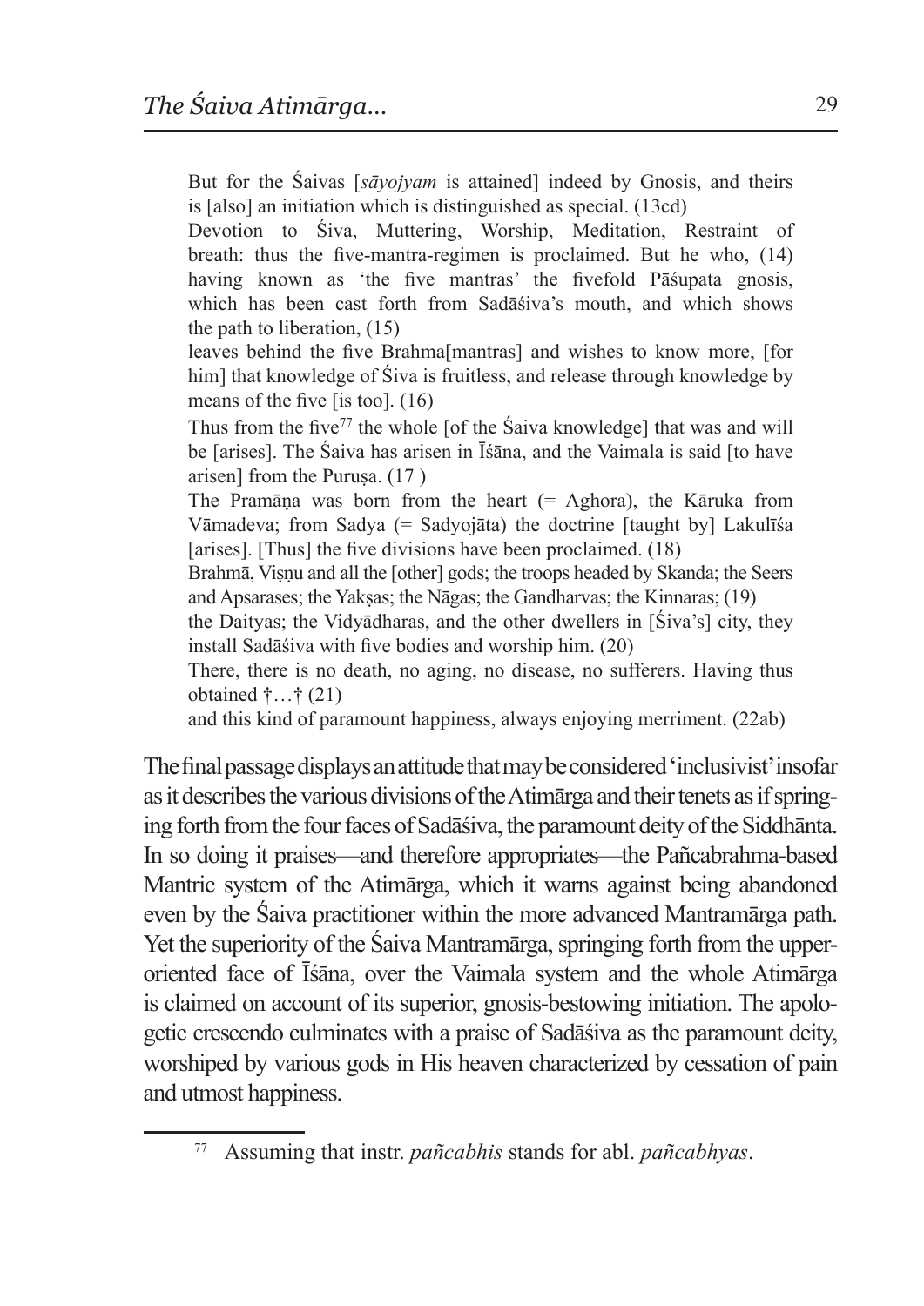> But for the Śaivas [*sāyojyam* is attained] indeed by Gnosis, and theirs is [also] an initiation which is distinguished as special. (13cd)
> Devotion to Śiva, Muttering, Worship, Meditation, Restraint of breath: thus the five-mantra-regimen is proclaimed. But he who, (14) having known as 'the five mantras' the fivefold Pāśupata gnosis, which has been cast forth from Sadāśiva's mouth, and which shows the path to liberation, (15)
> leaves behind the five Brahma[mantras] and wishes to know more, [for him] that knowledge of Śiva is fruitless, and release through knowledge by means of the five [is too]. (16)
> Thus from the five[77] the whole [of the Śaiva knowledge] that was and will be [arises]. The Śaiva has arisen in Īśāna, and the Vaimala is said [to have arisen] from the Puruṣa. (17 )
> The Pramāṇa was born from the heart (= Aghora), the Kāruka from Vāmadeva; from Sadya (= Sadyojāta) the doctrine [taught by] Lakulīśa [arises]. [Thus] the five divisions have been proclaimed. (18)
> Brahmā, Viṣṇu and all the [other] gods; the troops headed by Skanda; the Seers and Apsarases; the Yakṣas; the Nāgas; the Gandharvas; the Kinnaras; (19)
> the Daityas; the Vidyādharas, and the other dwellers in [Śiva's] city, they install Sadāśiva with five bodies and worship him. (20)
> There, there is no death, no aging, no disease, no sufferers. Having thus obtained †…† (21)
> and this kind of paramount happiness, always enjoying merriment. (22ab)

The final passage displays an attitude that may be considered 'inclusivist' insofar as it describes the various divisions of the Atimārga and their tenets as if springing forth from the four faces of Sadāśiva, the paramount deity of the Siddhānta. In so doing it praises—and therefore appropriates—the Pañcabrahma-based Mantric system of the Atimārga, which it warns against being abandoned even by the Śaiva practitioner within the more advanced Mantramārga path. Yet the superiority of the Śaiva Mantramārga, springing forth from the upper-oriented face of Īśāna, over the Vaimala system and the whole Atimārga is claimed on account of its superior, gnosis-bestowing initiation. The apologetic crescendo culminates with a praise of Sadāśiva as the paramount deity, worshiped by various gods in His heaven characterized by cessation of pain and utmost happiness.

---

[77] Assuming that instr. *pañcabhis* stands for abl. *pañcabhyas*.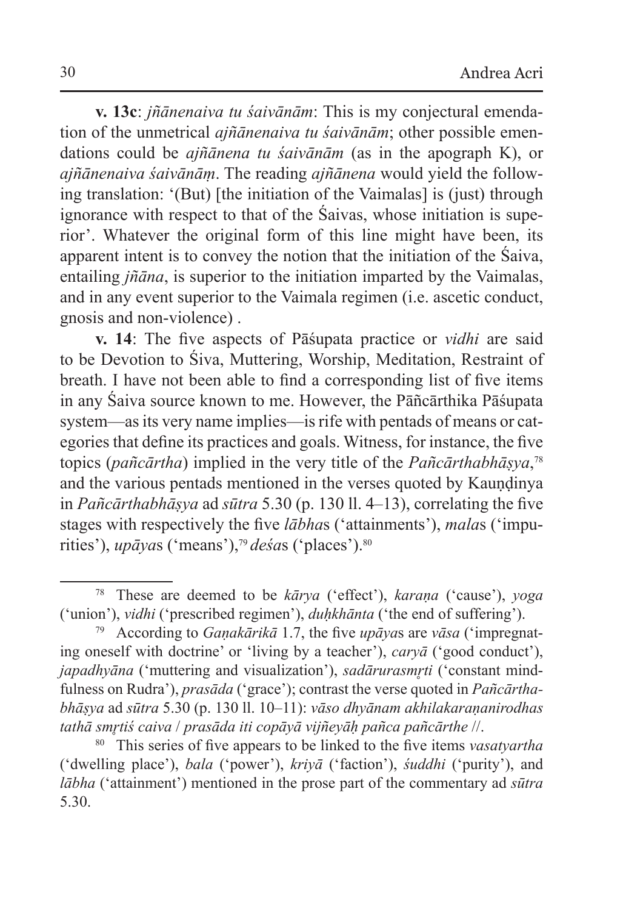**v. 13c**: *jñānenaiva tu śaivānām*: This is my conjectural emendation of the unmetrical *ajñānenaiva tu śaivānām*; other possible emendations could be *ajñānena tu śaivānām* (as in the apograph K), or *ajñānenaiva śaivānāṃ*. The reading *ajñānena* would yield the following translation: '(But) [the initiation of the Vaimalas] is (just) through ignorance with respect to that of the Śaivas, whose initiation is superior'. Whatever the original form of this line might have been, its apparent intent is to convey the notion that the initiation of the Śaiva, entailing *jñāna*, is superior to the initiation imparted by the Vaimalas, and in any event superior to the Vaimala regimen (i.e. ascetic conduct, gnosis and non-violence) .

**v. 14**: The five aspects of Pāśupata practice or *vidhi* are said to be Devotion to Śiva, Muttering, Worship, Meditation, Restraint of breath. I have not been able to find a corresponding list of five items in any Śaiva source known to me. However, the Pāñcārthika Pāśupata system—as its very name implies—is rife with pentads of means or categories that define its practices and goals. Witness, for instance, the five topics (*pañcārtha*) implied in the very title of the *Pañcārthabhāṣya*,[78] and the various pentads mentioned in the verses quoted by Kauṇḍinya in *Pañcārthabhāṣya* ad *sūtra* 5.30 (p. 130 ll. 4–13), correlating the five stages with respectively the five *lābha*s ('attainments'), *mala*s ('impurities'), *upāya*s ('means'),[79] *deśa*s ('places').[80]

---

[78] These are deemed to be *kārya* ('effect'), *karaṇa* ('cause'), *yoga* ('union'), *vidhi* ('prescribed regimen'), *duḥkhānta* ('the end of suffering').

[79] According to *Gaṇakārikā* 1.7, the five *upāya*s are *vāsa* ('impregnating oneself with doctrine' or 'living by a teacher'), *caryā* ('good conduct'), *japadhyāna* ('muttering and visualization'), *sadārurasmṛti* ('constant mindfulness on Rudra'), *prasāda* ('grace'); contrast the verse quoted in *Pañcārthabhāṣya* ad *sūtra* 5.30 (p. 130 ll. 10–11): *vāso dhyānam akhilakaraṇanirodhas tathā smṛtiś caiva / prasāda iti copāyā vijñeyāḥ pañca pañcārthe* //.

[80] This series of five appears to be linked to the five items *vasatyartha* ('dwelling place'), *bala* ('power'), *kriyā* ('faction'), *śuddhi* ('purity'), and *lābha* ('attainment') mentioned in the prose part of the commentary ad *sūtra* 5.30.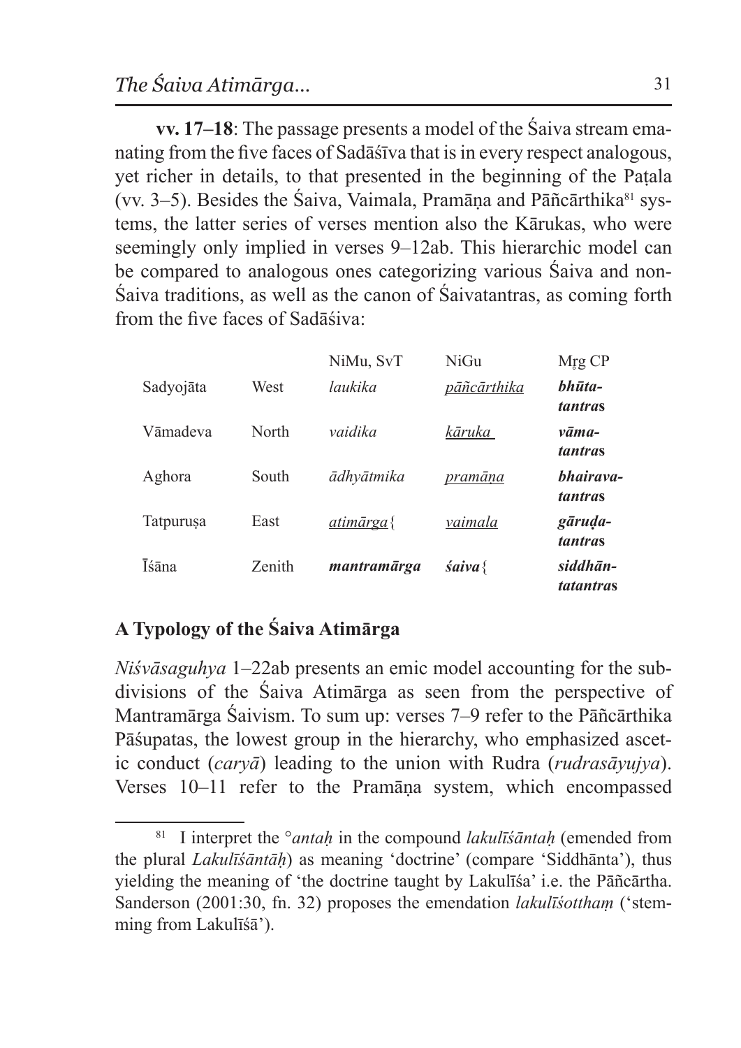**vv. 17–18**: The passage presents a model of the Śaiva stream emanating from the five faces of Sadāśīva that is in every respect analogous, yet richer in details, to that presented in the beginning of the Paṭala (vv. 3–5). Besides the Śaiva, Vaimala, Pramāṇa and Pāñcārthika[81] systems, the latter series of verses mention also the Kārukas, who were seemingly only implied in verses 9–12ab. This hierarchic model can be compared to analogous ones categorizing various Śaiva and non-Śaiva traditions, as well as the canon of Śaivatantras, as coming forth from the five faces of Sadāśiva:

| | | NiMu, SvT | NiGu | Mṛg CP |
|---|---|---|---|---|
| Sadyojāta | West | *laukika* | <u>*pāñcārthika*</u> | ***bhūta-tantra*s** |
| Vāmadeva | North | *vaidika* | <u>*kāruka*</u> | ***vāma-tantra*s** |
| Aghora | South | *ādhyātmika* | <u>*pramāṇa*</u> | ***bhairava-tantra*s** |
| Tatpuruṣa | East | <u>*atimārga*</u>{ | <u>*vaimala*</u> | ***gāruḍa-tantra*s** |
| Īśāna | Zenith | ***mantramārga*** | ***śaiva*** { | ***siddhān-tatantra*s** |

## A Typology of the Śaiva Atimārga

*Niśvāsaguhya* 1–22ab presents an emic model accounting for the subdivisions of the Śaiva Atimārga as seen from the perspective of Mantramārga Śaivism. To sum up: verses 7–9 refer to the Pāñcārthika Pāśupatas, the lowest group in the hierarchy, who emphasized ascetic conduct (*caryā*) leading to the union with Rudra (*rudrasāyujya*). Verses 10–11 refer to the Pramāṇa system, which encompassed

---

[81] I interpret the °*antaḥ* in the compound *lakulīśāntaḥ* (emended from the plural *Lakulīśāntāḥ*) as meaning 'doctrine' (compare 'Siddhānta'), thus yielding the meaning of 'the doctrine taught by Lakulīśa' i.e. the Pāñcārtha. Sanderson (2001:30, fn. 32) proposes the emendation *lakulīśottham* ('stemming from Lakulīśā').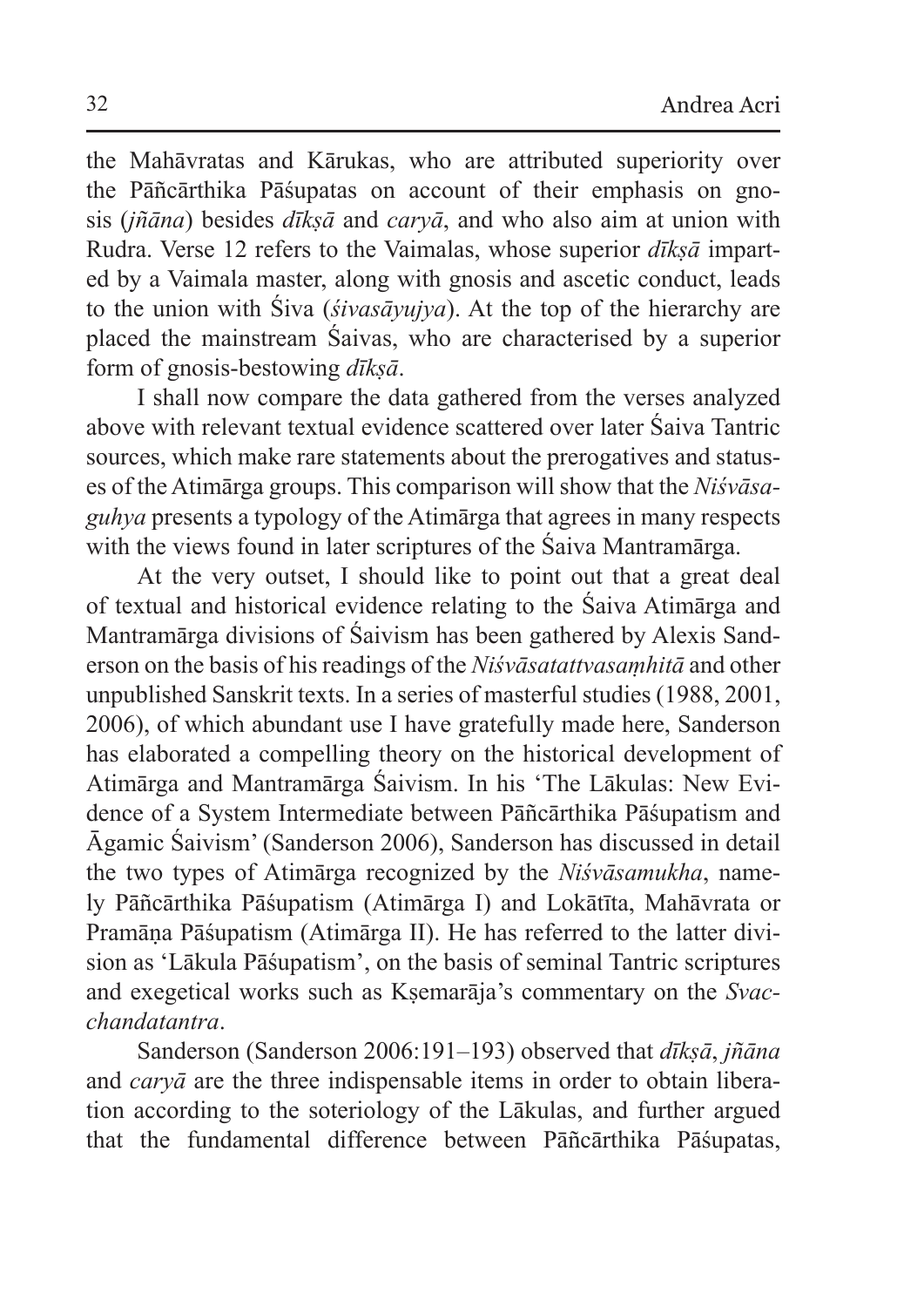the Mahāvratas and Kārukas, who are attributed superiority over the Pāñcārthika Pāśupatas on account of their emphasis on gnosis (*jñāna*) besides *dīkṣā* and *caryā*, and who also aim at union with Rudra. Verse 12 refers to the Vaimalas, whose superior *dīkṣā* imparted by a Vaimala master, along with gnosis and ascetic conduct, leads to the union with Śiva (*śivasāyujya*). At the top of the hierarchy are placed the mainstream Śaivas, who are characterised by a superior form of gnosis-bestowing *dīkṣā*.

I shall now compare the data gathered from the verses analyzed above with relevant textual evidence scattered over later Śaiva Tantric sources, which make rare statements about the prerogatives and statuses of the Atimārga groups. This comparison will show that the *Niśvāsaguhya* presents a typology of the Atimārga that agrees in many respects with the views found in later scriptures of the Śaiva Mantramārga.

At the very outset, I should like to point out that a great deal of textual and historical evidence relating to the Śaiva Atimārga and Mantramārga divisions of Śaivism has been gathered by Alexis Sanderson on the basis of his readings of the *Niśvāsatattvasaṃhitā* and other unpublished Sanskrit texts. In a series of masterful studies (1988, 2001, 2006), of which abundant use I have gratefully made here, Sanderson has elaborated a compelling theory on the historical development of Atimārga and Mantramārga Śaivism. In his 'The Lākulas: New Evidence of a System Intermediate between Pāñcārthika Pāśupatism and Āgamic Śaivism' (Sanderson 2006), Sanderson has discussed in detail the two types of Atimārga recognized by the *Niśvāsamukha*, namely Pāñcārthika Pāśupatism (Atimārga I) and Lokātīta, Mahāvrata or Pramāṇa Pāśupatism (Atimārga II). He has referred to the latter division as 'Lākula Pāśupatism', on the basis of seminal Tantric scriptures and exegetical works such as Kṣemarāja's commentary on the *Svacchandatantra*.

Sanderson (Sanderson 2006:191–193) observed that *dīkṣā*, *jñāna* and *caryā* are the three indispensable items in order to obtain liberation according to the soteriology of the Lākulas, and further argued that the fundamental difference between Pāñcārthika Pāśupatas,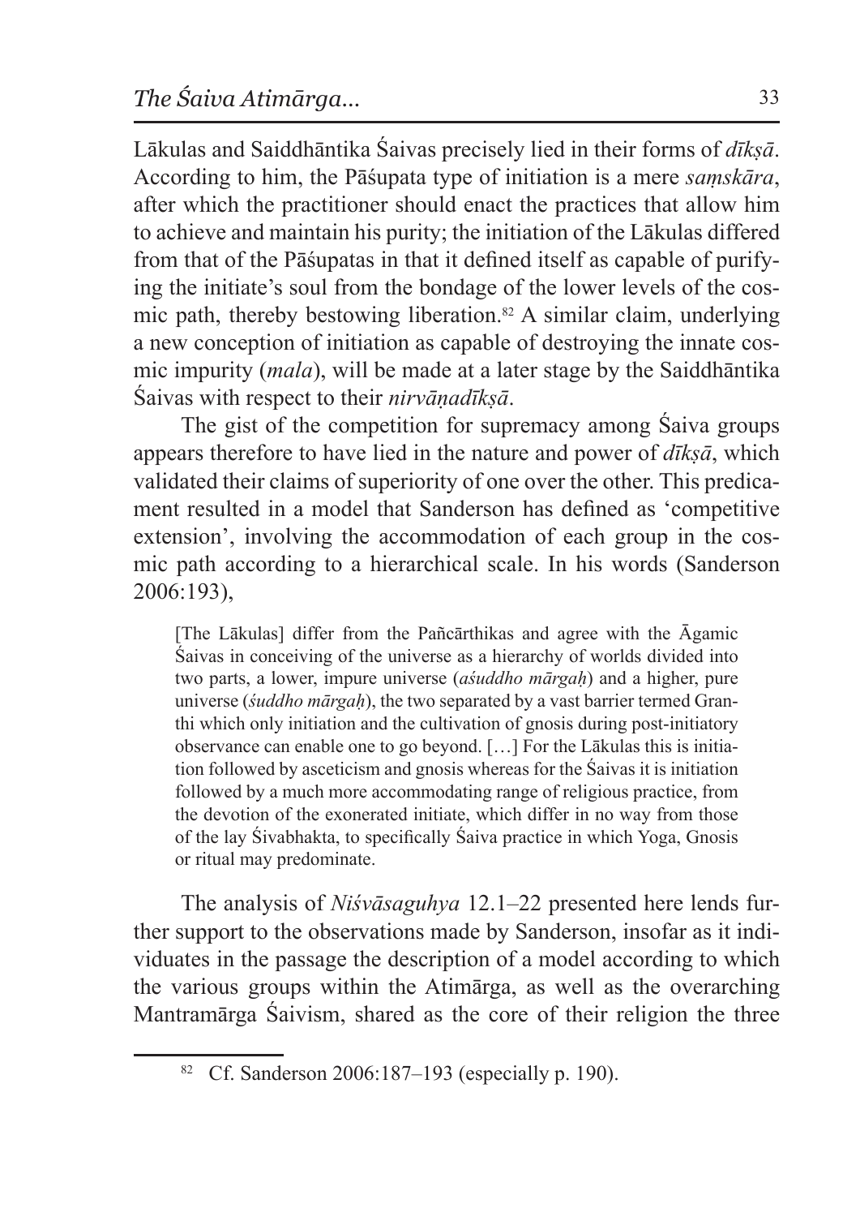Lākulas and Saiddhāntika Śaivas precisely lied in their forms of *dīkṣā*. According to him, the Pāśupata type of initiation is a mere *saṃskāra*, after which the practitioner should enact the practices that allow him to achieve and maintain his purity; the initiation of the Lākulas differed from that of the Pāśupatas in that it defined itself as capable of purifying the initiate's soul from the bondage of the lower levels of the cosmic path, thereby bestowing liberation.[82] A similar claim, underlying a new conception of initiation as capable of destroying the innate cosmic impurity (*mala*), will be made at a later stage by the Saiddhāntika Śaivas with respect to their *nirvāṇadīkṣā*.

The gist of the competition for supremacy among Śaiva groups appears therefore to have lied in the nature and power of *dīkṣā*, which validated their claims of superiority of one over the other. This predicament resulted in a model that Sanderson has defined as 'competitive extension', involving the accommodation of each group in the cosmic path according to a hierarchical scale. In his words (Sanderson 2006:193),

> [The Lākulas] differ from the Pañcārthikas and agree with the Āgamic Śaivas in conceiving of the universe as a hierarchy of worlds divided into two parts, a lower, impure universe (*aśuddho mārgaḥ*) and a higher, pure universe (*śuddho mārgaḥ*), the two separated by a vast barrier termed Granthi which only initiation and the cultivation of gnosis during post-initiatory observance can enable one to go beyond. […] For the Lākulas this is initiation followed by asceticism and gnosis whereas for the Śaivas it is initiation followed by a much more accommodating range of religious practice, from the devotion of the exonerated initiate, which differ in no way from those of the lay Śivabhakta, to specifically Śaiva practice in which Yoga, Gnosis or ritual may predominate.

The analysis of *Niśvāsaguhya* 12.1–22 presented here lends further support to the observations made by Sanderson, insofar as it individuates in the passage the description of a model according to which the various groups within the Atimārga, as well as the overarching Mantramārga Śaivism, shared as the core of their religion the three

[82] Cf. Sanderson 2006:187–193 (especially p. 190).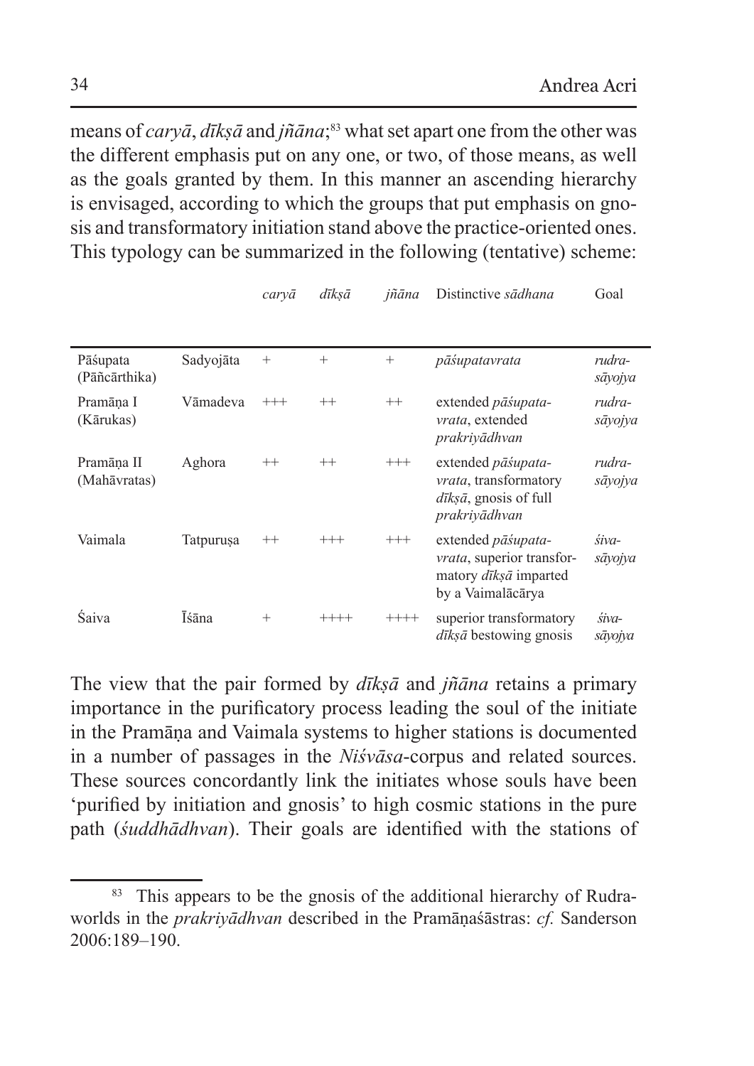means of *caryā*, *dīkṣā* and *jñāna*;[83] what set apart one from the other was the different emphasis put on any one, or two, of those means, as well as the goals granted by them. In this manner an ascending hierarchy is envisaged, according to which the groups that put emphasis on gnosis and transformatory initiation stand above the practice-oriented ones. This typology can be summarized in the following (tentative) scheme:

| | | *caryā* | *dīkṣā* | *jñāna* | Distinctive *sādhana* | Goal |
|---|---|---|---|---|---|---|
| Pāśupata (Pāñcārthika) | Sadyojāta | + | + | + | *pāśupatavrata* | *rudra-sāyojya* |
| Pramāṇa I (Kārukas) | Vāmadeva | +++ | ++ | ++ | extended *pāśupata-vrata*, extended *prakriyādhvan* | *rudra-sāyojya* |
| Pramāṇa II (Mahāvratas) | Aghora | ++ | ++ | +++ | extended *pāśupata-vrata*, transformatory *dīkṣā*, gnosis of full *prakriyādhvan* | *rudra-sāyojya* |
| Vaimala | Tatpuruṣa | ++ | +++ | +++ | extended *pāśupata-vrata*, superior transformatory *dīkṣā* imparted by a Vaimalācārya | *śiva-sāyojya* |
| Śaiva | Īśāna | + | ++++ | ++++ | superior transformatory *dīkṣā* bestowing gnosis | *śiva-sāyojya* |

The view that the pair formed by *dīkṣā* and *jñāna* retains a primary importance in the purificatory process leading the soul of the initiate in the Pramāṇa and Vaimala systems to higher stations is documented in a number of passages in the *Niśvāsa*-corpus and related sources. These sources concordantly link the initiates whose souls have been 'purified by initiation and gnosis' to high cosmic stations in the pure path (*śuddhādhvan*). Their goals are identified with the stations of

[83] This appears to be the gnosis of the additional hierarchy of Rudra-worlds in the *prakriyādhvan* described in the Pramāṇaśāstras: *cf.* Sanderson 2006:189–190.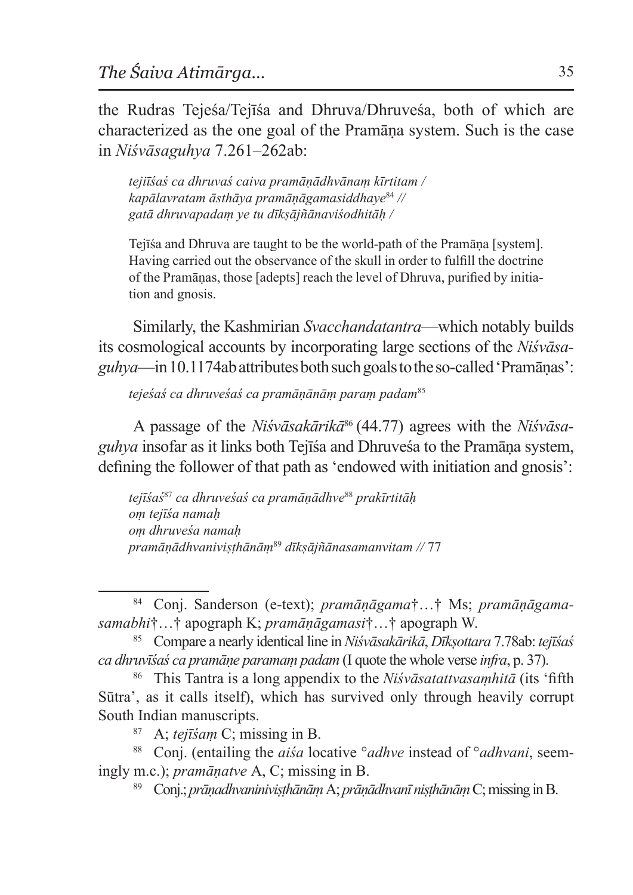the Rudras Tejeśa/Tejīśa and Dhruva/Dhruveśa, both of which are characterized as the one goal of the Pramāṇa system. Such is the case in *Niśvāsaguhya* 7.261–262ab:

> *tejīīśaś ca dhruvaś caiva pramāṇādhvānaṃ kīrtitam /*
> *kapālavratam āsthāya pramāṇāgamasiddhaye*[84] *//*
> *gatā dhruvapadaṃ ye tu dīkṣājñānaviśodhitāḥ /*
>
> Tejīśa and Dhruva are taught to be the world-path of the Pramāṇa [system]. Having carried out the observance of the skull in order to fulfill the doctrine of the Pramāṇas, those [adepts] reach the level of Dhruva, purified by initiation and gnosis.

Similarly, the Kashmirian *Svacchandatantra*—which notably builds its cosmological accounts by incorporating large sections of the *Niśvāsaguhya*—in 10.1174ab attributes both such goals to the so-called 'Pramāṇas':

> *tejeśaś ca dhruveśaś ca pramāṇānāṃ paraṃ padam*[85]

A passage of the *Niśvāsakārikā*[86] (44.77) agrees with the *Niśvāsaguhya* insofar as it links both Tejīśa and Dhruveśa to the Pramāṇa system, defining the follower of that path as 'endowed with initiation and gnosis':

> *tejīśaś*[87] *ca dhruveśaś ca pramāṇādhve*[88] *prakīrtitāḥ*
> *oṃ tejīśa namaḥ*
> *oṃ dhruveśa namaḥ*
> *pramāṇādhvaniviṣṭhānāṃ*[89] *dīkṣājñānasamanvitam //* 77

---

[84] Conj. Sanderson (e-text); *pramāṇāgama*†…† Ms; *pramāṇāgamasamabhi*†…† apograph K; *pramāṇāgamasi*†…† apograph W.

[85] Compare a nearly identical line in *Niśvāsakārikā*, *Dīkṣottara* 7.78ab: *tejīśaś ca dhruvīśaś ca pramāṇe paramaṃ padam* (I quote the whole verse *infra*, p. 37).

[86] This Tantra is a long appendix to the *Niśvāsatattvasaṃhitā* (its 'fifth Sūtra', as it calls itself), which has survived only through heavily corrupt South Indian manuscripts.

[87] A; *tejīśaṃ* C; missing in B.

[88] Conj. (entailing the *aiśa* locative °*adhve* instead of °*adhvani*, seemingly m.c.); *pramāṇatve* A, C; missing in B.

[89] Conj.; *prāṇadhvaninivisṭhānāṃ* A; *prāṇādhvanī niṣṭhānāṃ* C; missing in B.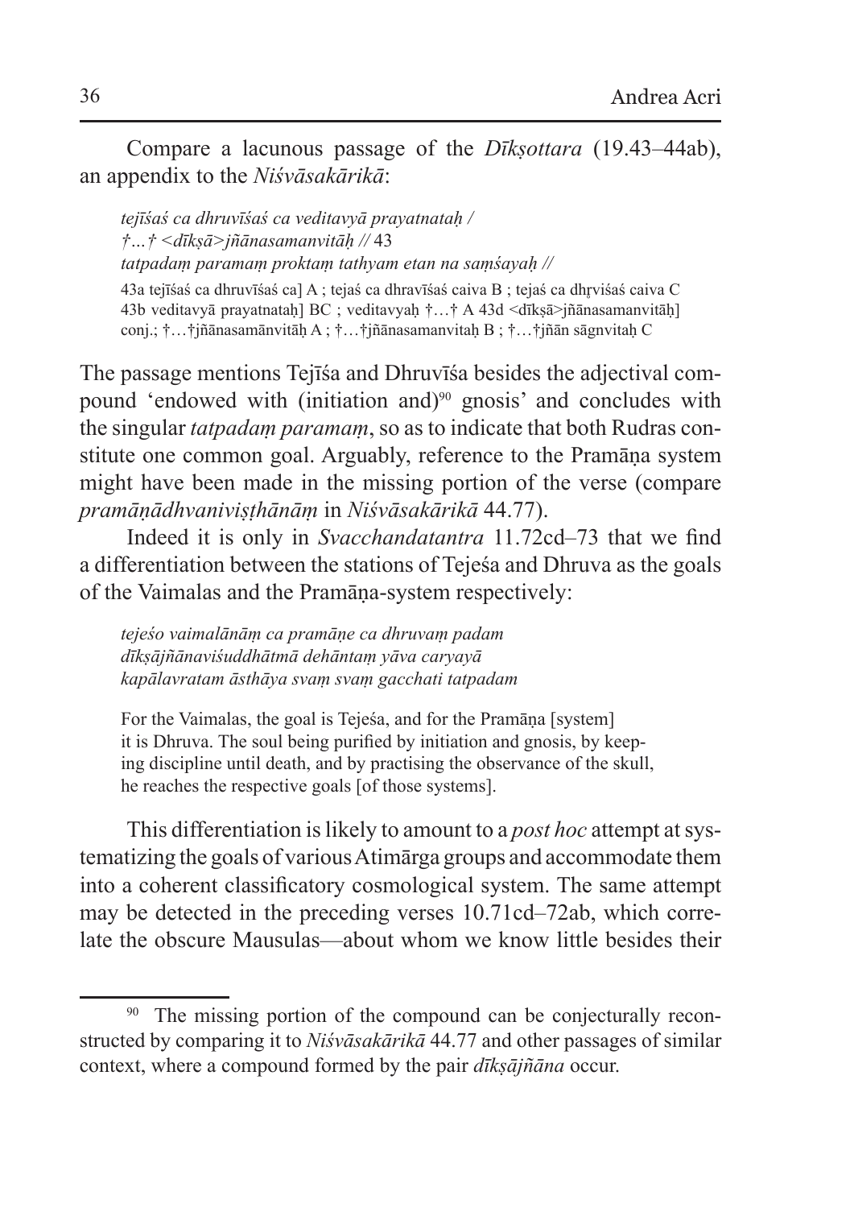Compare a lacunous passage of the *Dīkṣottara* (19.43–44ab), an appendix to the *Niśvāsakārikā*:

> *tejīśaś ca dhruvīśaś ca veditavyā prayatnataḥ /*
> *†…† <dīkṣā>jñānasamanvitāḥ //* 43
> *tatpadaṃ paramaṃ proktaṃ tathyam etan na saṃśayaḥ //*
>
> 43a tejīśaś ca dhruvīśaś ca] A ; tejaś ca dhravīśaś caiva B ; tejaś ca dhṛviśaś caiva C
> 43b veditavyā prayatnataḥ] BC ; veditavyaḥ †…† A 43d <dīkṣā>jñānasamanvitāḥ] conj.; †…†jñānasamānvitāḥ A ; †…†jñānasamanvitaḥ B ; †…†jñān sāgnvitaḥ C

The passage mentions Tejīśa and Dhruvīśa besides the adjectival compound 'endowed with (initiation and)[90] gnosis' and concludes with the singular *tatpadaṃ paramaṃ*, so as to indicate that both Rudras constitute one common goal. Arguably, reference to the Pramāṇa system might have been made in the missing portion of the verse (compare *pramāṇādhvaniviṣṭhānāṃ* in *Niśvāsakārikā* 44.77).

Indeed it is only in *Svacchandatantra* 11.72cd–73 that we find a differentiation between the stations of Tejeśa and Dhruva as the goals of the Vaimalas and the Pramāṇa-system respectively:

> *tejeśo vaimalānāṃ ca pramāṇe ca dhruvaṃ padam*
> *dīkṣājñānaviśuddhātmā dehāntaṃ yāva caryayā*
> *kapālavratam āsthāya svaṃ svaṃ gacchati tatpadam*
>
> For the Vaimalas, the goal is Tejeśa, and for the Pramāṇa [system] it is Dhruva. The soul being purified by initiation and gnosis, by keeping discipline until death, and by practising the observance of the skull, he reaches the respective goals [of those systems].

This differentiation is likely to amount to a *post hoc* attempt at systematizing the goals of various Atimārga groups and accommodate them into a coherent classificatory cosmological system. The same attempt may be detected in the preceding verses 10.71cd–72ab, which correlate the obscure Mausulas—about whom we know little besides their

---

[90] The missing portion of the compound can be conjecturally reconstructed by comparing it to *Niśvāsakārikā* 44.77 and other passages of similar context, where a compound formed by the pair *dīkṣājñāna* occur.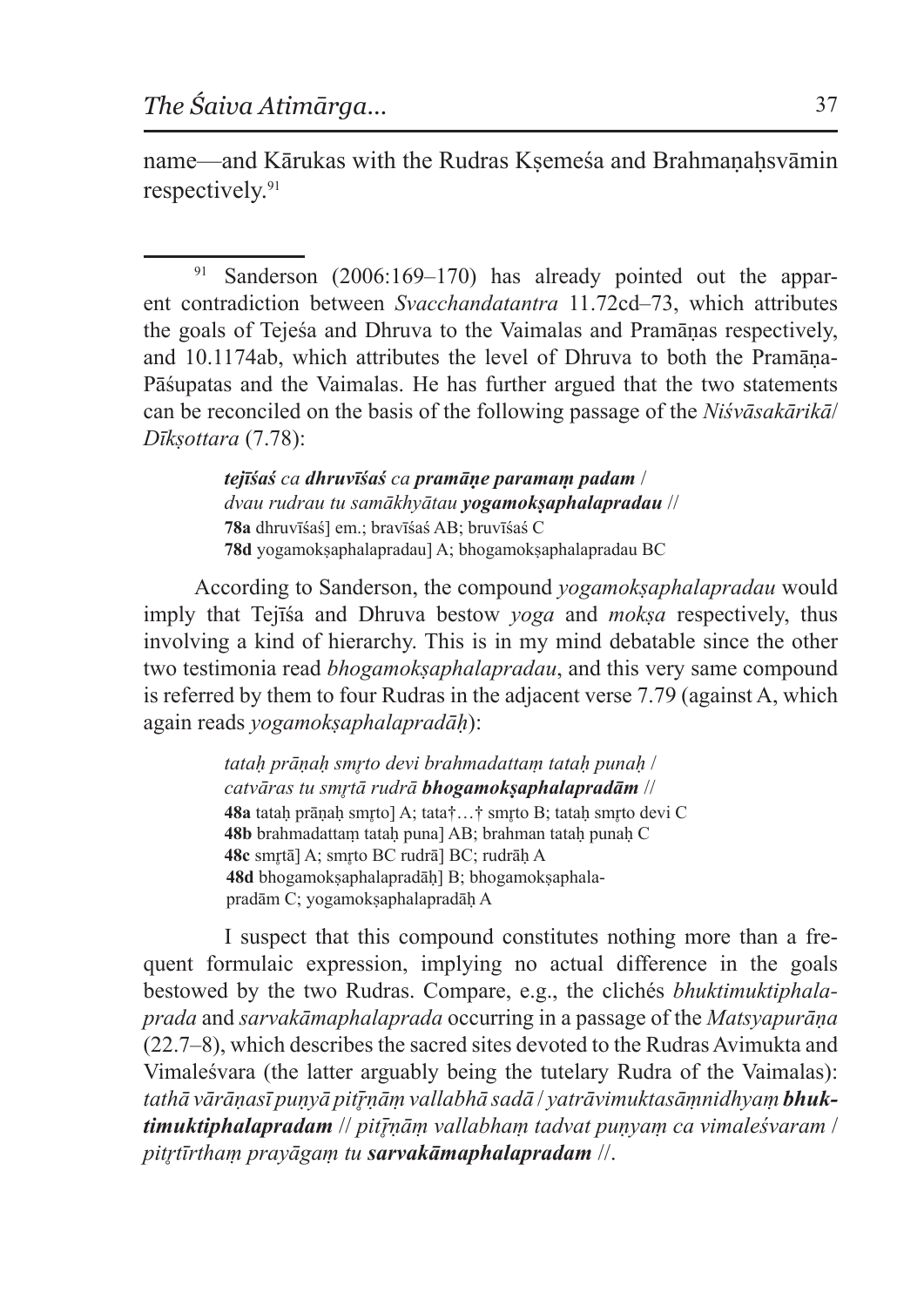name—and Kārukas with the Rudras Kṣemeśa and Brahmaṇaḥsvāmin respectively.[91]

---

[91] Sanderson (2006:169–170) has already pointed out the apparent contradiction between *Svacchandatantra* 11.72cd–73, which attributes the goals of Tejeśa and Dhruva to the Vaimalas and Pramāṇas respectively, and 10.1174ab, which attributes the level of Dhruva to both the Pramāṇa-Pāśupatas and the Vaimalas. He has further argued that the two statements can be reconciled on the basis of the following passage of the *Niśvāsakārikā*/ *Dīkṣottara* (7.78):

> ***tejīśaś*** *ca* ***dhruvīśaś*** *ca* ***pramāṇe paramaṃ padam*** /
> *dvau rudrau tu samākhyātau* ***yogamokṣaphalapradau*** //
> **78a** dhruvīśaś] em.; bravīśaś AB; bruvīśaś C
> **78d** yogamokṣaphalapradau] A; bhogamokṣaphalapradau BC

According to Sanderson, the compound *yogamokṣaphalapradau* would imply that Tejīśa and Dhruva bestow *yoga* and *mokṣa* respectively, thus involving a kind of hierarchy. This is in my mind debatable since the other two testimonia read *bhogamokṣaphalapradau*, and this very same compound is referred by them to four Rudras in the adjacent verse 7.79 (against A, which again reads *yogamokṣaphalapradāḥ*):

> *tataḥ prāṇaḥ smṛto devi brahmadattaṃ tataḥ punaḥ* /
> *catvāras tu smṛtā rudrā* ***bhogamokṣaphalapradām*** //
> **48a** tataḥ prāṇaḥ smṛto] A; tata†…† smṛto B; tataḥ smṛto devi C
> **48b** brahmadattaṃ tataḥ puna] AB; brahman tataḥ punaḥ C
> **48c** smṛtā] A; smṛto BC rudrā] BC; rudrāḥ A
> **48d** bhogamokṣaphalapradāḥ] B; bhogamokṣaphalapradām C; yogamokṣaphalapradāḥ A

I suspect that this compound constitutes nothing more than a frequent formulaic expression, implying no actual difference in the goals bestowed by the two Rudras. Compare, e.g., the clichés *bhuktimuktiphalaprada* and *sarvakāmaphalaprada* occurring in a passage of the *Matsyapurāṇa* (22.7–8), which describes the sacred sites devoted to the Rudras Avimukta and Vimaleśvara (the latter arguably being the tutelary Rudra of the Vaimalas): *tathā vārāṇasī puṇyā pitṝṇāṃ vallabhā sadā / yatrāvimuktasāṃnidhyaṃ* ***bhuktimuktiphalapradam*** *// pitṝṇāṃ vallabhaṃ tadvat puṇyaṃ ca vimaleśvaram / pitṛtīrthaṃ prayāgaṃ tu* ***sarvakāmaphalapradam*** *//*.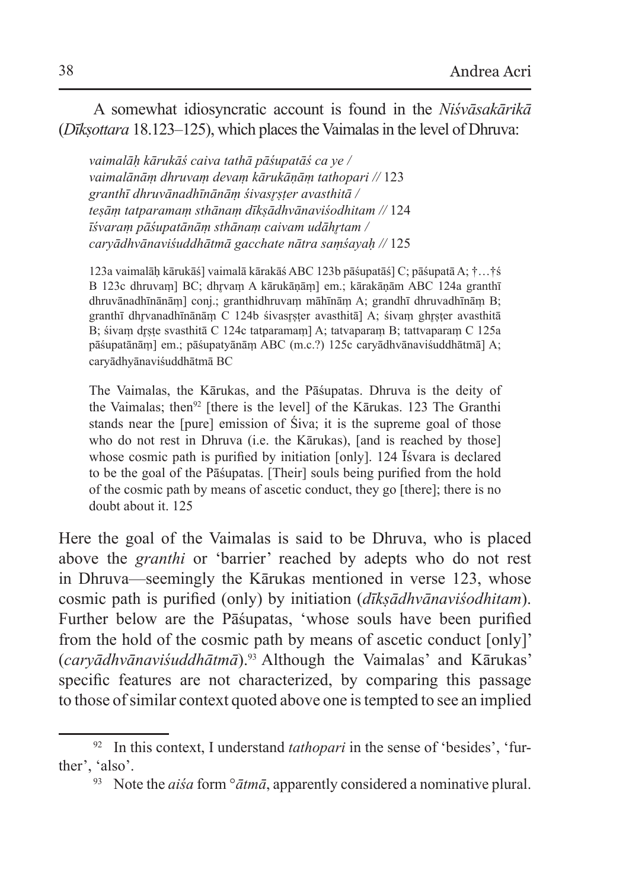A somewhat idiosyncratic account is found in the *Niśvāsakārikā* (*Dīkṣottara* 18.123–125), which places the Vaimalas in the level of Dhruva:

*vaimalāḥ kārukāś caiva tathā pāśupatāś ca ye /*
*vaimalānāṃ dhruvaṃ devaṃ kārukāṇāṃ tathopari //* 123
*granthī dhruvānadhīnānāṃ śivasr̥ṣṭer avasthitā /*
*teṣāṃ tatparamaṃ sthānaṃ dīkṣādhvānaviśodhitam //* 124
*īśvaraṃ pāśupatānāṃ sthānaṃ caivam udāhr̥tam /*
*caryādhvānaviśuddhātmā gacchate nātra saṃśayaḥ //* 125

123a vaimalāḥ kārukāś] vaimalā kārakāś ABC 123b pāśupatāś] C; pāśupatā A; †…†ś B 123c dhruvaṃ] BC; dhr̥vaṃ A kārukāṇāṃ] em.; kārakāṇām ABC 124a granthī dhruvānadhīnānāṃ] conj.; granthidhruvaṃ māhīnāṃ A; grandhī dhruvadhīnāṃ B; granthī dhr̥vanadhīnānāṃ C 124b śivasr̥ṣṭer avasthitā] A; śivaṃ ghr̥ṣṭer avasthitā B; śivaṃ dr̥ṣṭe svasthitā C 124c tatparamaṃ] A; tatvaparaṃ B; tattvaparaṃ C 125a pāśupatānāṃ] em.; pāśupatyānāṃ ABC (m.c.?) 125c caryādhvānaviśuddhātmā] A; caryādhyānaviśuddhātmā BC

The Vaimalas, the Kārukas, and the Pāśupatas. Dhruva is the deity of the Vaimalas; then[92] [there is the level] of the Kārukas. 123 The Granthi stands near the [pure] emission of Śiva; it is the supreme goal of those who do not rest in Dhruva (i.e. the Kārukas), [and is reached by those] whose cosmic path is purified by initiation [only]. 124 Īśvara is declared to be the goal of the Pāśupatas. [Their] souls being purified from the hold of the cosmic path by means of ascetic conduct, they go [there]; there is no doubt about it. 125

Here the goal of the Vaimalas is said to be Dhruva, who is placed above the *granthi* or 'barrier' reached by adepts who do not rest in Dhruva—seemingly the Kārukas mentioned in verse 123, whose cosmic path is purified (only) by initiation (*dīkṣādhvānaviśodhitam*). Further below are the Pāśupatas, 'whose souls have been purified from the hold of the cosmic path by means of ascetic conduct [only]' (*caryādhvānaviśuddhātmā*).[93] Although the Vaimalas' and Kārukas' specific features are not characterized, by comparing this passage to those of similar context quoted above one is tempted to see an implied

[92] In this context, I understand *tathopari* in the sense of 'besides', 'further', 'also'.

[93] Note the *aiśa* form °*ātmā*, apparently considered a nominative plural.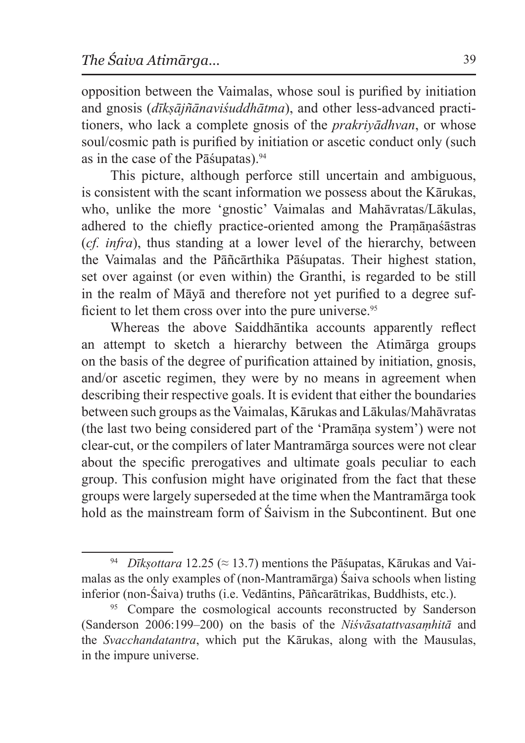opposition between the Vaimalas, whose soul is purified by initiation and gnosis (*dīkṣājñānaviśuddhātma*), and other less-advanced practitioners, who lack a complete gnosis of the *prakriyādhvan*, or whose soul/cosmic path is purified by initiation or ascetic conduct only (such as in the case of the Pāśupatas).[94]

This picture, although perforce still uncertain and ambiguous, is consistent with the scant information we possess about the Kārukas, who, unlike the more 'gnostic' Vaimalas and Mahāvratas/Lākulas, adhered to the chiefly practice-oriented among the Pramāṇaśāstras (*cf. infra*), thus standing at a lower level of the hierarchy, between the Vaimalas and the Pāñcārthika Pāśupatas. Their highest station, set over against (or even within) the Granthi, is regarded to be still in the realm of Māyā and therefore not yet purified to a degree sufficient to let them cross over into the pure universe.[95]

Whereas the above Saiddhāntika accounts apparently reflect an attempt to sketch a hierarchy between the Atimārga groups on the basis of the degree of purification attained by initiation, gnosis, and/or ascetic regimen, they were by no means in agreement when describing their respective goals. It is evident that either the boundaries between such groups as the Vaimalas, Kārukas and Lākulas/Mahāvratas (the last two being considered part of the 'Pramāṇa system') were not clear-cut, or the compilers of later Mantramārga sources were not clear about the specific prerogatives and ultimate goals peculiar to each group. This confusion might have originated from the fact that these groups were largely superseded at the time when the Mantramārga took hold as the mainstream form of Śaivism in the Subcontinent. But one

---

[94] *Dīkṣottara* 12.25 (≈ 13.7) mentions the Pāśupatas, Kārukas and Vaimalas as the only examples of (non-Mantramārga) Śaiva schools when listing inferior (non-Śaiva) truths (i.e. Vedāntins, Pāñcarātrikas, Buddhists, etc.).

[95] Compare the cosmological accounts reconstructed by Sanderson (Sanderson 2006:199–200) on the basis of the *Niśvāsatattvasaṃhitā* and the *Svacchandatantra*, which put the Kārukas, along with the Mausulas, in the impure universe.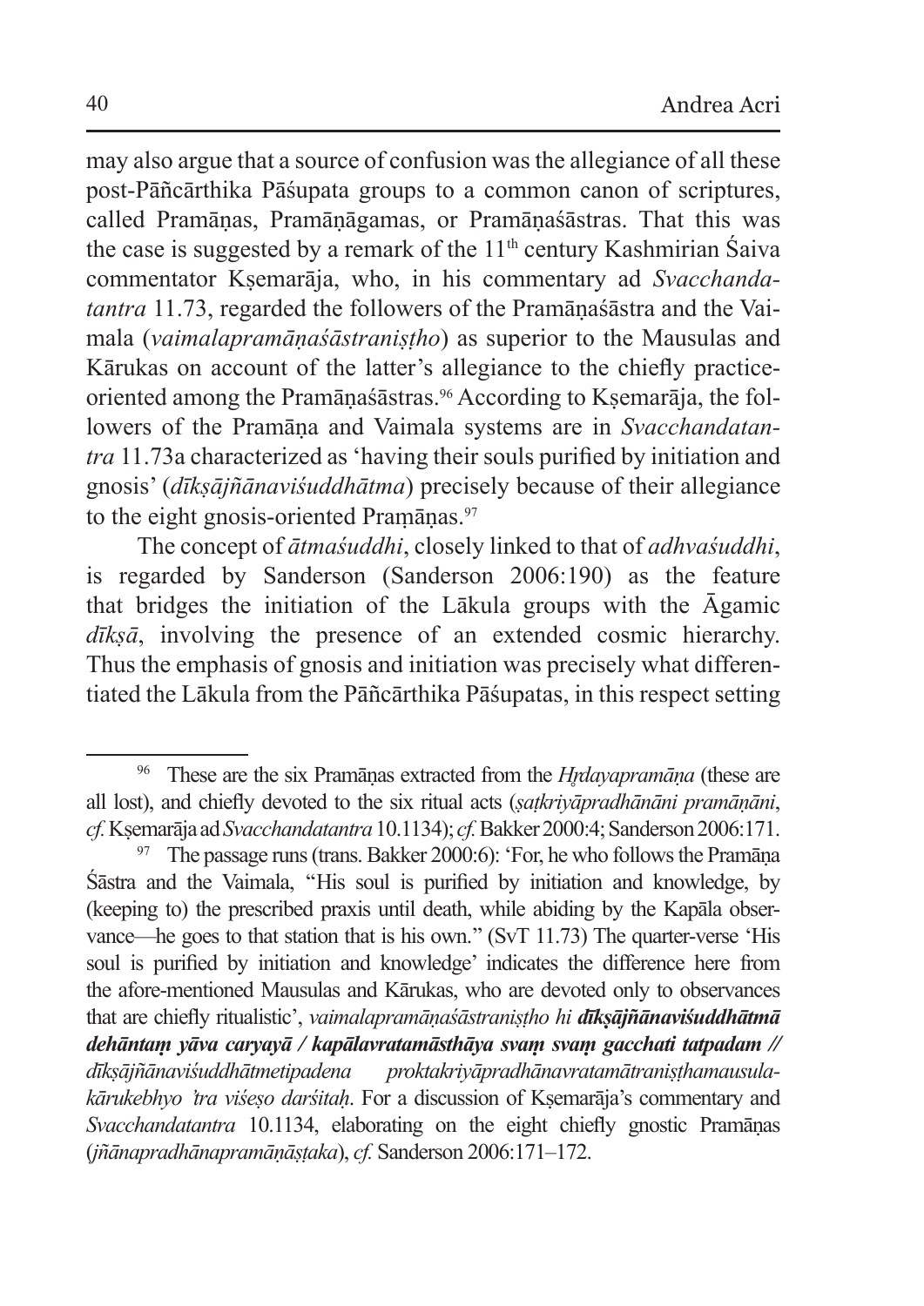may also argue that a source of confusion was the allegiance of all these post-Pāñcārthika Pāśupata groups to a common canon of scriptures, called Pramāṇas, Pramāṇāgamas, or Pramāṇaśāstras. That this was the case is suggested by a remark of the 11th century Kashmirian Śaiva commentator Kṣemarāja, who, in his commentary ad *Svacchandatantra* 11.73, regarded the followers of the Pramāṇaśāstra and the Vaimala (*vaimalapramāṇaśāstraniṣṭho*) as superior to the Mausulas and Kārukas on account of the latter's allegiance to the chiefly practice-oriented among the Pramāṇaśāstras.[96] According to Kṣemarāja, the followers of the Pramāṇa and Vaimala systems are in *Svacchandatantra* 11.73a characterized as 'having their souls purified by initiation and gnosis' (*dīkṣājñānaviśuddhātma*) precisely because of their allegiance to the eight gnosis-oriented Praṃāṇas.[97]

The concept of *ātmaśuddhi*, closely linked to that of *adhvaśuddhi*, is regarded by Sanderson (Sanderson 2006:190) as the feature that bridges the initiation of the Lākula groups with the Āgamic *dīkṣā*, involving the presence of an extended cosmic hierarchy. Thus the emphasis of gnosis and initiation was precisely what differentiated the Lākula from the Pāñcārthika Pāśupatas, in this respect setting

---

[96] These are the six Pramāṇas extracted from the *Hṛdayapramāṇa* (these are all lost), and chiefly devoted to the six ritual acts (*ṣaṭkriyāpradhānāni pramāṇāni*, *cf.* Kṣemarāja ad *Svacchandatantra* 10.1134); *cf.* Bakker 2000:4; Sanderson 2006:171.

[97] The passage runs (trans. Bakker 2000:6): 'For, he who follows the Pramāṇa Śāstra and the Vaimala, "His soul is purified by initiation and knowledge, by (keeping to) the prescribed praxis until death, while abiding by the Kapāla observance—he goes to that station that is his own." (SvT 11.73) The quarter-verse 'His soul is purified by initiation and knowledge' indicates the difference here from the afore-mentioned Mausulas and Kārukas, who are devoted only to observances that are chiefly ritualistic', *vaimalapramāṇaśāstraniṣṭho hi **dīkṣājñānaviśuddhātmā dehāntaṃ yāva caryayā / kapālavratamāsthāya svaṃ svaṃ gacchati tatpadam //** dīkṣājñānaviśuddhātmetipadena proktakriyāpradhānavratamātraniṣṭhamausulakārukebhyo 'tra viśeṣo darśitaḥ*. For a discussion of Kṣemarāja's commentary and *Svacchandatantra* 10.1134, elaborating on the eight chiefly gnostic Pramāṇas (*jñānapradhānapramāṇāṣṭaka*), *cf.* Sanderson 2006:171–172.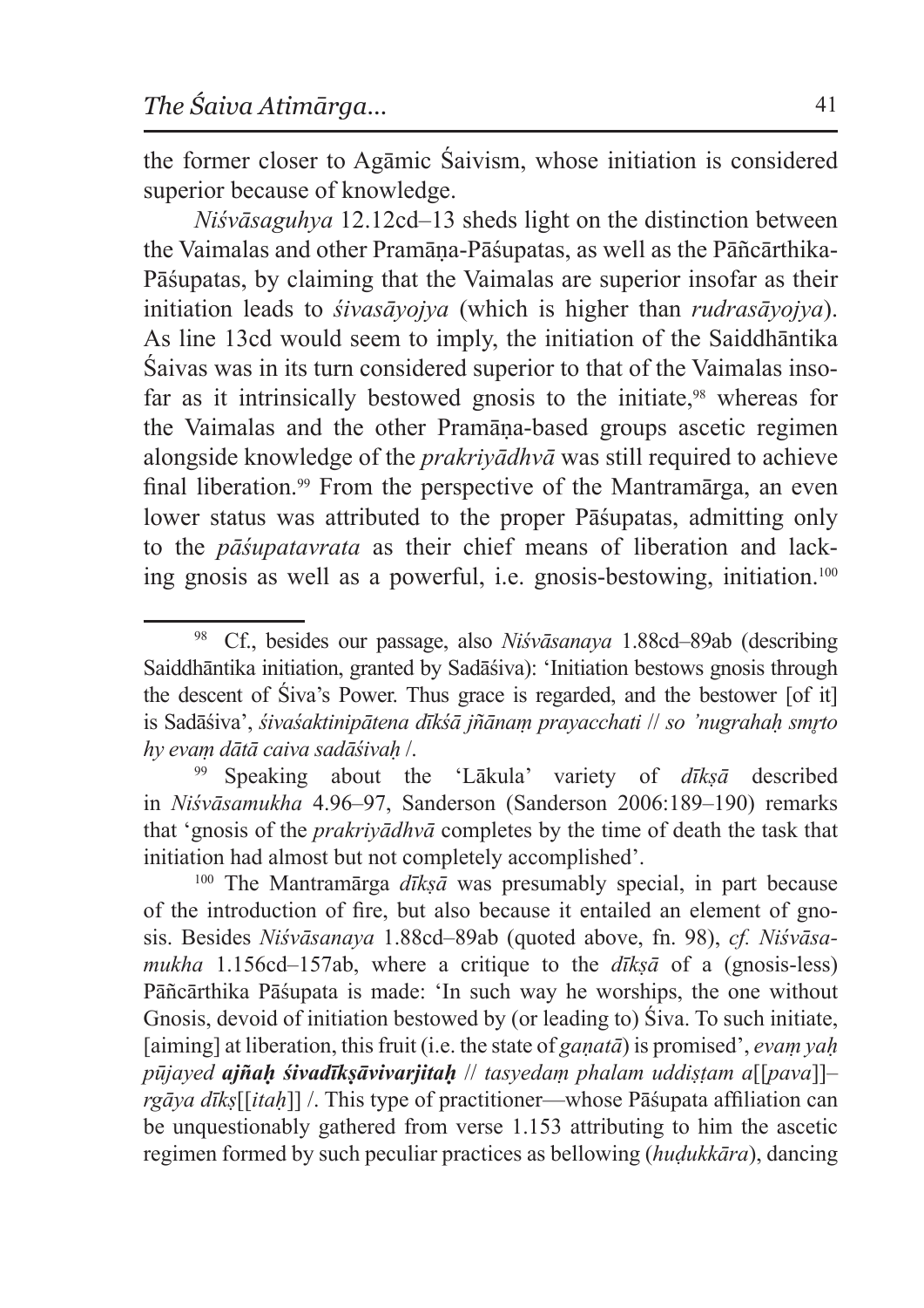the former closer to Agāmic Śaivism, whose initiation is considered superior because of knowledge.

*Niśvāsaguhya* 12.12cd–13 sheds light on the distinction between the Vaimalas and other Pramāṇa-Pāśupatas, as well as the Pāñcārthika-Pāśupatas, by claiming that the Vaimalas are superior insofar as their initiation leads to *śivasāyojya* (which is higher than *rudrasāyojya*). As line 13cd would seem to imply, the initiation of the Saiddhāntika Śaivas was in its turn considered superior to that of the Vaimalas insofar as it intrinsically bestowed gnosis to the initiate,[98] whereas for the Vaimalas and the other Pramāṇa-based groups ascetic regimen alongside knowledge of the *prakriyādhvā* was still required to achieve final liberation.[99] From the perspective of the Mantramārga, an even lower status was attributed to the proper Pāśupatas, admitting only to the *pāśupatavrata* as their chief means of liberation and lacking gnosis as well as a powerful, i.e. gnosis-bestowing, initiation.[100]

---

[98] Cf., besides our passage, also *Niśvāsanaya* 1.88cd–89ab (describing Saiddhāntika initiation, granted by Sadāśiva): 'Initiation bestows gnosis through the descent of Śiva's Power. Thus grace is regarded, and the bestower [of it] is Sadāśiva', *śivaśaktinipātena dīkśā jñānaṃ prayacchati // so 'nugrahaḥ smṛto hy evaṃ dātā caiva sadāśivaḥ* /.

[99] Speaking about the 'Lākula' variety of *dīkṣā* described in *Niśvāsamukha* 4.96–97, Sanderson (Sanderson 2006:189–190) remarks that 'gnosis of the *prakriyādhvā* completes by the time of death the task that initiation had almost but not completely accomplished'.

[100] The Mantramārga *dīkṣā* was presumably special, in part because of the introduction of fire, but also because it entailed an element of gnosis. Besides *Niśvāsanaya* 1.88cd–89ab (quoted above, fn. 98), *cf. Niśvāsamukha* 1.156cd–157ab, where a critique to the *dīkṣā* of a (gnosis-less) Pāñcārthika Pāśupata is made: 'In such way he worships, the one without Gnosis, devoid of initiation bestowed by (or leading to) Śiva. To such initiate, [aiming] at liberation, this fruit (i.e. the state of *gaṇatā*) is promised', *evaṃ yaḥ pūjayed **ajñaḥ śivadīkṣāvivarjitaḥ** // tasyedaṃ phalam uddiṣṭam a*[[*pava*]]–*rgāya dīkṣ*[[*itaḥ*]] /. This type of practitioner—whose Pāśupata affiliation can be unquestionably gathered from verse 1.153 attributing to him the ascetic regimen formed by such peculiar practices as bellowing (*huḍukkāra*), dancing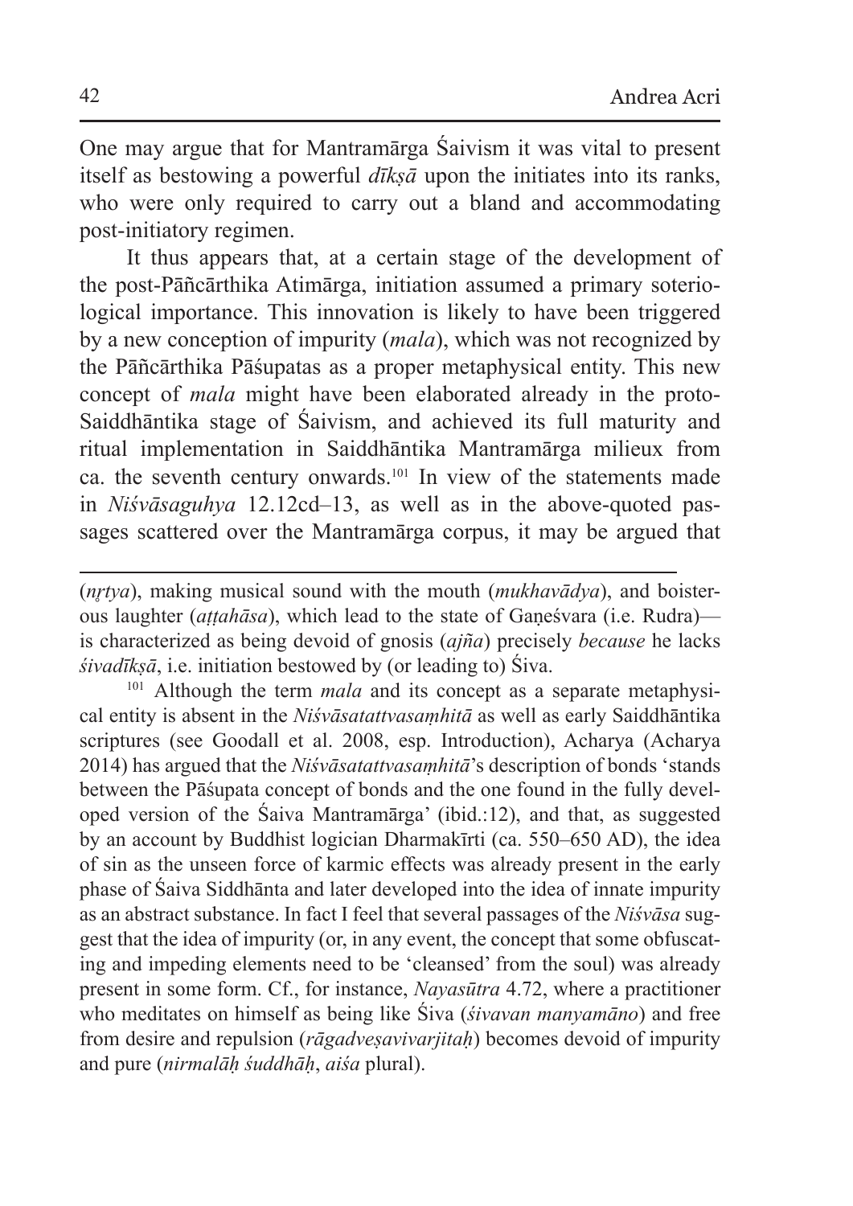One may argue that for Mantramārga Śaivism it was vital to present itself as bestowing a powerful *dīkṣā* upon the initiates into its ranks, who were only required to carry out a bland and accommodating post-initiatory regimen.

It thus appears that, at a certain stage of the development of the post-Pāñcārthika Atimārga, initiation assumed a primary soteriological importance. This innovation is likely to have been triggered by a new conception of impurity (*mala*), which was not recognized by the Pāñcārthika Pāśupatas as a proper metaphysical entity. This new concept of *mala* might have been elaborated already in the proto-Saiddhāntika stage of Śaivism, and achieved its full maturity and ritual implementation in Saiddhāntika Mantramārga milieux from ca. the seventh century onwards.[101] In view of the statements made in *Niśvāsaguhya* 12.12cd–13, as well as in the above-quoted passages scattered over the Mantramārga corpus, it may be argued that

---

(*nṛtya*), making musical sound with the mouth (*mukhavādya*), and boisterous laughter (*aṭṭahāsa*), which lead to the state of Gaṇeśvara (i.e. Rudra)—is characterized as being devoid of gnosis (*ajña*) precisely *because* he lacks *śivadīkṣā*, i.e. initiation bestowed by (or leading to) Śiva.

[101] Although the term *mala* and its concept as a separate metaphysical entity is absent in the *Niśvāsatattvasaṃhitā* as well as early Saiddhāntika scriptures (see Goodall et al. 2008, esp. Introduction), Acharya (Acharya 2014) has argued that the *Niśvāsatattvasaṃhitā*'s description of bonds 'stands between the Pāśupata concept of bonds and the one found in the fully developed version of the Śaiva Mantramārga' (ibid.:12), and that, as suggested by an account by Buddhist logician Dharmakīrti (ca. 550–650 AD), the idea of sin as the unseen force of karmic effects was already present in the early phase of Śaiva Siddhānta and later developed into the idea of innate impurity as an abstract substance. In fact I feel that several passages of the *Niśvāsa* suggest that the idea of impurity (or, in any event, the concept that some obfuscating and impeding elements need to be 'cleansed' from the soul) was already present in some form. Cf., for instance, *Nayasūtra* 4.72, where a practitioner who meditates on himself as being like Śiva (*śivavan manyamāno*) and free from desire and repulsion (*rāgadveṣavivarjitaḥ*) becomes devoid of impurity and pure (*nirmalāḥ śuddhāḥ*, *aiśa* plural).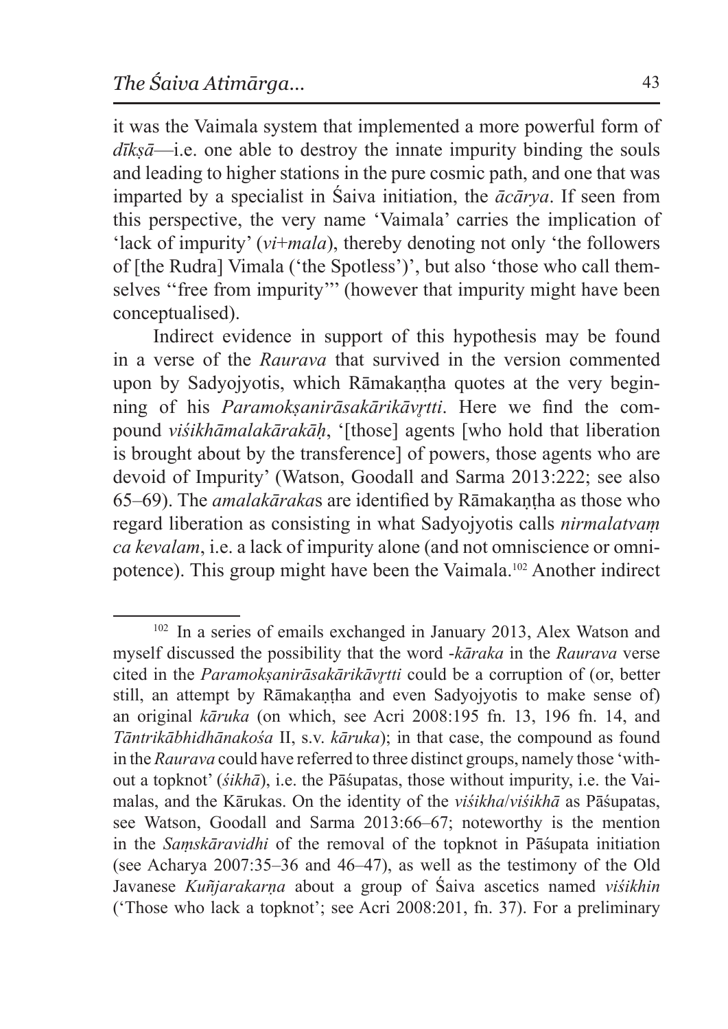it was the Vaimala system that implemented a more powerful form of *dīkṣā*—i.e. one able to destroy the innate impurity binding the souls and leading to higher stations in the pure cosmic path, and one that was imparted by a specialist in Śaiva initiation, the *ācārya*. If seen from this perspective, the very name 'Vaimala' carries the implication of 'lack of impurity' (*vi*+*mala*), thereby denoting not only 'the followers of [the Rudra] Vimala ('the Spotless')', but also 'those who call themselves ''free from impurity''' (however that impurity might have been conceptualised).

Indirect evidence in support of this hypothesis may be found in a verse of the *Raurava* that survived in the version commented upon by Sadyojyotis, which Rāmakaṇṭha quotes at the very beginning of his *Paramokṣanirāsakārikāvṛtti*. Here we find the compound *viśikhāmalakārakāḥ*, '[those] agents [who hold that liberation is brought about by the transference] of powers, those agents who are devoid of Impurity' (Watson, Goodall and Sarma 2013:222; see also 65–69). The *amalakāraka*s are identified by Rāmakaṇṭha as those who regard liberation as consisting in what Sadyojyotis calls *nirmalatvaṃ ca kevalam*, i.e. a lack of impurity alone (and not omniscience or omnipotence). This group might have been the Vaimala.[102] Another indirect

---

[102] In a series of emails exchanged in January 2013, Alex Watson and myself discussed the possibility that the word -*kāraka* in the *Raurava* verse cited in the *Paramokṣanirāsakārikāvṛtti* could be a corruption of (or, better still, an attempt by Rāmakaṇṭha and even Sadyojyotis to make sense of) an original *kāruka* (on which, see Acri 2008:195 fn. 13, 196 fn. 14, and *Tāntrikābhidhānakośa* II, s.v. *kāruka*); in that case, the compound as found in the *Raurava* could have referred to three distinct groups, namely those 'without a topknot' (*śikhā*), i.e. the Pāśupatas, those without impurity, i.e. the Vaimalas, and the Kārukas. On the identity of the *viśikha*/*viśikhā* as Pāśupatas, see Watson, Goodall and Sarma 2013:66–67; noteworthy is the mention in the *Saṃskāravidhi* of the removal of the topknot in Pāśupata initiation (see Acharya 2007:35–36 and 46–47), as well as the testimony of the Old Javanese *Kuñjarakarṇa* about a group of Śaiva ascetics named *viśikhin* ('Those who lack a topknot'; see Acri 2008:201, fn. 37). For a preliminary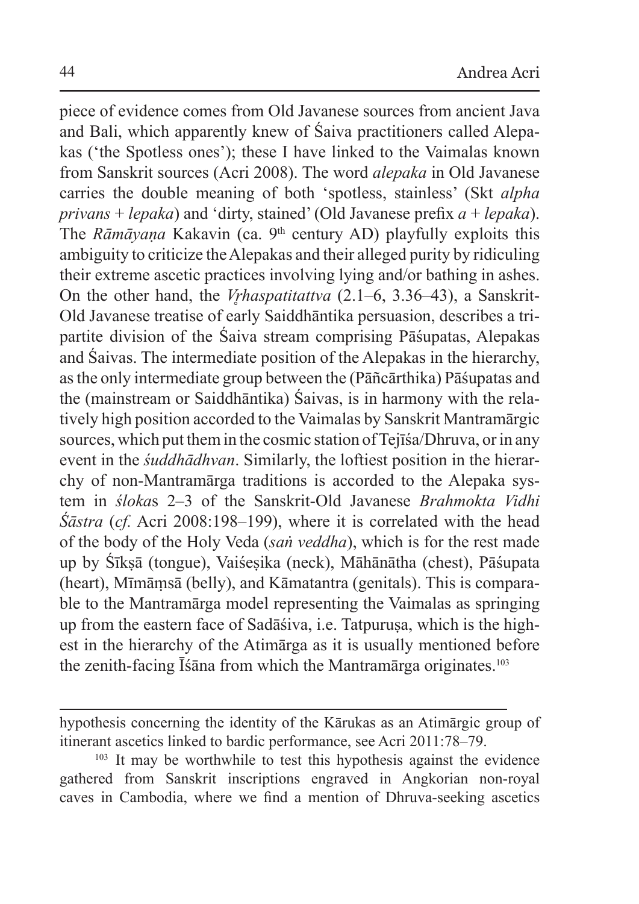piece of evidence comes from Old Javanese sources from ancient Java and Bali, which apparently knew of Śaiva practitioners called Alepakas ('the Spotless ones'); these I have linked to the Vaimalas known from Sanskrit sources (Acri 2008). The word *alepaka* in Old Javanese carries the double meaning of both 'spotless, stainless' (Skt *alpha privans* + *lepaka*) and 'dirty, stained' (Old Javanese prefix *a* + *lepaka*). The *Rāmāyaṇa* Kakavin (ca. 9th century AD) playfully exploits this ambiguity to criticize the Alepakas and their alleged purity by ridiculing their extreme ascetic practices involving lying and/or bathing in ashes. On the other hand, the *Vṛhaspatitattva* (2.1–6, 3.36–43), a Sanskrit-Old Javanese treatise of early Saiddhāntika persuasion, describes a tripartite division of the Śaiva stream comprising Pāśupatas, Alepakas and Śaivas. The intermediate position of the Alepakas in the hierarchy, as the only intermediate group between the (Pāñcārthika) Pāśupatas and the (mainstream or Saiddhāntika) Śaivas, is in harmony with the relatively high position accorded to the Vaimalas by Sanskrit Mantramārgic sources, which put them in the cosmic station of Tejīśa/Dhruva, or in any event in the *śuddhādhvan*. Similarly, the loftiest position in the hierarchy of non-Mantramārga traditions is accorded to the Alepaka system in *śloka*s 2–3 of the Sanskrit-Old Javanese *Brahmokta Vidhi Śāstra* (*cf.* Acri 2008:198–199), where it is correlated with the head of the body of the Holy Veda (*saṅ veddha*), which is for the rest made up by Śīkṣā (tongue), Vaiśeṣika (neck), Māhānātha (chest), Pāśupata (heart), Mīmāṃsā (belly), and Kāmatantra (genitals). This is comparable to the Mantramārga model representing the Vaimalas as springing up from the eastern face of Sadāśiva, i.e. Tatpuruṣa, which is the highest in the hierarchy of the Atimārga as it is usually mentioned before the zenith-facing Īśāna from which the Mantramārga originates.[103]

---

hypothesis concerning the identity of the Kārukas as an Atimārgic group of itinerant ascetics linked to bardic performance, see Acri 2011:78–79.

[103] It may be worthwhile to test this hypothesis against the evidence gathered from Sanskrit inscriptions engraved in Angkorian non-royal caves in Cambodia, where we find a mention of Dhruva-seeking ascetics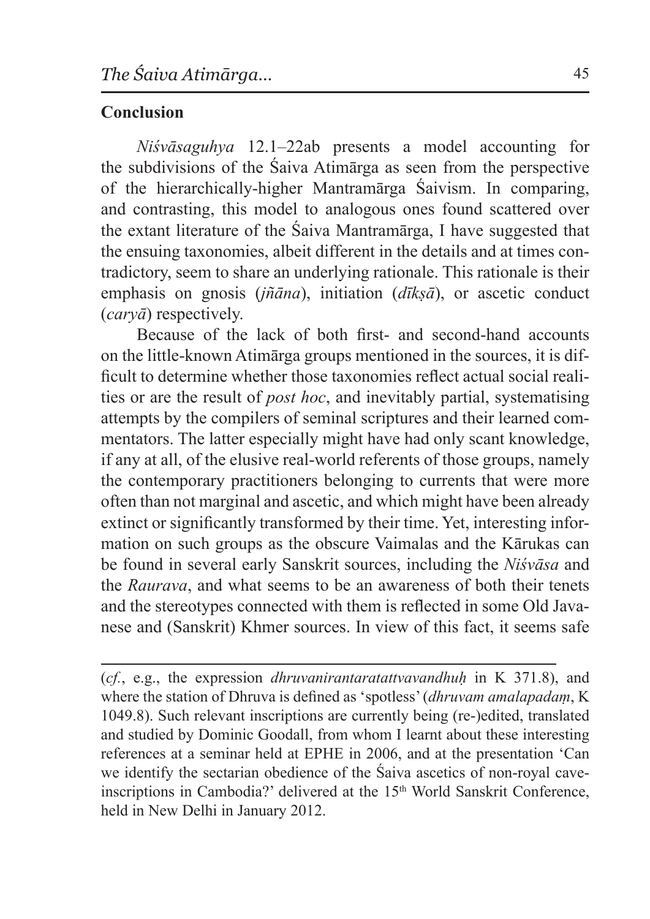## Conclusion

*Niśvāsaguhya* 12.1–22ab presents a model accounting for the subdivisions of the Śaiva Atimārga as seen from the perspective of the hierarchically-higher Mantramārga Śaivism. In comparing, and contrasting, this model to analogous ones found scattered over the extant literature of the Śaiva Mantramārga, I have suggested that the ensuing taxonomies, albeit different in the details and at times contradictory, seem to share an underlying rationale. This rationale is their emphasis on gnosis (*jñāna*), initiation (*dīkṣā*), or ascetic conduct (*caryā*) respectively.

Because of the lack of both first- and second-hand accounts on the little-known Atimārga groups mentioned in the sources, it is difficult to determine whether those taxonomies reflect actual social realities or are the result of *post hoc*, and inevitably partial, systematising attempts by the compilers of seminal scriptures and their learned commentators. The latter especially might have had only scant knowledge, if any at all, of the elusive real-world referents of those groups, namely the contemporary practitioners belonging to currents that were more often than not marginal and ascetic, and which might have been already extinct or significantly transformed by their time. Yet, interesting information on such groups as the obscure Vaimalas and the Kārukas can be found in several early Sanskrit sources, including the *Niśvāsa* and the *Raurava*, and what seems to be an awareness of both their tenets and the stereotypes connected with them is reflected in some Old Javanese and (Sanskrit) Khmer sources. In view of this fact, it seems safe

---

(*cf.*, e.g., the expression *dhruvanirantaratattvavandhuḥ* in K 371.8), and where the station of Dhruva is defined as 'spotless' (*dhruvam amalapadaṃ*, K 1049.8). Such relevant inscriptions are currently being (re-)edited, translated and studied by Dominic Goodall, from whom I learnt about these interesting references at a seminar held at EPHE in 2006, and at the presentation 'Can we identify the sectarian obedience of the Śaiva ascetics of non-royal cave-inscriptions in Cambodia?' delivered at the 15th World Sanskrit Conference, held in New Delhi in January 2012.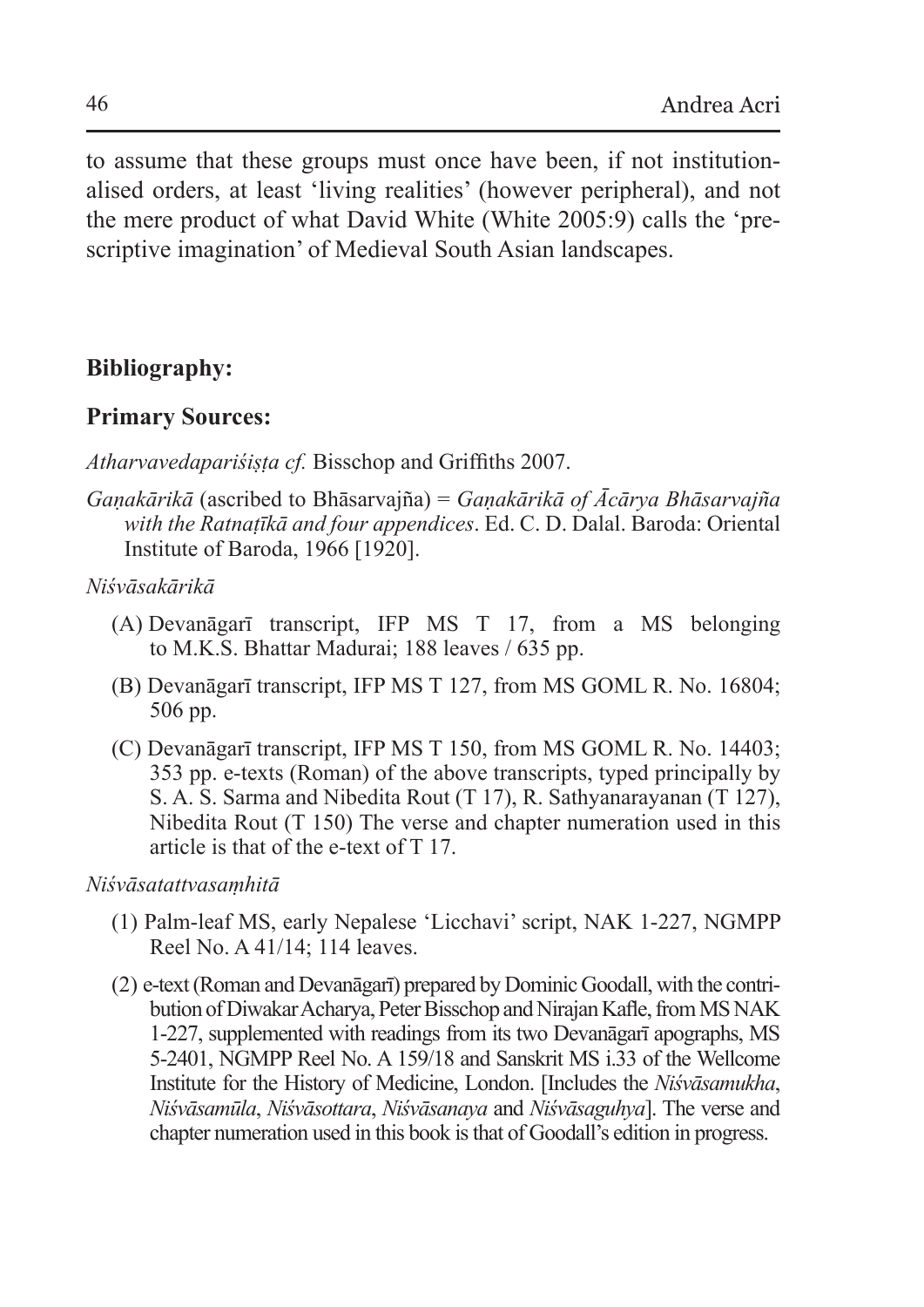to assume that these groups must once have been, if not institutionalised orders, at least 'living realities' (however peripheral), and not the mere product of what David White (White 2005:9) calls the 'prescriptive imagination' of Medieval South Asian landscapes.

## Bibliography:

### Primary Sources:

*Atharvavedapariśiṣṭa cf.* Bisschop and Griffiths 2007.

*Gaṇakārikā* (ascribed to Bhāsarvajña) = *Gaṇakārikā of Ācārya Bhāsarvajña with the Ratnaṭīkā and four appendices*. Ed. C. D. Dalal. Baroda: Oriental Institute of Baroda, 1966 [1920].

*Niśvāsakārikā*

- (A) Devanāgarī transcript, IFP MS T 17, from a MS belonging to M.K.S. Bhattar Madurai; 188 leaves / 635 pp.
- (B) Devanāgarī transcript, IFP MS T 127, from MS GOML R. No. 16804; 506 pp.
- (C) Devanāgarī transcript, IFP MS T 150, from MS GOML R. No. 14403; 353 pp. e-texts (Roman) of the above transcripts, typed principally by S. A. S. Sarma and Nibedita Rout (T 17), R. Sathyanarayanan (T 127), Nibedita Rout (T 150) The verse and chapter numeration used in this article is that of the e-text of T 17.

*Niśvāsatattvasaṃhitā*

- (1) Palm-leaf MS, early Nepalese 'Licchavi' script, NAK 1-227, NGMPP Reel No. A 41/14; 114 leaves.
- (2) e-text (Roman and Devanāgarī) prepared by Dominic Goodall, with the contribution of Diwakar Acharya, Peter Bisschop and Nirajan Kafle, from MS NAK 1-227, supplemented with readings from its two Devanāgarī apographs, MS 5-2401, NGMPP Reel No. A 159/18 and Sanskrit MS i.33 of the Wellcome Institute for the History of Medicine, London. [Includes the *Niśvāsamukha*, *Niśvāsamūla*, *Niśvāsottara*, *Niśvāsanaya* and *Niśvāsaguhya*]. The verse and chapter numeration used in this book is that of Goodall's edition in progress.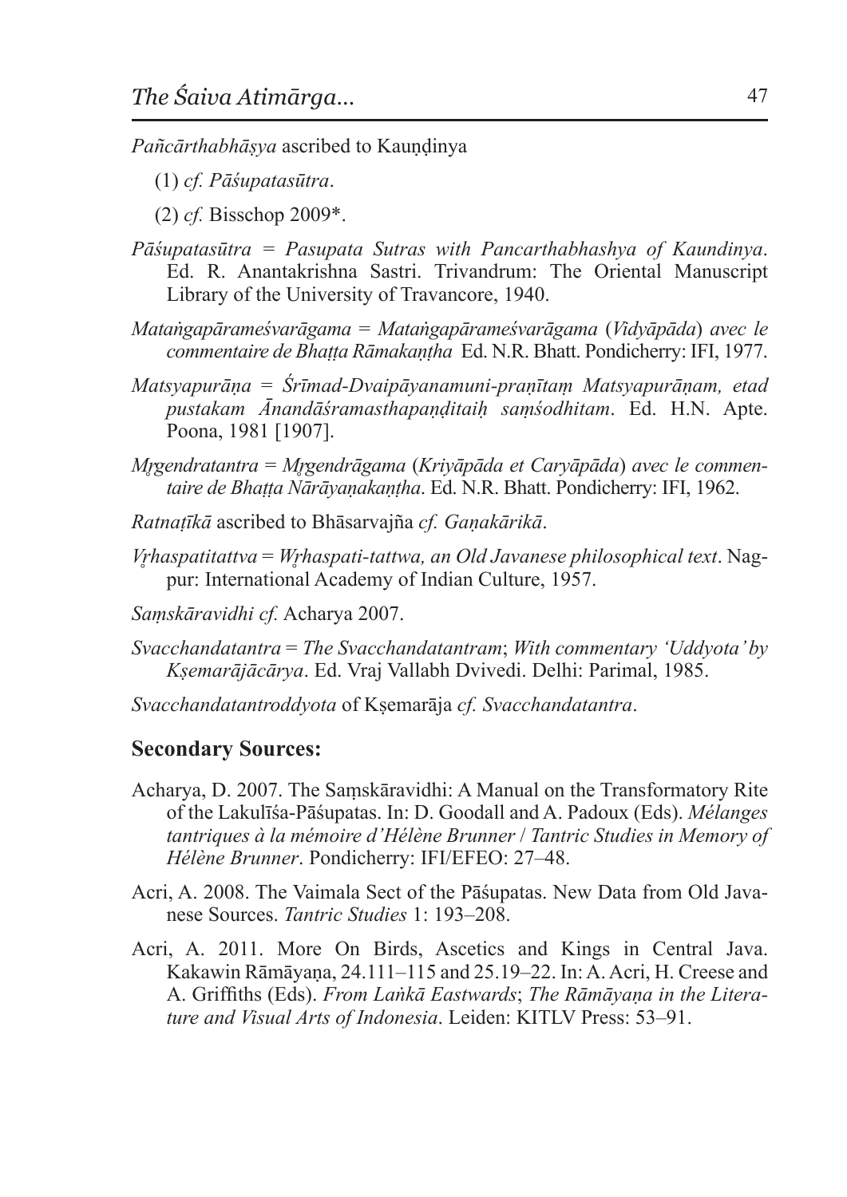*Pañcārthabhāṣya* ascribed to Kauṇḍinya

(1) *cf. Pāśupatasūtra*.

(2) *cf.* Bisschop 2009*.

*Pāśupatasūtra* = *Pasupata Sutras with Pancarthabhashya of Kaundinya*. Ed. R. Anantakrishna Sastri. Trivandrum: The Oriental Manuscript Library of the University of Travancore, 1940.

*Mataṅgapārameśvarāgama* = *Mataṅgapārameśvarāgama* (*Vidyāpāda*) *avec le commentaire de Bhaṭṭa Rāmakaṇṭha* Ed. N.R. Bhatt. Pondicherry: IFI, 1977.

*Matsyapurāṇa* = *Śrīmad-Dvaipāyanamuni-praṇītaṃ Matsyapurāṇam, etad pustakam Ānandāśramasthapaṇḍitaiḥ saṃśodhitam*. Ed. H.N. Apte. Poona, 1981 [1907].

*Mṛgendratantra* = *Mṛgendrāgama* (*Kriyāpāda et Caryāpāda*) *avec le commentaire de Bhaṭṭa Nārāyaṇakaṇṭha*. Ed. N.R. Bhatt. Pondicherry: IFI, 1962.

*Ratnaṭīkā* ascribed to Bhāsarvajña *cf. Gaṇakārikā*.

*Vṛhaspatitattva* = *Wṛhaspati-tattwa, an Old Javanese philosophical text*. Nagpur: International Academy of Indian Culture, 1957.

*Saṃskāravidhi cf.* Acharya 2007.

*Svacchandatantra* = *The Svacchandatantram*; *With commentary 'Uddyota' by Kṣemarājācārya*. Ed. Vraj Vallabh Dvivedi. Delhi: Parimal, 1985.

*Svacchandatantroddyota* of Kṣemarāja *cf. Svacchandatantra*.

## Secondary Sources:

Acharya, D. 2007. The Saṃskāravidhi: A Manual on the Transformatory Rite of the Lakulīśa-Pāśupatas. In: D. Goodall and A. Padoux (Eds). *Mélanges tantriques à la mémoire d'Hélène Brunner* / *Tantric Studies in Memory of Hélène Brunner*. Pondicherry: IFI/EFEO: 27–48.

Acri, A. 2008. The Vaimala Sect of the Pāśupatas. New Data from Old Javanese Sources. *Tantric Studies* 1: 193–208.

Acri, A. 2011. More On Birds, Ascetics and Kings in Central Java. Kakawin Rāmāyaṇa, 24.111–115 and 25.19–22. In: A. Acri, H. Creese and A. Griffiths (Eds). *From Laṅkā Eastwards*; *The Rāmāyaṇa in the Literature and Visual Arts of Indonesia*. Leiden: KITLV Press: 53–91.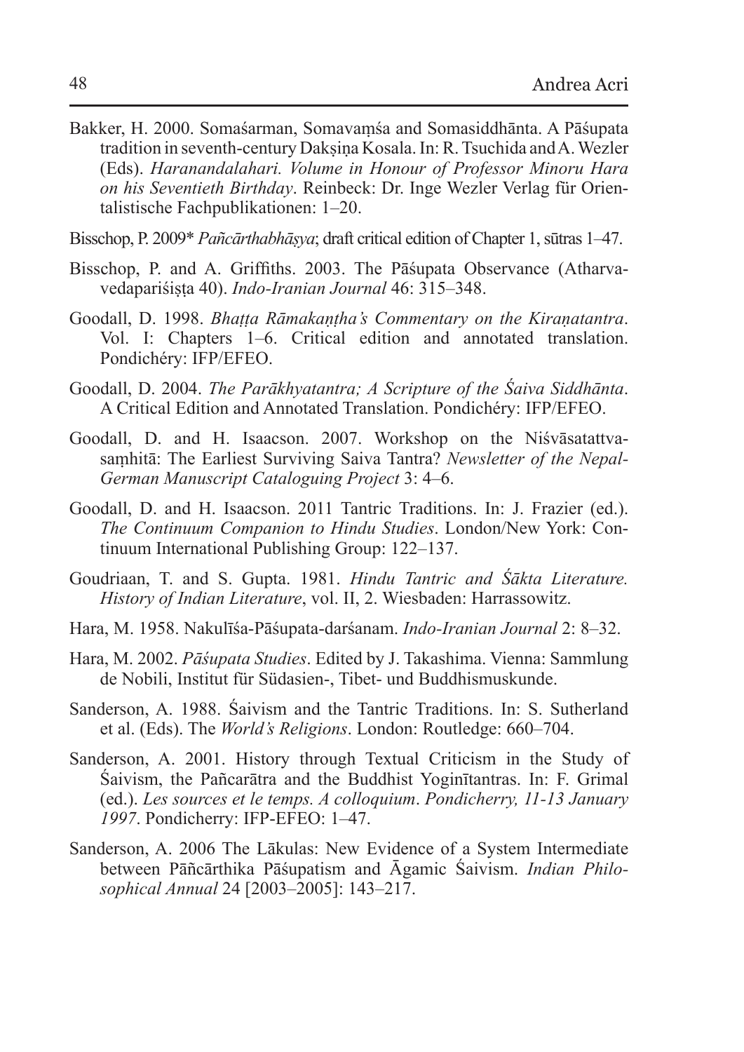Bakker, H. 2000. Somaśarman, Somavaṃśa and Somasiddhānta. A Pāśupata tradition in seventh-century Dakṣiṇa Kosala. In: R. Tsuchida and A. Wezler (Eds). *Haranandalahari. Volume in Honour of Professor Minoru Hara on his Seventieth Birthday*. Reinbeck: Dr. Inge Wezler Verlag für Orientalistische Fachpublikationen: 1–20.

Bisschop, P. 2009* *Pañcārthabhāṣya*; draft critical edition of Chapter 1, sūtras 1–47.

Bisschop, P. and A. Griffiths. 2003. The Pāśupata Observance (Atharvavedapariśiṣṭa 40). *Indo-Iranian Journal* 46: 315–348.

Goodall, D. 1998. *Bhaṭṭa Rāmakaṇṭha's Commentary on the Kiraṇatantra*. Vol. I: Chapters 1–6. Critical edition and annotated translation. Pondichéry: IFP/EFEO.

Goodall, D. 2004. *The Parākhyatantra; A Scripture of the Śaiva Siddhānta*. A Critical Edition and Annotated Translation. Pondichéry: IFP/EFEO.

Goodall, D. and H. Isaacson. 2007. Workshop on the Niśvāsatattvasaṃhitā: The Earliest Surviving Saiva Tantra? *Newsletter of the Nepal-German Manuscript Cataloguing Project* 3: 4–6.

Goodall, D. and H. Isaacson. 2011 Tantric Traditions. In: J. Frazier (ed.). *The Continuum Companion to Hindu Studies*. London/New York: Continuum International Publishing Group: 122–137.

Goudriaan, T. and S. Gupta. 1981. *Hindu Tantric and Śākta Literature. History of Indian Literature*, vol. II, 2. Wiesbaden: Harrassowitz.

Hara, M. 1958. Nakulīśa-Pāśupata-darśanam. *Indo-Iranian Journal* 2: 8–32.

Hara, M. 2002. *Pāśupata Studies*. Edited by J. Takashima. Vienna: Sammlung de Nobili, Institut für Südasien-, Tibet- und Buddhismuskunde.

Sanderson, A. 1988. Śaivism and the Tantric Traditions. In: S. Sutherland et al. (Eds). The *World's Religions*. London: Routledge: 660–704.

Sanderson, A. 2001. History through Textual Criticism in the Study of Śaivism, the Pañcarātra and the Buddhist Yoginītantras. In: F. Grimal (ed.). *Les sources et le temps. A colloquium*. *Pondicherry, 11-13 January 1997*. Pondicherry: IFP-EFEO: 1–47.

Sanderson, A. 2006 The Lākulas: New Evidence of a System Intermediate between Pāñcārthika Pāśupatism and Āgamic Śaivism. *Indian Philosophical Annual* 24 [2003–2005]: 143–217.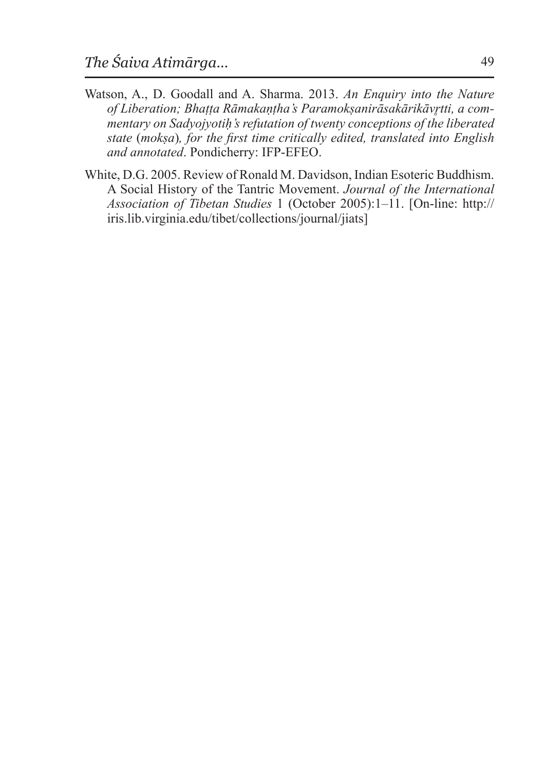Watson, A., D. Goodall and A. Sharma. 2013. *An Enquiry into the Nature of Liberation; Bhaṭṭa Rāmakaṇṭha's Paramokṣanirāsakārikāvṛtti, a commentary on Sadyojyotiḥ's refutation of twenty conceptions of the liberated state* (*mokṣa*)*, for the first time critically edited, translated into English and annotated*. Pondicherry: IFP-EFEO.

White, D.G. 2005. Review of Ronald M. Davidson, Indian Esoteric Buddhism. A Social History of the Tantric Movement. *Journal of the International Association of Tibetan Studies* 1 (October 2005):1–11. [On-line: http://iris.lib.virginia.edu/tibet/collections/journal/jiats]